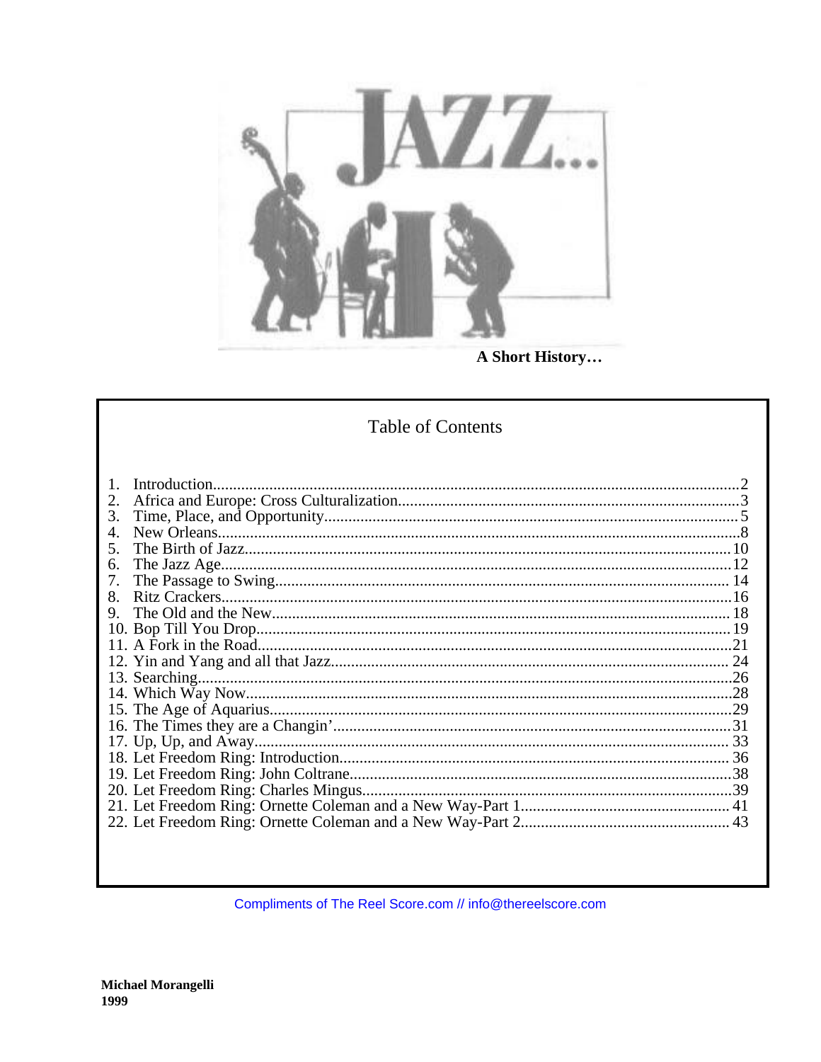# JAZZ...

**A Short History…**

## Table of Contents

1. Introduction....2
2. Africa and Europe: Cross Culturalization....3
3. Time, Place, and Opportunity....5
4. New Orleans....8
5. The Birth of Jazz....10
6. The Jazz Age....12
7. The Passage to Swing.... 14
8. Ritz Crackers....16
9. The Old and the New.... 18
10. Bop Till You Drop.... 19
11. A Fork in the Road....21
12. Yin and Yang and all that Jazz.... 24
13. Searching....26
14. Which Way Now....28
15. The Age of Aquarius....29
16. The Times they are a Changin'....31
17. Up, Up, and Away.... 33
18. Let Freedom Ring: Introduction.... 36
19. Let Freedom Ring: John Coltrane....38
20. Let Freedom Ring: Charles Mingus....39
21. Let Freedom Ring: Ornette Coleman and a New Way-Part 1.... 41
22. Let Freedom Ring: Ornette Coleman and a New Way-Part 2.... 43

Compliments of The Reel Score.com // info@thereelscore.com

**Michael Morangelli**
**1999**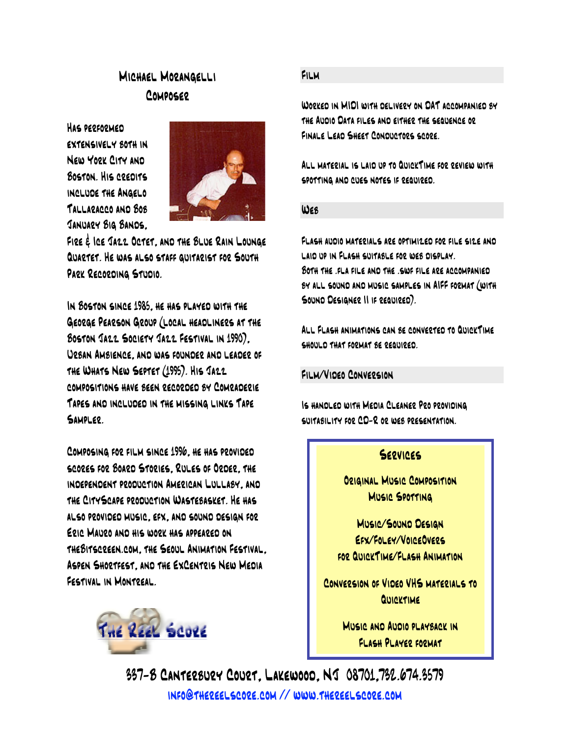# Michael Morangelli
## Composer

Has performed extensively both in New York City and Boston. His credits include the Angelo Tallaracco and Bob January Big Bands, Fire & Ice Jazz Octet, and the Blue Rain Lounge Quartet. He was also staff guitarist for South Park Recording Studio.

In Boston since 1985, he has played with the George Pearson Group (local headliners at the Boston Jazz Society Jazz Festival in 1990), Urban Ambience, and was founder and leader of the Whats New Septet (1995). His Jazz compositions have been recorded by Comraderie Tapes and included in the Missing Links Tape Sampler.

Composing for film since 1996, he has provided scores for Board Stories, Rules of Order, the independent production American Lullaby, and the CityScape production Wastebasket. He has also provided music, efx, and sound design for Eric Mauro and his work has appeared on theBitscreen.com, the Seoul Animation Festival, Aspen Shortfest, and the ExCentris New Media Festival in Montreal.

The Reel Score

### Film

Worked in MIDI with delivery on DAT accompanied by the Audio Data files and either the sequence or Finale Lead Sheet Conductors score.

All material is laid up to QuickTime for review with spotting and cues notes if required.

### Web

Flash audio materials are optimized for file size and laid up in Flash suitable for web display.
Both the .fla file and the .swf file are accompanied by all sound and music samples in AIFF format (with Sound Designer II if required).

All Flash animations can be converted to QuickTime should that format be required.

### Film/Video Conversion

Is handled with Media Cleaner Pro providing suitability for CD-R or web presentation.

### Services

Original Music Composition
Music Spotting

Music/Sound Design
Efx/Foley/VoiceOvers
for QuickTime/Flash Animation

Conversion of Video VHS materials to QuickTime

Music and Audio playback in Flash Player format

337-B Canterbury Court, Lakewood, NJ 08701,732.674.3579
info@thereelscore.com // www.thereelscore.com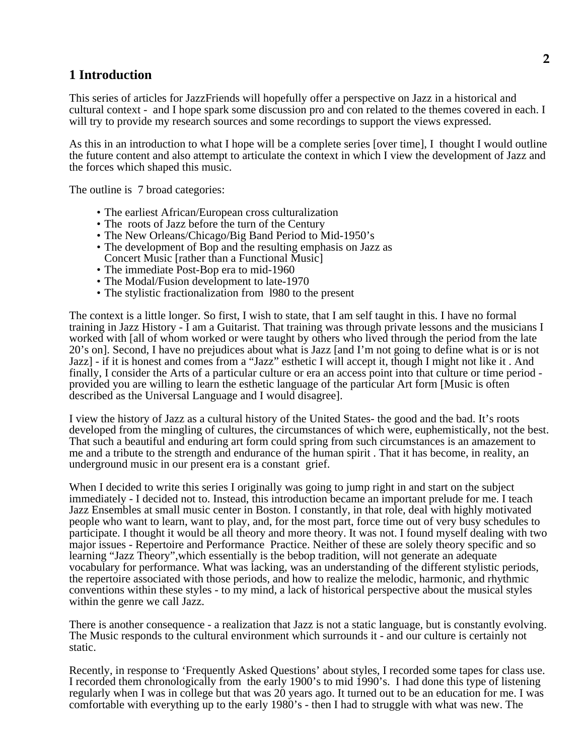# 1 Introduction

This series of articles for JazzFriends will hopefully offer a perspective on Jazz in a historical and cultural context - and I hope spark some discussion pro and con related to the themes covered in each. I will try to provide my research sources and some recordings to support the views expressed.

As this in an introduction to what I hope will be a complete series [over time], I thought I would outline the future content and also attempt to articulate the context in which I view the development of Jazz and the forces which shaped this music.

The outline is 7 broad categories:

- The earliest African/European cross culturalization
- The roots of Jazz before the turn of the Century
- The New Orleans/Chicago/Big Band Period to Mid-1950's
- The development of Bop and the resulting emphasis on Jazz as Concert Music [rather than a Functional Music]
- The immediate Post-Bop era to mid-1960
- The Modal/Fusion development to late-1970
- The stylistic fractionalization from l980 to the present

The context is a little longer. So first, I wish to state, that I am self taught in this. I have no formal training in Jazz History - I am a Guitarist. That training was through private lessons and the musicians I worked with [all of whom worked or were taught by others who lived through the period from the late 20's on]. Second, I have no prejudices about what is Jazz [and I'm not going to define what is or is not Jazz] - if it is honest and comes from a "Jazz" esthetic I will accept it, though I might not like it . And finally, I consider the Arts of a particular culture or era an access point into that culture or time period - provided you are willing to learn the esthetic language of the particular Art form [Music is often described as the Universal Language and I would disagree].

I view the history of Jazz as a cultural history of the United States- the good and the bad. It's roots developed from the mingling of cultures, the circumstances of which were, euphemistically, not the best. That such a beautiful and enduring art form could spring from such circumstances is an amazement to me and a tribute to the strength and endurance of the human spirit . That it has become, in reality, an underground music in our present era is a constant grief.

When I decided to write this series I originally was going to jump right in and start on the subject immediately - I decided not to. Instead, this introduction became an important prelude for me. I teach Jazz Ensembles at small music center in Boston. I constantly, in that role, deal with highly motivated people who want to learn, want to play, and, for the most part, force time out of very busy schedules to participate. I thought it would be all theory and more theory. It was not. I found myself dealing with two major issues - Repertoire and Performance Practice. Neither of these are solely theory specific and so learning "Jazz Theory",which essentially is the bebop tradition, will not generate an adequate vocabulary for performance. What was lacking, was an understanding of the different stylistic periods, the repertoire associated with those periods, and how to realize the melodic, harmonic, and rhythmic conventions within these styles - to my mind, a lack of historical perspective about the musical styles within the genre we call Jazz.

There is another consequence - a realization that Jazz is not a static language, but is constantly evolving. The Music responds to the cultural environment which surrounds it - and our culture is certainly not static.

Recently, in response to 'Frequently Asked Questions' about styles, I recorded some tapes for class use. I recorded them chronologically from the early 1900's to mid 1990's. I had done this type of listening regularly when I was in college but that was 20 years ago. It turned out to be an education for me. I was comfortable with everything up to the early 1980's - then I had to struggle with what was new. The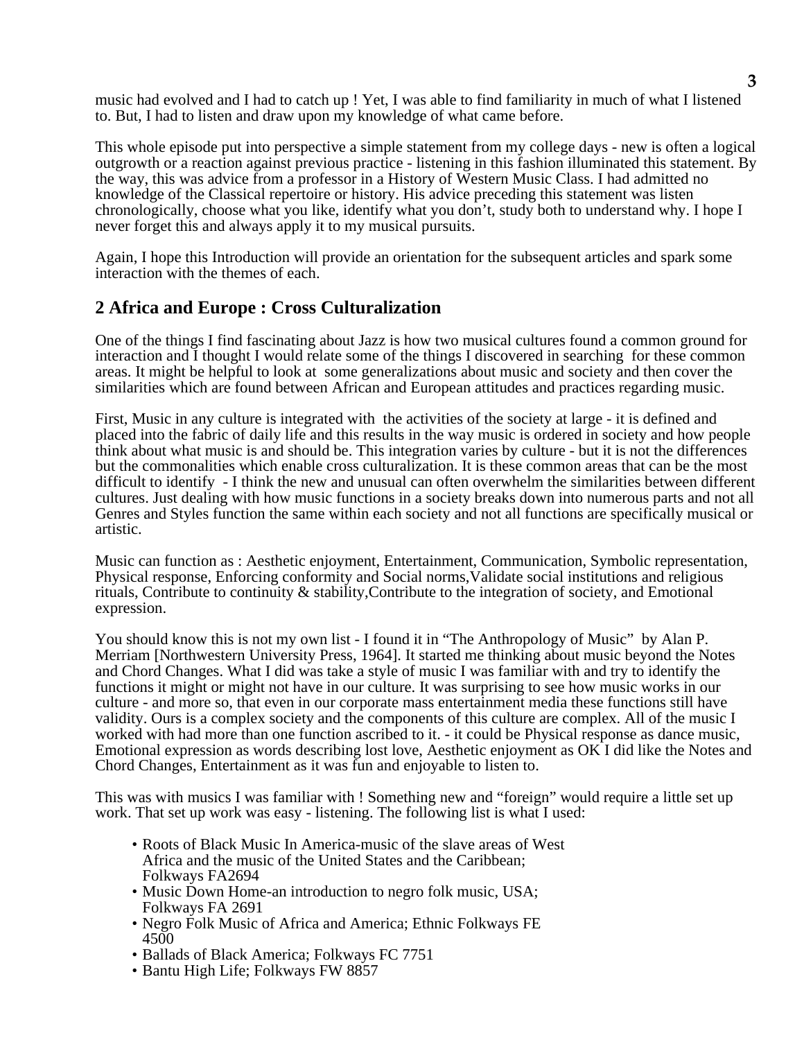music had evolved and I had to catch up ! Yet, I was able to find familiarity in much of what I listened to. But, I had to listen and draw upon my knowledge of what came before.

This whole episode put into perspective a simple statement from my college days - new is often a logical outgrowth or a reaction against previous practice - listening in this fashion illuminated this statement. By the way, this was advice from a professor in a History of Western Music Class. I had admitted no knowledge of the Classical repertoire or history. His advice preceding this statement was listen chronologically, choose what you like, identify what you don't, study both to understand why. I hope I never forget this and always apply it to my musical pursuits.

Again, I hope this Introduction will provide an orientation for the subsequent articles and spark some interaction with the themes of each.

## 2 Africa and Europe : Cross Culturalization

One of the things I find fascinating about Jazz is how two musical cultures found a common ground for interaction and I thought I would relate some of the things I discovered in searching for these common areas. It might be helpful to look at some generalizations about music and society and then cover the similarities which are found between African and European attitudes and practices regarding music.

First, Music in any culture is integrated with the activities of the society at large - it is defined and placed into the fabric of daily life and this results in the way music is ordered in society and how people think about what music is and should be. This integration varies by culture - but it is not the differences but the commonalities which enable cross culturalization. It is these common areas that can be the most difficult to identify - I think the new and unusual can often overwhelm the similarities between different cultures. Just dealing with how music functions in a society breaks down into numerous parts and not all Genres and Styles function the same within each society and not all functions are specifically musical or artistic.

Music can function as : Aesthetic enjoyment, Entertainment, Communication, Symbolic representation, Physical response, Enforcing conformity and Social norms,Validate social institutions and religious rituals, Contribute to continuity & stability,Contribute to the integration of society, and Emotional expression.

You should know this is not my own list - I found it in "The Anthropology of Music" by Alan P. Merriam [Northwestern University Press, 1964]. It started me thinking about music beyond the Notes and Chord Changes. What I did was take a style of music I was familiar with and try to identify the functions it might or might not have in our culture. It was surprising to see how music works in our culture - and more so, that even in our corporate mass entertainment media these functions still have validity. Ours is a complex society and the components of this culture are complex. All of the music I worked with had more than one function ascribed to it. - it could be Physical response as dance music, Emotional expression as words describing lost love, Aesthetic enjoyment as OK I did like the Notes and Chord Changes, Entertainment as it was fun and enjoyable to listen to.

This was with musics I was familiar with ! Something new and "foreign" would require a little set up work. That set up work was easy - listening. The following list is what I used:

- Roots of Black Music In America-music of the slave areas of West Africa and the music of the United States and the Caribbean; Folkways FA2694
- Music Down Home-an introduction to negro folk music, USA; Folkways FA 2691
- Negro Folk Music of Africa and America; Ethnic Folkways FE 4500
- Ballads of Black America; Folkways FC 7751
- Bantu High Life; Folkways FW 8857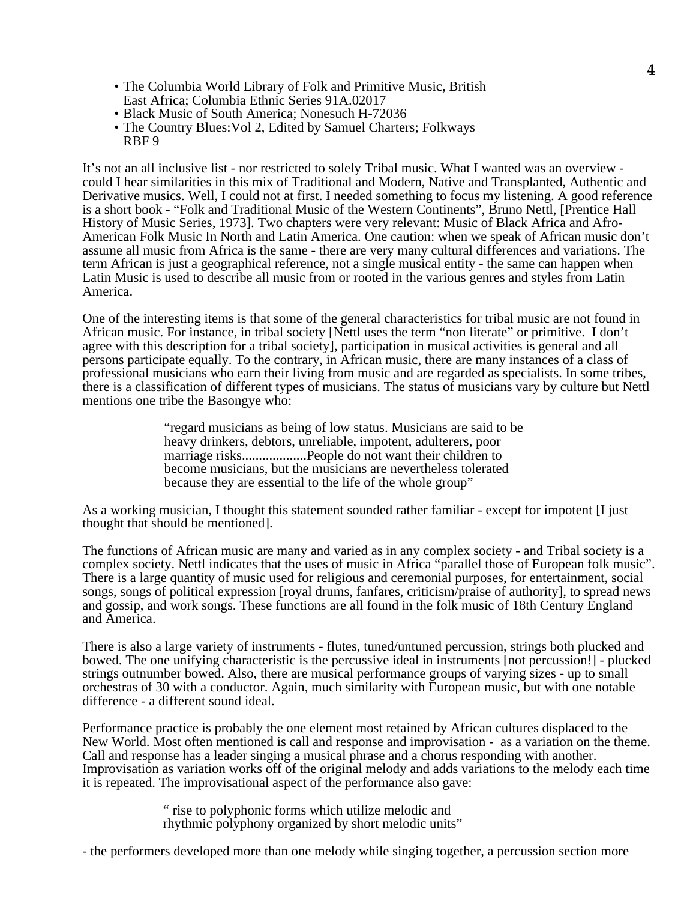- The Columbia World Library of Folk and Primitive Music, British East Africa; Columbia Ethnic Series 91A.02017
- Black Music of South America; Nonesuch H-72036
- The Country Blues:Vol 2, Edited by Samuel Charters; Folkways RBF 9

It's not an all inclusive list - nor restricted to solely Tribal music. What I wanted was an overview - could I hear similarities in this mix of Traditional and Modern, Native and Transplanted, Authentic and Derivative musics. Well, I could not at first. I needed something to focus my listening. A good reference is a short book - "Folk and Traditional Music of the Western Continents", Bruno Nettl, [Prentice Hall History of Music Series, 1973]. Two chapters were very relevant: Music of Black Africa and Afro-American Folk Music In North and Latin America. One caution: when we speak of African music don't assume all music from Africa is the same - there are very many cultural differences and variations. The term African is just a geographical reference, not a single musical entity - the same can happen when Latin Music is used to describe all music from or rooted in the various genres and styles from Latin America.

One of the interesting items is that some of the general characteristics for tribal music are not found in African music. For instance, in tribal society [Nettl uses the term "non literate" or primitive. I don't agree with this description for a tribal society], participation in musical activities is general and all persons participate equally. To the contrary, in African music, there are many instances of a class of professional musicians who earn their living from music and are regarded as specialists. In some tribes, there is a classification of different types of musicians. The status of musicians vary by culture but Nettl mentions one tribe the Basongye who:

> "regard musicians as being of low status. Musicians are said to be heavy drinkers, debtors, unreliable, impotent, adulterers, poor marriage risks..................People do not want their children to become musicians, but the musicians are nevertheless tolerated because they are essential to the life of the whole group"

As a working musician, I thought this statement sounded rather familiar - except for impotent [I just thought that should be mentioned].

The functions of African music are many and varied as in any complex society - and Tribal society is a complex society. Nettl indicates that the uses of music in Africa "parallel those of European folk music". There is a large quantity of music used for religious and ceremonial purposes, for entertainment, social songs, songs of political expression [royal drums, fanfares, criticism/praise of authority], to spread news and gossip, and work songs. These functions are all found in the folk music of 18th Century England and America.

There is also a large variety of instruments - flutes, tuned/untuned percussion, strings both plucked and bowed. The one unifying characteristic is the percussive ideal in instruments [not percussion!] - plucked strings outnumber bowed. Also, there are musical performance groups of varying sizes - up to small orchestras of 30 with a conductor. Again, much similarity with European music, but with one notable difference - a different sound ideal.

Performance practice is probably the one element most retained by African cultures displaced to the New World. Most often mentioned is call and response and improvisation - as a variation on the theme. Call and response has a leader singing a musical phrase and a chorus responding with another. Improvisation as variation works off of the original melody and adds variations to the melody each time it is repeated. The improvisational aspect of the performance also gave:

> " rise to polyphonic forms which utilize melodic and rhythmic polyphony organized by short melodic units"

- the performers developed more than one melody while singing together, a percussion section more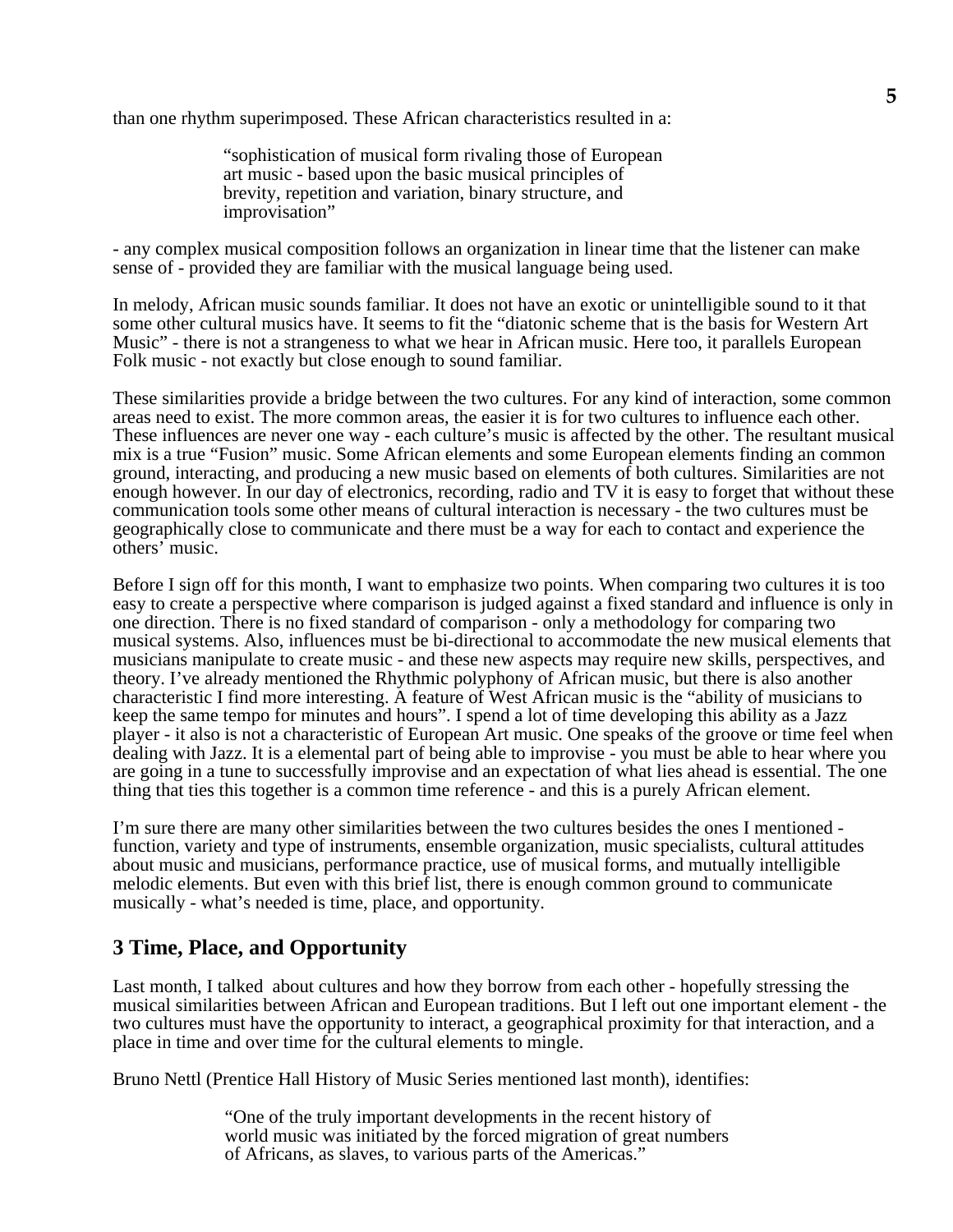than one rhythm superimposed. These African characteristics resulted in a:

> "sophistication of musical form rivaling those of European art music - based upon the basic musical principles of brevity, repetition and variation, binary structure, and improvisation"

- any complex musical composition follows an organization in linear time that the listener can make sense of - provided they are familiar with the musical language being used.

In melody, African music sounds familiar. It does not have an exotic or unintelligible sound to it that some other cultural musics have. It seems to fit the "diatonic scheme that is the basis for Western Art Music" - there is not a strangeness to what we hear in African music. Here too, it parallels European Folk music - not exactly but close enough to sound familiar.

These similarities provide a bridge between the two cultures. For any kind of interaction, some common areas need to exist. The more common areas, the easier it is for two cultures to influence each other. These influences are never one way - each culture's music is affected by the other. The resultant musical mix is a true "Fusion" music. Some African elements and some European elements finding an common ground, interacting, and producing a new music based on elements of both cultures. Similarities are not enough however. In our day of electronics, recording, radio and TV it is easy to forget that without these communication tools some other means of cultural interaction is necessary - the two cultures must be geographically close to communicate and there must be a way for each to contact and experience the others' music.

Before I sign off for this month, I want to emphasize two points. When comparing two cultures it is too easy to create a perspective where comparison is judged against a fixed standard and influence is only in one direction. There is no fixed standard of comparison - only a methodology for comparing two musical systems. Also, influences must be bi-directional to accommodate the new musical elements that musicians manipulate to create music - and these new aspects may require new skills, perspectives, and theory. I've already mentioned the Rhythmic polyphony of African music, but there is also another characteristic I find more interesting. A feature of West African music is the "ability of musicians to keep the same tempo for minutes and hours". I spend a lot of time developing this ability as a Jazz player - it also is not a characteristic of European Art music. One speaks of the groove or time feel when dealing with Jazz. It is a elemental part of being able to improvise - you must be able to hear where you are going in a tune to successfully improvise and an expectation of what lies ahead is essential. The one thing that ties this together is a common time reference - and this is a purely African element.

I'm sure there are many other similarities between the two cultures besides the ones I mentioned - function, variety and type of instruments, ensemble organization, music specialists, cultural attitudes about music and musicians, performance practice, use of musical forms, and mutually intelligible melodic elements. But even with this brief list, there is enough common ground to communicate musically - what's needed is time, place, and opportunity.

## 3 Time, Place, and Opportunity

Last month, I talked about cultures and how they borrow from each other - hopefully stressing the musical similarities between African and European traditions. But I left out one important element - the two cultures must have the opportunity to interact, a geographical proximity for that interaction, and a place in time and over time for the cultural elements to mingle.

Bruno Nettl (Prentice Hall History of Music Series mentioned last month), identifies:

> "One of the truly important developments in the recent history of world music was initiated by the forced migration of great numbers of Africans, as slaves, to various parts of the Americas."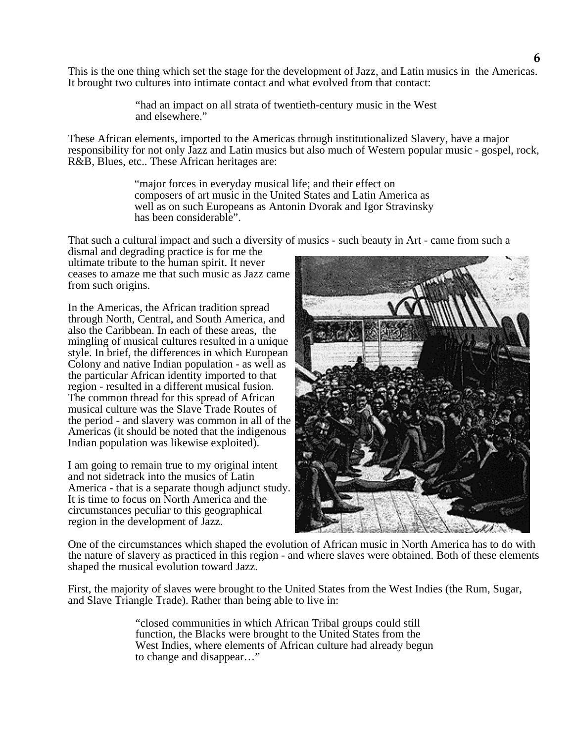This is the one thing which set the stage for the development of Jazz, and Latin musics in the Americas. It brought two cultures into intimate contact and what evolved from that contact:

> "had an impact on all strata of twentieth-century music in the West and elsewhere."

These African elements, imported to the Americas through institutionalized Slavery, have a major responsibility for not only Jazz and Latin musics but also much of Western popular music - gospel, rock, R&B, Blues, etc.. These African heritages are:

> "major forces in everyday musical life; and their effect on composers of art music in the United States and Latin America as well as on such Europeans as Antonin Dvorak and Igor Stravinsky has been considerable".

That such a cultural impact and such a diversity of musics - such beauty in Art - came from such a dismal and degrading practice is for me the ultimate tribute to the human spirit. It never ceases to amaze me that such music as Jazz came from such origins.

In the Americas, the African tradition spread through North, Central, and South America, and also the Caribbean. In each of these areas, the mingling of musical cultures resulted in a unique style. In brief, the differences in which European Colony and native Indian population - as well as the particular African identity imported to that region - resulted in a different musical fusion. The common thread for this spread of African musical culture was the Slave Trade Routes of the period - and slavery was common in all of the Americas (it should be noted that the indigenous Indian population was likewise exploited).

I am going to remain true to my original intent and not sidetrack into the musics of Latin America - that is a separate though adjunct study. It is time to focus on North America and the circumstances peculiar to this geographical region in the development of Jazz.

One of the circumstances which shaped the evolution of African music in North America has to do with the nature of slavery as practiced in this region - and where slaves were obtained. Both of these elements shaped the musical evolution toward Jazz.

First, the majority of slaves were brought to the United States from the West Indies (the Rum, Sugar, and Slave Triangle Trade). Rather than being able to live in:

> "closed communities in which African Tribal groups could still function, the Blacks were brought to the United States from the West Indies, where elements of African culture had already begun to change and disappear…"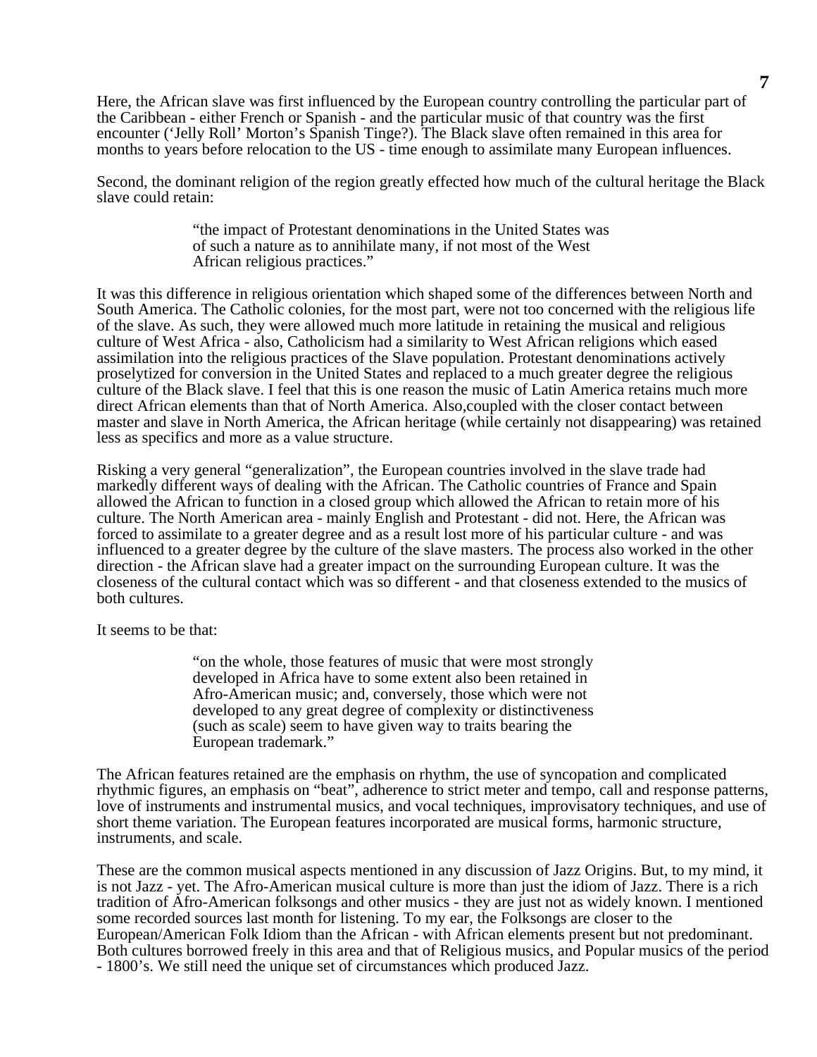Here, the African slave was first influenced by the European country controlling the particular part of the Caribbean - either French or Spanish - and the particular music of that country was the first encounter (‘Jelly Roll’ Morton’s Spanish Tinge?). The Black slave often remained in this area for months to years before relocation to the US - time enough to assimilate many European influences.

Second, the dominant religion of the region greatly effected how much of the cultural heritage the Black slave could retain:

> “the impact of Protestant denominations in the United States was of such a nature as to annihilate many, if not most of the West African religious practices.”

It was this difference in religious orientation which shaped some of the differences between North and South America. The Catholic colonies, for the most part, were not too concerned with the religious life of the slave. As such, they were allowed much more latitude in retaining the musical and religious culture of West Africa - also, Catholicism had a similarity to West African religions which eased assimilation into the religious practices of the Slave population. Protestant denominations actively proselytized for conversion in the United States and replaced to a much greater degree the religious culture of the Black slave. I feel that this is one reason the music of Latin America retains much more direct African elements than that of North America. Also,coupled with the closer contact between master and slave in North America, the African heritage (while certainly not disappearing) was retained less as specifics and more as a value structure.

Risking a very general “generalization”, the European countries involved in the slave trade had markedly different ways of dealing with the African. The Catholic countries of France and Spain allowed the African to function in a closed group which allowed the African to retain more of his culture. The North American area - mainly English and Protestant - did not. Here, the African was forced to assimilate to a greater degree and as a result lost more of his particular culture - and was influenced to a greater degree by the culture of the slave masters. The process also worked in the other direction - the African slave had a greater impact on the surrounding European culture. It was the closeness of the cultural contact which was so different - and that closeness extended to the musics of both cultures.

It seems to be that:

> “on the whole, those features of music that were most strongly developed in Africa have to some extent also been retained in Afro-American music; and, conversely, those which were not developed to any great degree of complexity or distinctiveness (such as scale) seem to have given way to traits bearing the European trademark.”

The African features retained are the emphasis on rhythm, the use of syncopation and complicated rhythmic figures, an emphasis on “beat”, adherence to strict meter and tempo, call and response patterns, love of instruments and instrumental musics, and vocal techniques, improvisatory techniques, and use of short theme variation. The European features incorporated are musical forms, harmonic structure, instruments, and scale.

These are the common musical aspects mentioned in any discussion of Jazz Origins. But, to my mind, it is not Jazz - yet. The Afro-American musical culture is more than just the idiom of Jazz. There is a rich tradition of Afro-American folksongs and other musics - they are just not as widely known. I mentioned some recorded sources last month for listening. To my ear, the Folksongs are closer to the European/American Folk Idiom than the African - with African elements present but not predominant. Both cultures borrowed freely in this area and that of Religious musics, and Popular musics of the period - 1800’s. We still need the unique set of circumstances which produced Jazz.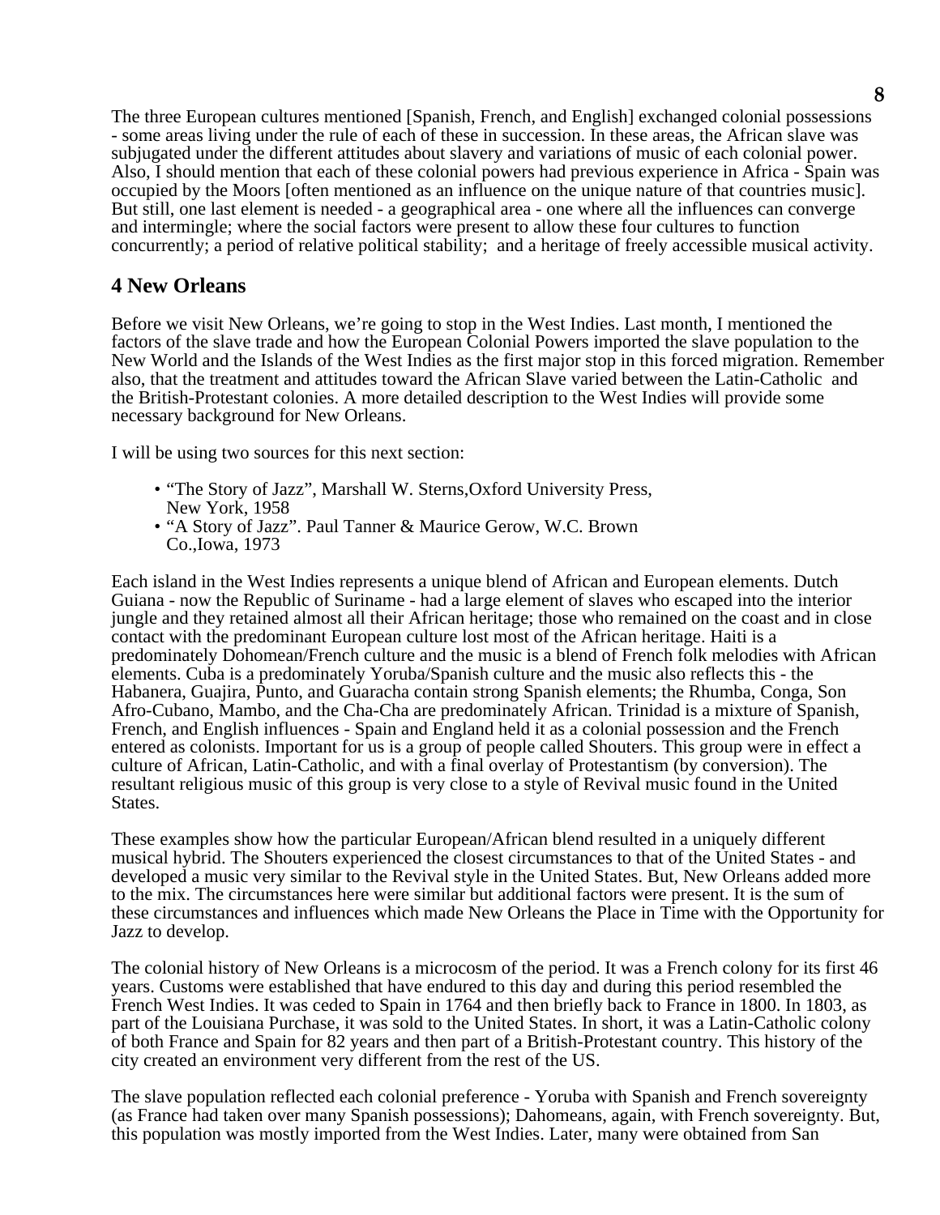The three European cultures mentioned [Spanish, French, and English] exchanged colonial possessions - some areas living under the rule of each of these in succession. In these areas, the African slave was subjugated under the different attitudes about slavery and variations of music of each colonial power. Also, I should mention that each of these colonial powers had previous experience in Africa - Spain was occupied by the Moors [often mentioned as an influence on the unique nature of that countries music]. But still, one last element is needed - a geographical area - one where all the influences can converge and intermingle; where the social factors were present to allow these four cultures to function concurrently; a period of relative political stability; and a heritage of freely accessible musical activity.

## 4 New Orleans

Before we visit New Orleans, we're going to stop in the West Indies. Last month, I mentioned the factors of the slave trade and how the European Colonial Powers imported the slave population to the New World and the Islands of the West Indies as the first major stop in this forced migration. Remember also, that the treatment and attitudes toward the African Slave varied between the Latin-Catholic and the British-Protestant colonies. A more detailed description to the West Indies will provide some necessary background for New Orleans.

I will be using two sources for this next section:

- "The Story of Jazz", Marshall W. Sterns,Oxford University Press, New York, 1958
- "A Story of Jazz". Paul Tanner & Maurice Gerow, W.C. Brown Co.,Iowa, 1973

Each island in the West Indies represents a unique blend of African and European elements. Dutch Guiana - now the Republic of Suriname - had a large element of slaves who escaped into the interior jungle and they retained almost all their African heritage; those who remained on the coast and in close contact with the predominant European culture lost most of the African heritage. Haiti is a predominately Dohomean/French culture and the music is a blend of French folk melodies with African elements. Cuba is a predominately Yoruba/Spanish culture and the music also reflects this - the Habanera, Guajira, Punto, and Guaracha contain strong Spanish elements; the Rhumba, Conga, Son Afro-Cubano, Mambo, and the Cha-Cha are predominately African. Trinidad is a mixture of Spanish, French, and English influences - Spain and England held it as a colonial possession and the French entered as colonists. Important for us is a group of people called Shouters. This group were in effect a culture of African, Latin-Catholic, and with a final overlay of Protestantism (by conversion). The resultant religious music of this group is very close to a style of Revival music found in the United States.

These examples show how the particular European/African blend resulted in a uniquely different musical hybrid. The Shouters experienced the closest circumstances to that of the United States - and developed a music very similar to the Revival style in the United States. But, New Orleans added more to the mix. The circumstances here were similar but additional factors were present. It is the sum of these circumstances and influences which made New Orleans the Place in Time with the Opportunity for Jazz to develop.

The colonial history of New Orleans is a microcosm of the period. It was a French colony for its first 46 years. Customs were established that have endured to this day and during this period resembled the French West Indies. It was ceded to Spain in 1764 and then briefly back to France in 1800. In 1803, as part of the Louisiana Purchase, it was sold to the United States. In short, it was a Latin-Catholic colony of both France and Spain for 82 years and then part of a British-Protestant country. This history of the city created an environment very different from the rest of the US.

The slave population reflected each colonial preference - Yoruba with Spanish and French sovereignty (as France had taken over many Spanish possessions); Dahomeans, again, with French sovereignty. But, this population was mostly imported from the West Indies. Later, many were obtained from San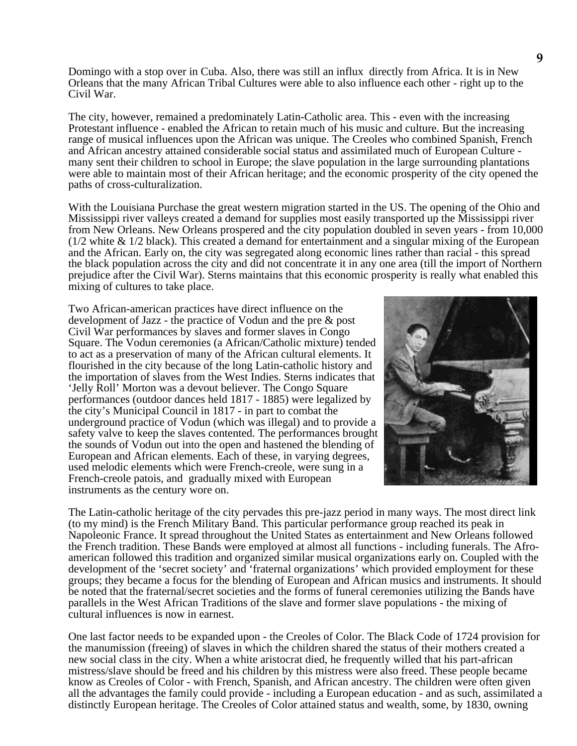Domingo with a stop over in Cuba. Also, there was still an influx directly from Africa. It is in New Orleans that the many African Tribal Cultures were able to also influence each other - right up to the Civil War.

The city, however, remained a predominately Latin-Catholic area. This - even with the increasing Protestant influence - enabled the African to retain much of his music and culture. But the increasing range of musical influences upon the African was unique. The Creoles who combined Spanish, French and African ancestry attained considerable social status and assimilated much of European Culture - many sent their children to school in Europe; the slave population in the large surrounding plantations were able to maintain most of their African heritage; and the economic prosperity of the city opened the paths of cross-culturalization.

With the Louisiana Purchase the great western migration started in the US. The opening of the Ohio and Mississippi river valleys created a demand for supplies most easily transported up the Mississippi river from New Orleans. New Orleans prospered and the city population doubled in seven years - from 10,000 (1/2 white & 1/2 black). This created a demand for entertainment and a singular mixing of the European and the African. Early on, the city was segregated along economic lines rather than racial - this spread the black population across the city and did not concentrate it in any one area (till the import of Northern prejudice after the Civil War). Sterns maintains that this economic prosperity is really what enabled this mixing of cultures to take place.

Two African-american practices have direct influence on the development of Jazz - the practice of Vodun and the pre & post Civil War performances by slaves and former slaves in Congo Square. The Vodun ceremonies (a African/Catholic mixture) tended to act as a preservation of many of the African cultural elements. It flourished in the city because of the long Latin-catholic history and the importation of slaves from the West Indies. Sterns indicates that 'Jelly Roll' Morton was a devout believer. The Congo Square performances (outdoor dances held 1817 - 1885) were legalized by the city's Municipal Council in 1817 - in part to combat the underground practice of Vodun (which was illegal) and to provide a safety valve to keep the slaves contented. The performances brought the sounds of Vodun out into the open and hastened the blending of European and African elements. Each of these, in varying degrees, used melodic elements which were French-creole, were sung in a French-creole patois, and gradually mixed with European instruments as the century wore on.

The Latin-catholic heritage of the city pervades this pre-jazz period in many ways. The most direct link (to my mind) is the French Military Band. This particular performance group reached its peak in Napoleonic France. It spread throughout the United States as entertainment and New Orleans followed the French tradition. These Bands were employed at almost all functions - including funerals. The Afro-american followed this tradition and organized similar musical organizations early on. Coupled with the development of the 'secret society' and 'fraternal organizations' which provided employment for these groups; they became a focus for the blending of European and African musics and instruments. It should be noted that the fraternal/secret societies and the forms of funeral ceremonies utilizing the Bands have parallels in the West African Traditions of the slave and former slave populations - the mixing of cultural influences is now in earnest.

One last factor needs to be expanded upon - the Creoles of Color. The Black Code of 1724 provision for the manumission (freeing) of slaves in which the children shared the status of their mothers created a new social class in the city. When a white aristocrat died, he frequently willed that his part-african mistress/slave should be freed and his children by this mistress were also freed. These people became know as Creoles of Color - with French, Spanish, and African ancestry. The children were often given all the advantages the family could provide - including a European education - and as such, assimilated a distinctly European heritage. The Creoles of Color attained status and wealth, some, by 1830, owning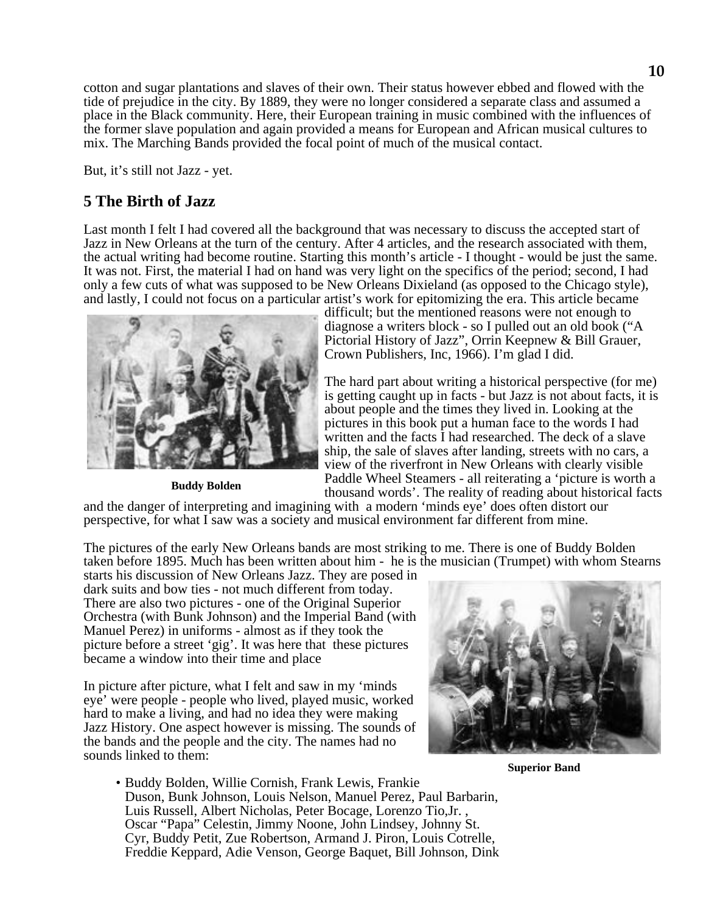cotton and sugar plantations and slaves of their own. Their status however ebbed and flowed with the tide of prejudice in the city. By 1889, they were no longer considered a separate class and assumed a place in the Black community. Here, their European training in music combined with the influences of the former slave population and again provided a means for European and African musical cultures to mix. The Marching Bands provided the focal point of much of the musical contact.

But, it's still not Jazz - yet.

## 5 The Birth of Jazz

Last month I felt I had covered all the background that was necessary to discuss the accepted start of Jazz in New Orleans at the turn of the century. After 4 articles, and the research associated with them, the actual writing had become routine. Starting this month's article - I thought - would be just the same. It was not. First, the material I had on hand was very light on the specifics of the period; second, I had only a few cuts of what was supposed to be New Orleans Dixieland (as opposed to the Chicago style), and lastly, I could not focus on a particular artist's work for epitomizing the era. This article became difficult; but the mentioned reasons were not enough to diagnose a writers block - so I pulled out an old book ("A Pictorial History of Jazz", Orrin Keepnew & Bill Grauer, Crown Publishers, Inc, 1966). I'm glad I did.

**Buddy Bolden**

The hard part about writing a historical perspective (for me) is getting caught up in facts - but Jazz is not about facts, it is about people and the times they lived in. Looking at the pictures in this book put a human face to the words I had written and the facts I had researched. The deck of a slave ship, the sale of slaves after landing, streets with no cars, a view of the riverfront in New Orleans with clearly visible Paddle Wheel Steamers - all reiterating a 'picture is worth a thousand words'. The reality of reading about historical facts and the danger of interpreting and imagining with a modern 'minds eye' does often distort our perspective, for what I saw was a society and musical environment far different from mine.

The pictures of the early New Orleans bands are most striking to me. There is one of Buddy Bolden taken before 1895. Much has been written about him - he is the musician (Trumpet) with whom Stearns starts his discussion of New Orleans Jazz. They are posed in dark suits and bow ties - not much different from today. There are also two pictures - one of the Original Superior Orchestra (with Bunk Johnson) and the Imperial Band (with Manuel Perez) in uniforms - almost as if they took the picture before a street 'gig'. It was here that these pictures became a window into their time and place

In picture after picture, what I felt and saw in my 'minds eye' were people - people who lived, played music, worked hard to make a living, and had no idea they were making Jazz History. One aspect however is missing. The sounds of the bands and the people and the city. The names had no sounds linked to them:

**Superior Band**

- Buddy Bolden, Willie Cornish, Frank Lewis, Frankie Duson, Bunk Johnson, Louis Nelson, Manuel Perez, Paul Barbarin, Luis Russell, Albert Nicholas, Peter Bocage, Lorenzo Tio,Jr. , Oscar "Papa" Celestin, Jimmy Noone, John Lindsey, Johnny St. Cyr, Buddy Petit, Zue Robertson, Armand J. Piron, Louis Cotrelle, Freddie Keppard, Adie Venson, George Baquet, Bill Johnson, Dink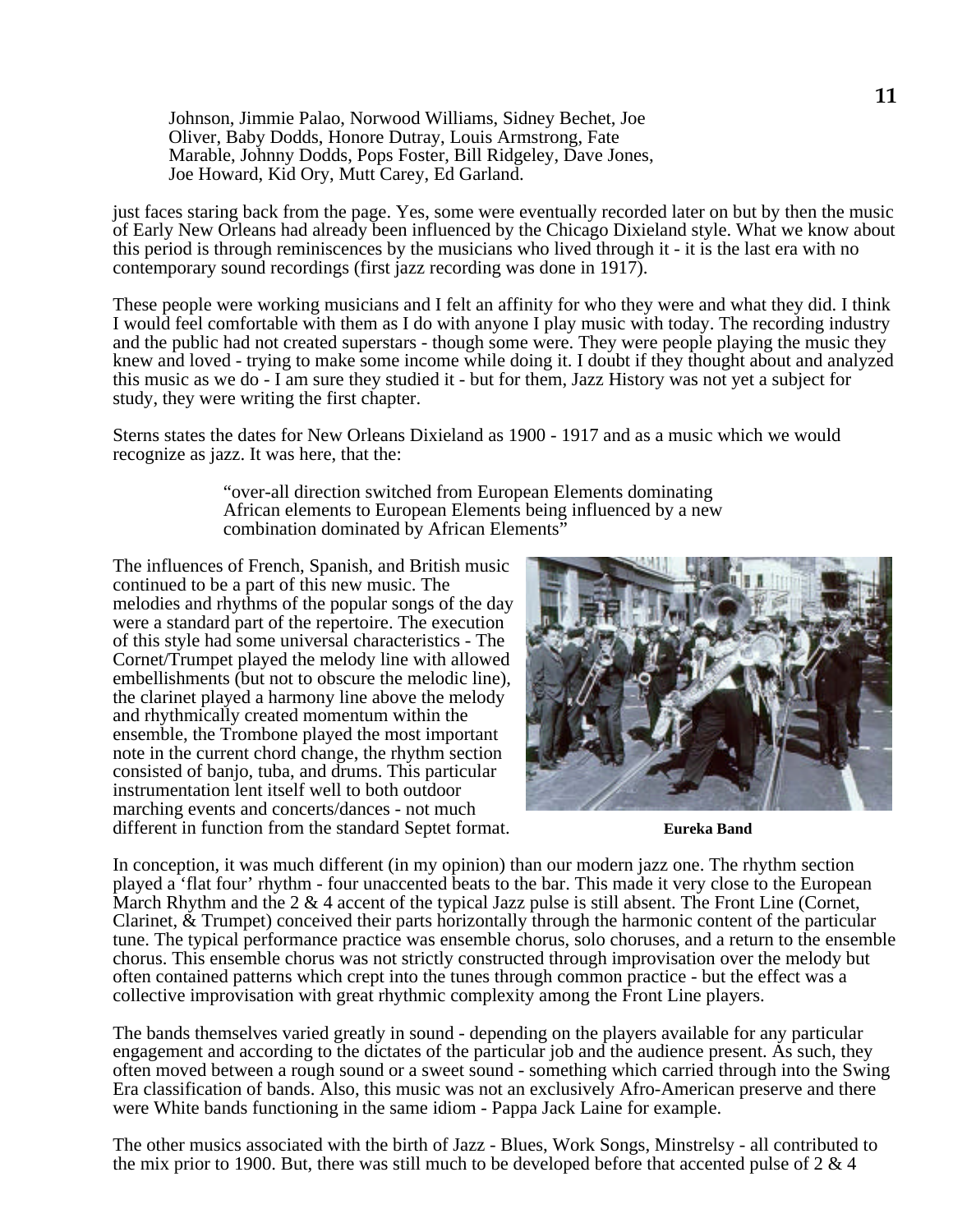Johnson, Jimmie Palao, Norwood Williams, Sidney Bechet, Joe Oliver, Baby Dodds, Honore Dutray, Louis Armstrong, Fate Marable, Johnny Dodds, Pops Foster, Bill Ridgeley, Dave Jones, Joe Howard, Kid Ory, Mutt Carey, Ed Garland.

just faces staring back from the page. Yes, some were eventually recorded later on but by then the music of Early New Orleans had already been influenced by the Chicago Dixieland style. What we know about this period is through reminiscences by the musicians who lived through it - it is the last era with no contemporary sound recordings (first jazz recording was done in 1917).

These people were working musicians and I felt an affinity for who they were and what they did. I think I would feel comfortable with them as I do with anyone I play music with today. The recording industry and the public had not created superstars - though some were. They were people playing the music they knew and loved - trying to make some income while doing it. I doubt if they thought about and analyzed this music as we do - I am sure they studied it - but for them, Jazz History was not yet a subject for study, they were writing the first chapter.

Sterns states the dates for New Orleans Dixieland as 1900 - 1917 and as a music which we would recognize as jazz. It was here, that the:

> "over-all direction switched from European Elements dominating African elements to European Elements being influenced by a new combination dominated by African Elements"

The influences of French, Spanish, and British music continued to be a part of this new music. The melodies and rhythms of the popular songs of the day were a standard part of the repertoire. The execution of this style had some universal characteristics - The Cornet/Trumpet played the melody line with allowed embellishments (but not to obscure the melodic line), the clarinet played a harmony line above the melody and rhythmically created momentum within the ensemble, the Trombone played the most important note in the current chord change, the rhythm section consisted of banjo, tuba, and drums. This particular instrumentation lent itself well to both outdoor marching events and concerts/dances - not much different in function from the standard Septet format.

**Eureka Band**

In conception, it was much different (in my opinion) than our modern jazz one. The rhythm section played a 'flat four' rhythm - four unaccented beats to the bar. This made it very close to the European March Rhythm and the 2 & 4 accent of the typical Jazz pulse is still absent. The Front Line (Cornet, Clarinet, & Trumpet) conceived their parts horizontally through the harmonic content of the particular tune. The typical performance practice was ensemble chorus, solo choruses, and a return to the ensemble chorus. This ensemble chorus was not strictly constructed through improvisation over the melody but often contained patterns which crept into the tunes through common practice - but the effect was a collective improvisation with great rhythmic complexity among the Front Line players.

The bands themselves varied greatly in sound - depending on the players available for any particular engagement and according to the dictates of the particular job and the audience present. As such, they often moved between a rough sound or a sweet sound - something which carried through into the Swing Era classification of bands. Also, this music was not an exclusively Afro-American preserve and there were White bands functioning in the same idiom - Pappa Jack Laine for example.

The other musics associated with the birth of Jazz - Blues, Work Songs, Minstrelsy - all contributed to the mix prior to 1900. But, there was still much to be developed before that accented pulse of 2 & 4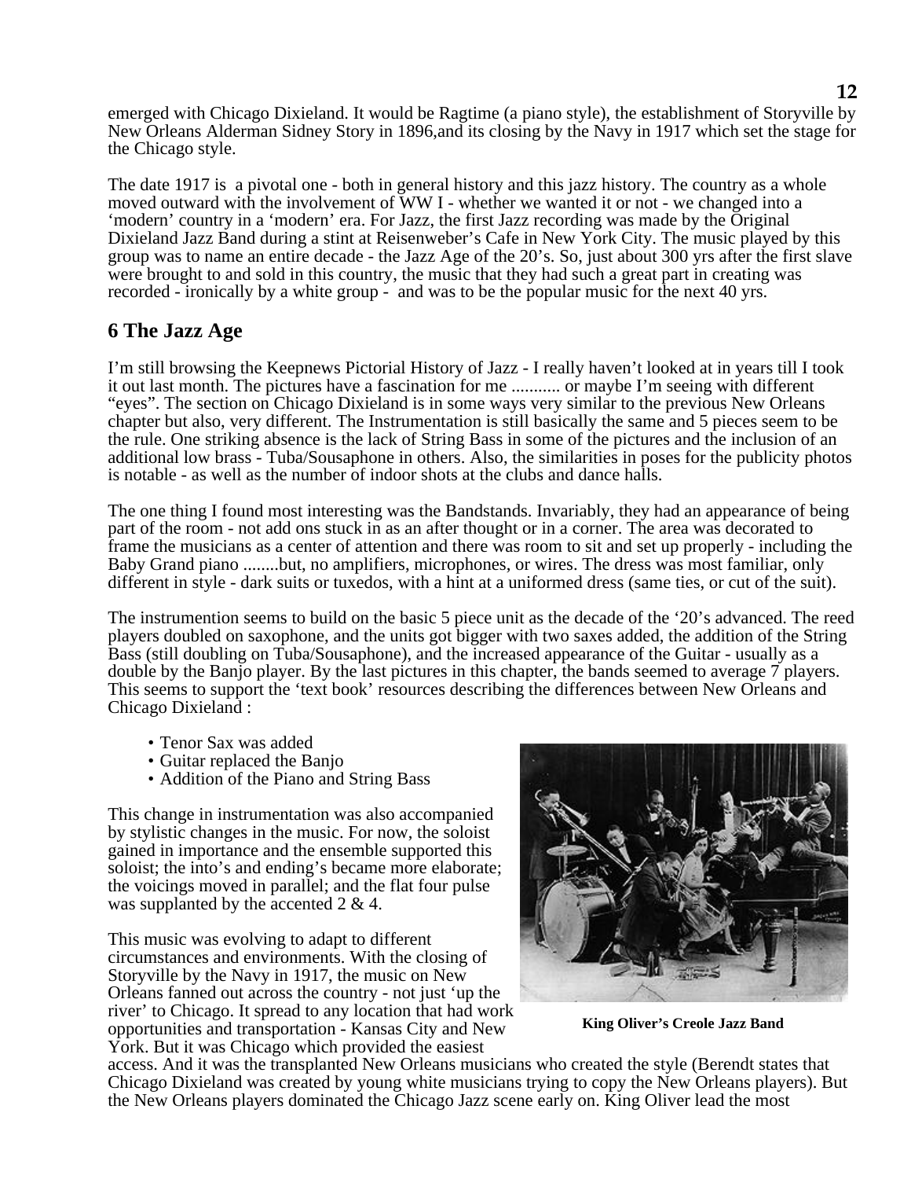emerged with Chicago Dixieland. It would be Ragtime (a piano style), the establishment of Storyville by New Orleans Alderman Sidney Story in 1896,and its closing by the Navy in 1917 which set the stage for the Chicago style.

The date 1917 is a pivotal one - both in general history and this jazz history. The country as a whole moved outward with the involvement of WW I - whether we wanted it or not - we changed into a 'modern' country in a 'modern' era. For Jazz, the first Jazz recording was made by the Original Dixieland Jazz Band during a stint at Reisenweber's Cafe in New York City. The music played by this group was to name an entire decade - the Jazz Age of the 20's. So, just about 300 yrs after the first slave were brought to and sold in this country, the music that they had such a great part in creating was recorded - ironically by a white group - and was to be the popular music for the next 40 yrs.

## 6 The Jazz Age

I'm still browsing the Keepnews Pictorial History of Jazz - I really haven't looked at in years till I took it out last month. The pictures have a fascination for me ........... or maybe I'm seeing with different "eyes". The section on Chicago Dixieland is in some ways very similar to the previous New Orleans chapter but also, very different. The Instrumentation is still basically the same and 5 pieces seem to be the rule. One striking absence is the lack of String Bass in some of the pictures and the inclusion of an additional low brass - Tuba/Sousaphone in others. Also, the similarities in poses for the publicity photos is notable - as well as the number of indoor shots at the clubs and dance halls.

The one thing I found most interesting was the Bandstands. Invariably, they had an appearance of being part of the room - not add ons stuck in as an after thought or in a corner. The area was decorated to frame the musicians as a center of attention and there was room to sit and set up properly - including the Baby Grand piano ........but, no amplifiers, microphones, or wires. The dress was most familiar, only different in style - dark suits or tuxedos, with a hint at a uniformed dress (same ties, or cut of the suit).

The instrumention seems to build on the basic 5 piece unit as the decade of the '20's advanced. The reed players doubled on saxophone, and the units got bigger with two saxes added, the addition of the String Bass (still doubling on Tuba/Sousaphone), and the increased appearance of the Guitar - usually as a double by the Banjo player. By the last pictures in this chapter, the bands seemed to average 7 players. This seems to support the 'text book' resources describing the differences between New Orleans and Chicago Dixieland :

- Tenor Sax was added
- Guitar replaced the Banjo
- Addition of the Piano and String Bass

This change in instrumentation was also accompanied by stylistic changes in the music. For now, the soloist gained in importance and the ensemble supported this soloist; the into's and ending's became more elaborate; the voicings moved in parallel; and the flat four pulse was supplanted by the accented 2 & 4.

**King Oliver's Creole Jazz Band**

This music was evolving to adapt to different circumstances and environments. With the closing of Storyville by the Navy in 1917, the music on New Orleans fanned out across the country - not just 'up the river' to Chicago. It spread to any location that had work opportunities and transportation - Kansas City and New York. But it was Chicago which provided the easiest access. And it was the transplanted New Orleans musicians who created the style (Berendt states that Chicago Dixieland was created by young white musicians trying to copy the New Orleans players). But the New Orleans players dominated the Chicago Jazz scene early on. King Oliver lead the most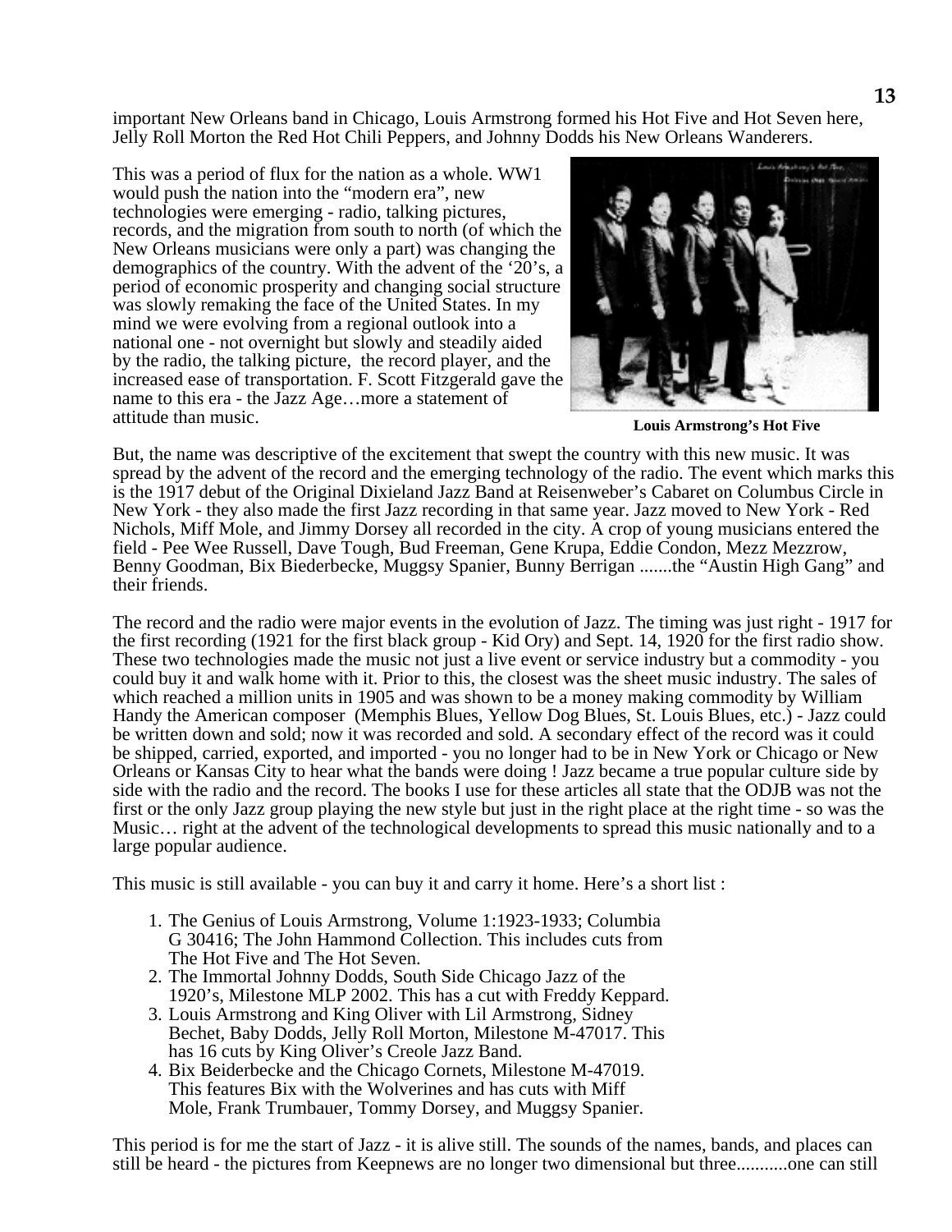important New Orleans band in Chicago, Louis Armstrong formed his Hot Five and Hot Seven here, Jelly Roll Morton the Red Hot Chili Peppers, and Johnny Dodds his New Orleans Wanderers.

This was a period of flux for the nation as a whole. WW1 would push the nation into the "modern era", new technologies were emerging - radio, talking pictures, records, and the migration from south to north (of which the New Orleans musicians were only a part) was changing the demographics of the country. With the advent of the '20's, a period of economic prosperity and changing social structure was slowly remaking the face of the United States. In my mind we were evolving from a regional outlook into a national one - not overnight but slowly and steadily aided by the radio, the talking picture, the record player, and the increased ease of transportation. F. Scott Fitzgerald gave the name to this era - the Jazz Age…more a statement of attitude than music.

**Louis Armstrong's Hot Five**

But, the name was descriptive of the excitement that swept the country with this new music. It was spread by the advent of the record and the emerging technology of the radio. The event which marks this is the 1917 debut of the Original Dixieland Jazz Band at Reisenweber's Cabaret on Columbus Circle in New York - they also made the first Jazz recording in that same year. Jazz moved to New York - Red Nichols, Miff Mole, and Jimmy Dorsey all recorded in the city. A crop of young musicians entered the field - Pee Wee Russell, Dave Tough, Bud Freeman, Gene Krupa, Eddie Condon, Mezz Mezzrow, Benny Goodman, Bix Biederbecke, Muggsy Spanier, Bunny Berrigan .......the "Austin High Gang" and their friends.

The record and the radio were major events in the evolution of Jazz. The timing was just right - 1917 for the first recording (1921 for the first black group - Kid Ory) and Sept. 14, 1920 for the first radio show. These two technologies made the music not just a live event or service industry but a commodity - you could buy it and walk home with it. Prior to this, the closest was the sheet music industry. The sales of which reached a million units in 1905 and was shown to be a money making commodity by William Handy the American composer (Memphis Blues, Yellow Dog Blues, St. Louis Blues, etc.) - Jazz could be written down and sold; now it was recorded and sold. A secondary effect of the record was it could be shipped, carried, exported, and imported - you no longer had to be in New York or Chicago or New Orleans or Kansas City to hear what the bands were doing ! Jazz became a true popular culture side by side with the radio and the record. The books I use for these articles all state that the ODJB was not the first or the only Jazz group playing the new style but just in the right place at the right time - so was the Music… right at the advent of the technological developments to spread this music nationally and to a large popular audience.

This music is still available - you can buy it and carry it home. Here's a short list :

1. The Genius of Louis Armstrong, Volume 1:1923-1933; Columbia G 30416; The John Hammond Collection. This includes cuts from The Hot Five and The Hot Seven.
2. The Immortal Johnny Dodds, South Side Chicago Jazz of the 1920's, Milestone MLP 2002. This has a cut with Freddy Keppard.
3. Louis Armstrong and King Oliver with Lil Armstrong, Sidney Bechet, Baby Dodds, Jelly Roll Morton, Milestone M-47017. This has 16 cuts by King Oliver's Creole Jazz Band.
4. Bix Beiderbecke and the Chicago Cornets, Milestone M-47019. This features Bix with the Wolverines and has cuts with Miff Mole, Frank Trumbauer, Tommy Dorsey, and Muggsy Spanier.

This period is for me the start of Jazz - it is alive still. The sounds of the names, bands, and places can still be heard - the pictures from Keepnews are no longer two dimensional but three...........one can still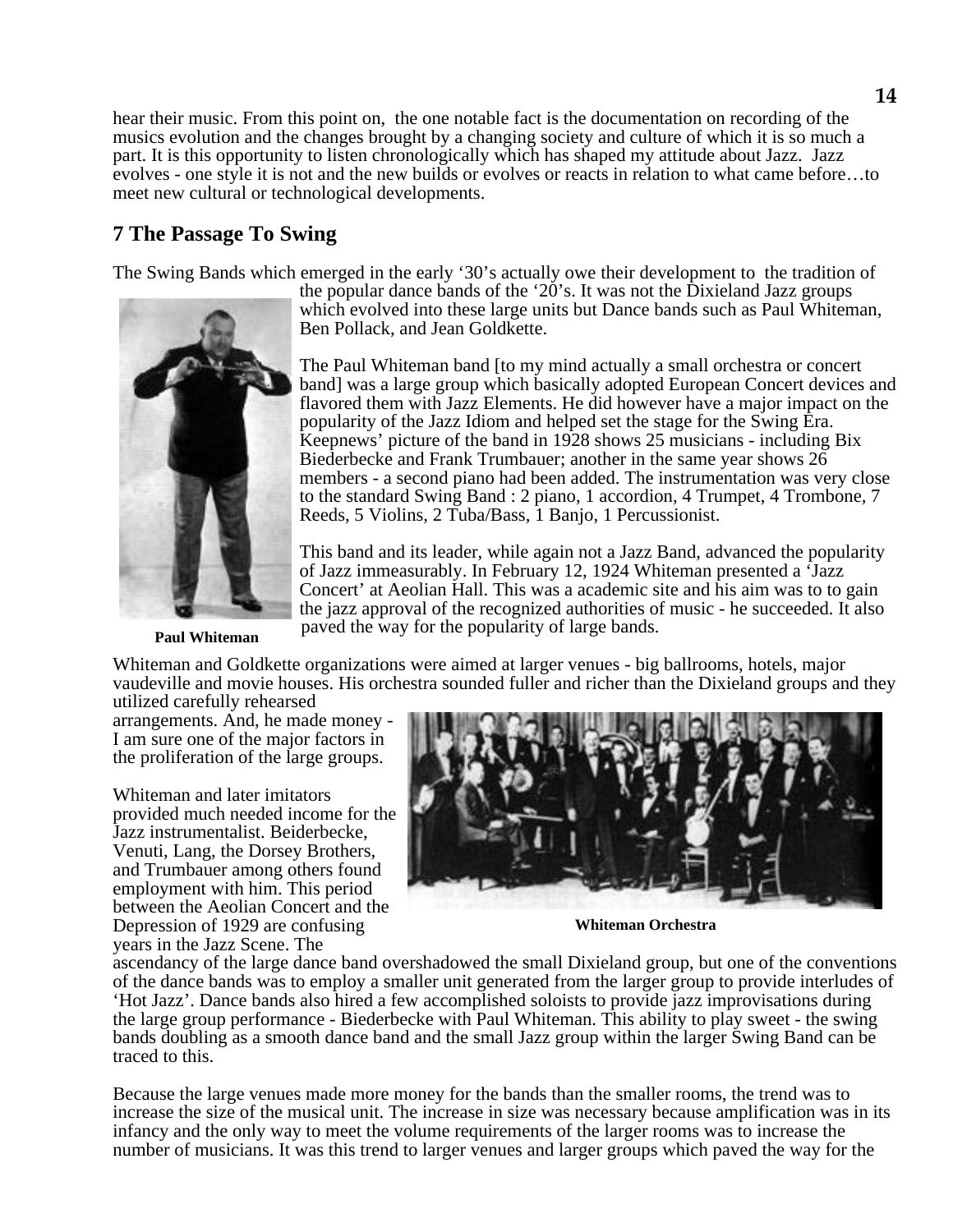hear their music. From this point on, the one notable fact is the documentation on recording of the musics evolution and the changes brought by a changing society and culture of which it is so much a part. It is this opportunity to listen chronologically which has shaped my attitude about Jazz. Jazz evolves - one style it is not and the new builds or evolves or reacts in relation to what came before…to meet new cultural or technological developments.

## 7 The Passage To Swing

The Swing Bands which emerged in the early '30's actually owe their development to the tradition of the popular dance bands of the '20's. It was not the Dixieland Jazz groups which evolved into these large units but Dance bands such as Paul Whiteman, Ben Pollack, and Jean Goldkette.

The Paul Whiteman band [to my mind actually a small orchestra or concert band] was a large group which basically adopted European Concert devices and flavored them with Jazz Elements. He did however have a major impact on the popularity of the Jazz Idiom and helped set the stage for the Swing Era. Keepnews' picture of the band in 1928 shows 25 musicians - including Bix Biederbecke and Frank Trumbauer; another in the same year shows 26 members - a second piano had been added. The instrumentation was very close to the standard Swing Band : 2 piano, 1 accordion, 4 Trumpet, 4 Trombone, 7 Reeds, 5 Violins, 2 Tuba/Bass, 1 Banjo, 1 Percussionist.

This band and its leader, while again not a Jazz Band, advanced the popularity of Jazz immeasurably. In February 12, 1924 Whiteman presented a 'Jazz Concert' at Aeolian Hall. This was a academic site and his aim was to to gain the jazz approval of the recognized authorities of music - he succeeded. It also paved the way for the popularity of large bands.

**Paul Whiteman**

Whiteman and Goldkette organizations were aimed at larger venues - big ballrooms, hotels, major vaudeville and movie houses. His orchestra sounded fuller and richer than the Dixieland groups and they utilized carefully rehearsed arrangements. And, he made money - I am sure one of the major factors in the proliferation of the large groups.

Whiteman and later imitators provided much needed income for the Jazz instrumentalist. Beiderbecke, Venuti, Lang, the Dorsey Brothers, and Trumbauer among others found employment with him. This period between the Aeolian Concert and the Depression of 1929 are confusing years in the Jazz Scene. The ascendancy of the large dance band overshadowed the small Dixieland group, but one of the conventions of the dance bands was to employ a smaller unit generated from the larger group to provide interludes of 'Hot Jazz'. Dance bands also hired a few accomplished soloists to provide jazz improvisations during the large group performance - Biederbecke with Paul Whiteman. This ability to play sweet - the swing bands doubling as a smooth dance band and the small Jazz group within the larger Swing Band can be traced to this.

**Whiteman Orchestra**

Because the large venues made more money for the bands than the smaller rooms, the trend was to increase the size of the musical unit. The increase in size was necessary because amplification was in its infancy and the only way to meet the volume requirements of the larger rooms was to increase the number of musicians. It was this trend to larger venues and larger groups which paved the way for the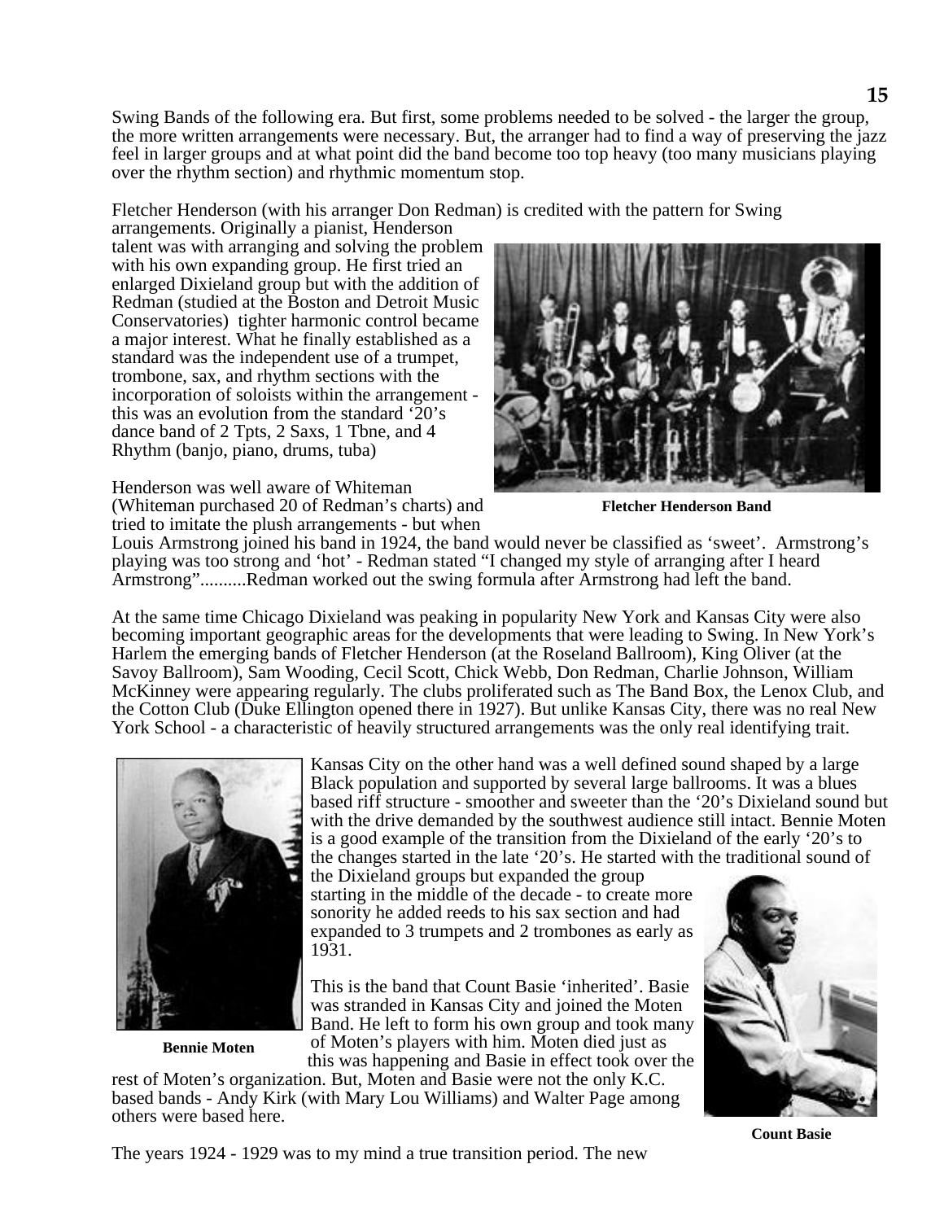Swing Bands of the following era. But first, some problems needed to be solved - the larger the group, the more written arrangements were necessary. But, the arranger had to find a way of preserving the jazz feel in larger groups and at what point did the band become too top heavy (too many musicians playing over the rhythm section) and rhythmic momentum stop.

Fletcher Henderson (with his arranger Don Redman) is credited with the pattern for Swing arrangements. Originally a pianist, Henderson talent was with arranging and solving the problem with his own expanding group. He first tried an enlarged Dixieland group but with the addition of Redman (studied at the Boston and Detroit Music Conservatories) tighter harmonic control became a major interest. What he finally established as a standard was the independent use of a trumpet, trombone, sax, and rhythm sections with the incorporation of soloists within the arrangement - this was an evolution from the standard '20's dance band of 2 Tpts, 2 Saxs, 1 Tbne, and 4 Rhythm (banjo, piano, drums, tuba)

**Fletcher Henderson Band**

Henderson was well aware of Whiteman (Whiteman purchased 20 of Redman's charts) and tried to imitate the plush arrangements - but when Louis Armstrong joined his band in 1924, the band would never be classified as 'sweet'. Armstrong's playing was too strong and 'hot' - Redman stated "I changed my style of arranging after I heard Armstrong"..........Redman worked out the swing formula after Armstrong had left the band.

At the same time Chicago Dixieland was peaking in popularity New York and Kansas City were also becoming important geographic areas for the developments that were leading to Swing. In New York's Harlem the emerging bands of Fletcher Henderson (at the Roseland Ballroom), King Oliver (at the Savoy Ballroom), Sam Wooding, Cecil Scott, Chick Webb, Don Redman, Charlie Johnson, William McKinney were appearing regularly. The clubs proliferated such as The Band Box, the Lenox Club, and the Cotton Club (Duke Ellington opened there in 1927). But unlike Kansas City, there was no real New York School - a characteristic of heavily structured arrangements was the only real identifying trait.

Kansas City on the other hand was a well defined sound shaped by a large Black population and supported by several large ballrooms. It was a blues based riff structure - smoother and sweeter than the '20's Dixieland sound but with the drive demanded by the southwest audience still intact. Bennie Moten is a good example of the transition from the Dixieland of the early '20's to the changes started in the late '20's. He started with the traditional sound of the Dixieland groups but expanded the group starting in the middle of the decade - to create more sonority he added reeds to his sax section and had expanded to 3 trumpets and 2 trombones as early as 1931.

**Bennie Moten**

This is the band that Count Basie 'inherited'. Basie was stranded in Kansas City and joined the Moten Band. He left to form his own group and took many of Moten's players with him. Moten died just as this was happening and Basie in effect took over the rest of Moten's organization. But, Moten and Basie were not the only K.C. based bands - Andy Kirk (with Mary Lou Williams) and Walter Page among others were based here.

**Count Basie**

The years 1924 - 1929 was to my mind a true transition period. The new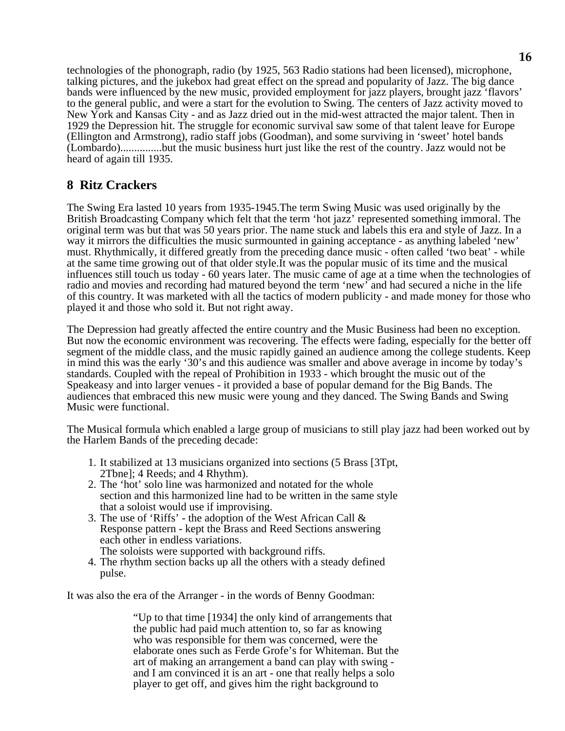technologies of the phonograph, radio (by 1925, 563 Radio stations had been licensed), microphone, talking pictures, and the jukebox had great effect on the spread and popularity of Jazz. The big dance bands were influenced by the new music, provided employment for jazz players, brought jazz 'flavors' to the general public, and were a start for the evolution to Swing. The centers of Jazz activity moved to New York and Kansas City - and as Jazz dried out in the mid-west attracted the major talent. Then in 1929 the Depression hit. The struggle for economic survival saw some of that talent leave for Europe (Ellington and Armstrong), radio staff jobs (Goodman), and some surviving in 'sweet' hotel bands (Lombardo)..............but the music business hurt just like the rest of the country. Jazz would not be heard of again till 1935.

## 8 Ritz Crackers

The Swing Era lasted 10 years from 1935-1945.The term Swing Music was used originally by the British Broadcasting Company which felt that the term 'hot jazz' represented something immoral. The original term was but that was 50 years prior. The name stuck and labels this era and style of Jazz. In a way it mirrors the difficulties the music surmounted in gaining acceptance - as anything labeled 'new' must. Rhythmically, it differed greatly from the preceding dance music - often called 'two beat' - while at the same time growing out of that older style.It was the popular music of its time and the musical influences still touch us today - 60 years later. The music came of age at a time when the technologies of radio and movies and recording had matured beyond the term 'new' and had secured a niche in the life of this country. It was marketed with all the tactics of modern publicity - and made money for those who played it and those who sold it. But not right away.

The Depression had greatly affected the entire country and the Music Business had been no exception. But now the economic environment was recovering. The effects were fading, especially for the better off segment of the middle class, and the music rapidly gained an audience among the college students. Keep in mind this was the early '30's and this audience was smaller and above average in income by today's standards. Coupled with the repeal of Prohibition in 1933 - which brought the music out of the Speakeasy and into larger venues - it provided a base of popular demand for the Big Bands. The audiences that embraced this new music were young and they danced. The Swing Bands and Swing Music were functional.

The Musical formula which enabled a large group of musicians to still play jazz had been worked out by the Harlem Bands of the preceding decade:

1. It stabilized at 13 musicians organized into sections (5 Brass [3Tpt, 2Tbne]; 4 Reeds; and 4 Rhythm).
2. The 'hot' solo line was harmonized and notated for the whole section and this harmonized line had to be written in the same style that a soloist would use if improvising.
3. The use of 'Riffs' - the adoption of the West African Call & Response pattern - kept the Brass and Reed Sections answering each other in endless variations.
   The soloists were supported with background riffs.
4. The rhythm section backs up all the others with a steady defined pulse.

It was also the era of the Arranger - in the words of Benny Goodman:

> "Up to that time [1934] the only kind of arrangements that the public had paid much attention to, so far as knowing who was responsible for them was concerned, were the elaborate ones such as Ferde Grofe's for Whiteman. But the art of making an arrangement a band can play with swing - and I am convinced it is an art - one that really helps a solo player to get off, and gives him the right background to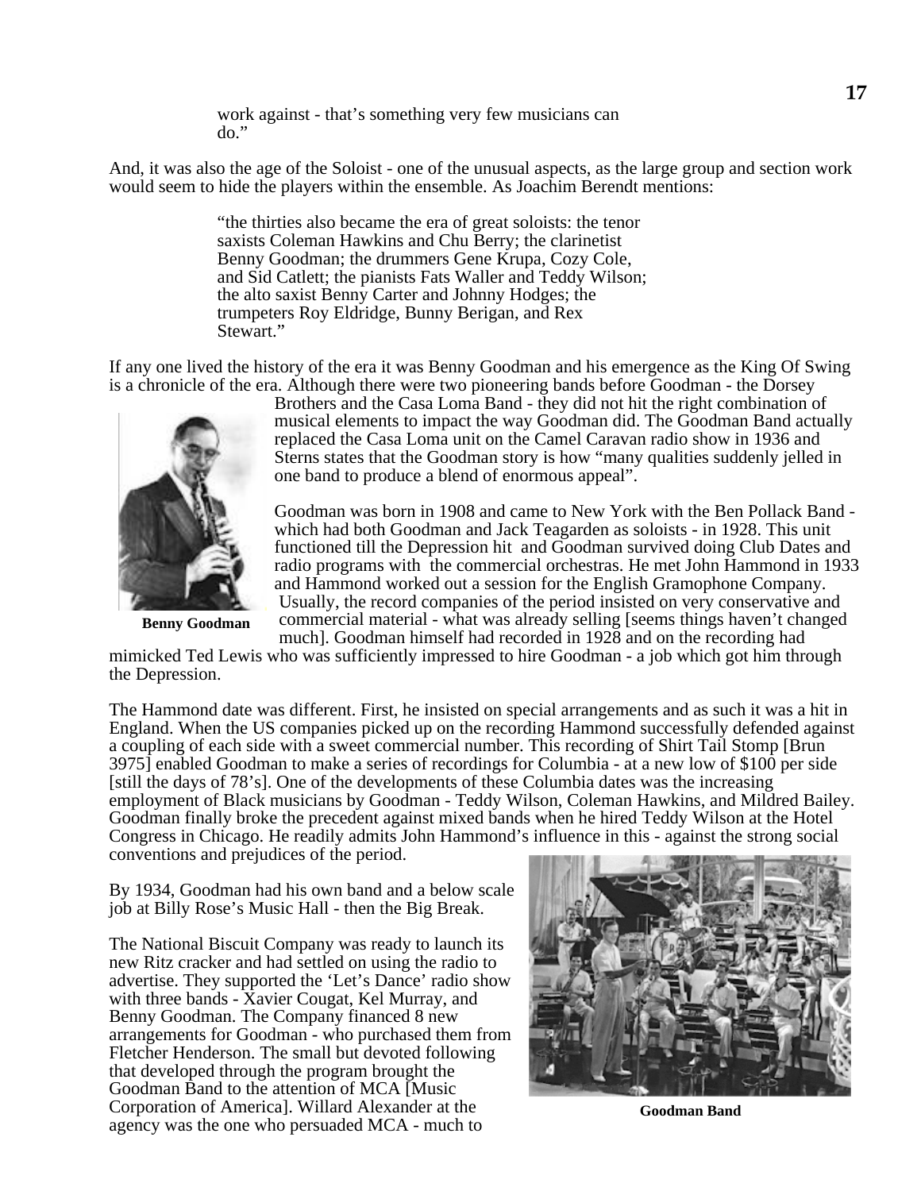work against - that's something very few musicians can do."

And, it was also the age of the Soloist - one of the unusual aspects, as the large group and section work would seem to hide the players within the ensemble. As Joachim Berendt mentions:

> "the thirties also became the era of great soloists: the tenor saxists Coleman Hawkins and Chu Berry; the clarinetist Benny Goodman; the drummers Gene Krupa, Cozy Cole, and Sid Catlett; the pianists Fats Waller and Teddy Wilson; the alto saxist Benny Carter and Johnny Hodges; the trumpeters Roy Eldridge, Bunny Berigan, and Rex Stewart."

If any one lived the history of the era it was Benny Goodman and his emergence as the King Of Swing is a chronicle of the era. Although there were two pioneering bands before Goodman - the Dorsey Brothers and the Casa Loma Band - they did not hit the right combination of musical elements to impact the way Goodman did. The Goodman Band actually replaced the Casa Loma unit on the Camel Caravan radio show in 1936 and Sterns states that the Goodman story is how "many qualities suddenly jelled in one band to produce a blend of enormous appeal".

**Benny Goodman**

Goodman was born in 1908 and came to New York with the Ben Pollack Band - which had both Goodman and Jack Teagarden as soloists - in 1928. This unit functioned till the Depression hit and Goodman survived doing Club Dates and radio programs with the commercial orchestras. He met John Hammond in 1933 and Hammond worked out a session for the English Gramophone Company. Usually, the record companies of the period insisted on very conservative and commercial material - what was already selling [seems things haven't changed much]. Goodman himself had recorded in 1928 and on the recording had mimicked Ted Lewis who was sufficiently impressed to hire Goodman - a job which got him through the Depression.

The Hammond date was different. First, he insisted on special arrangements and as such it was a hit in England. When the US companies picked up on the recording Hammond successfully defended against a coupling of each side with a sweet commercial number. This recording of Shirt Tail Stomp [Brun 3975] enabled Goodman to make a series of recordings for Columbia - at a new low of $100 per side [still the days of 78's]. One of the developments of these Columbia dates was the increasing employment of Black musicians by Goodman - Teddy Wilson, Coleman Hawkins, and Mildred Bailey. Goodman finally broke the precedent against mixed bands when he hired Teddy Wilson at the Hotel Congress in Chicago. He readily admits John Hammond's influence in this - against the strong social conventions and prejudices of the period.

By 1934, Goodman had his own band and a below scale job at Billy Rose's Music Hall - then the Big Break.

The National Biscuit Company was ready to launch its new Ritz cracker and had settled on using the radio to advertise. They supported the 'Let's Dance' radio show with three bands - Xavier Cougat, Kel Murray, and Benny Goodman. The Company financed 8 new arrangements for Goodman - who purchased them from Fletcher Henderson. The small but devoted following that developed through the program brought the Goodman Band to the attention of MCA [Music Corporation of America]. Willard Alexander at the agency was the one who persuaded MCA - much to

**Goodman Band**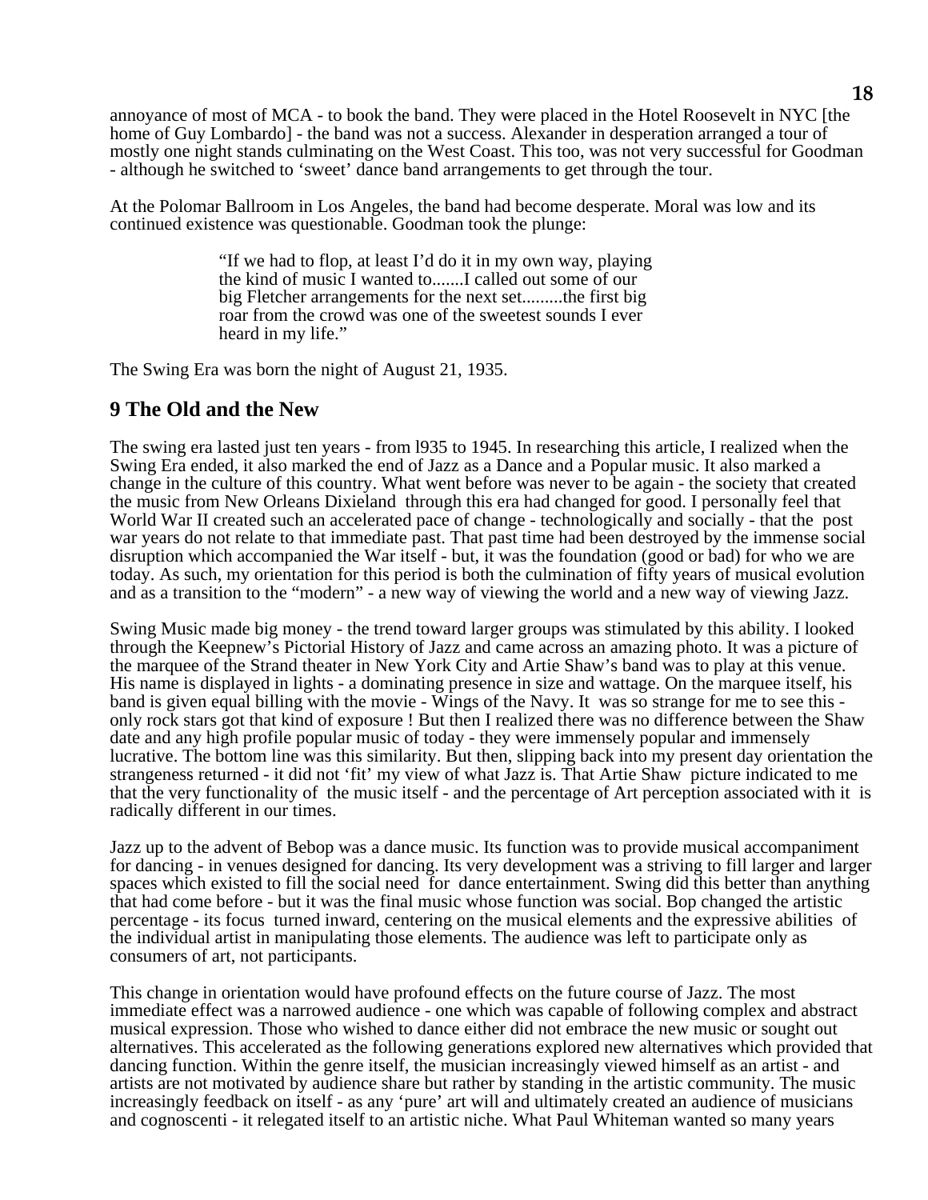annoyance of most of MCA - to book the band. They were placed in the Hotel Roosevelt in NYC [the home of Guy Lombardo] - the band was not a success. Alexander in desperation arranged a tour of mostly one night stands culminating on the West Coast. This too, was not very successful for Goodman - although he switched to 'sweet' dance band arrangements to get through the tour.

At the Polomar Ballroom in Los Angeles, the band had become desperate. Moral was low and its continued existence was questionable. Goodman took the plunge:

> "If we had to flop, at least I'd do it in my own way, playing the kind of music I wanted to.......I called out some of our big Fletcher arrangements for the next set.........the first big roar from the crowd was one of the sweetest sounds I ever heard in my life."

The Swing Era was born the night of August 21, 1935.

## 9 The Old and the New

The swing era lasted just ten years - from l935 to 1945. In researching this article, I realized when the Swing Era ended, it also marked the end of Jazz as a Dance and a Popular music. It also marked a change in the culture of this country. What went before was never to be again - the society that created the music from New Orleans Dixieland through this era had changed for good. I personally feel that World War II created such an accelerated pace of change - technologically and socially - that the post war years do not relate to that immediate past. That past time had been destroyed by the immense social disruption which accompanied the War itself - but, it was the foundation (good or bad) for who we are today. As such, my orientation for this period is both the culmination of fifty years of musical evolution and as a transition to the "modern" - a new way of viewing the world and a new way of viewing Jazz.

Swing Music made big money - the trend toward larger groups was stimulated by this ability. I looked through the Keepnew's Pictorial History of Jazz and came across an amazing photo. It was a picture of the marquee of the Strand theater in New York City and Artie Shaw's band was to play at this venue. His name is displayed in lights - a dominating presence in size and wattage. On the marquee itself, his band is given equal billing with the movie - Wings of the Navy. It was so strange for me to see this - only rock stars got that kind of exposure ! But then I realized there was no difference between the Shaw date and any high profile popular music of today - they were immensely popular and immensely lucrative. The bottom line was this similarity. But then, slipping back into my present day orientation the strangeness returned - it did not 'fit' my view of what Jazz is. That Artie Shaw picture indicated to me that the very functionality of the music itself - and the percentage of Art perception associated with it is radically different in our times.

Jazz up to the advent of Bebop was a dance music. Its function was to provide musical accompaniment for dancing - in venues designed for dancing. Its very development was a striving to fill larger and larger spaces which existed to fill the social need for dance entertainment. Swing did this better than anything that had come before - but it was the final music whose function was social. Bop changed the artistic percentage - its focus turned inward, centering on the musical elements and the expressive abilities of the individual artist in manipulating those elements. The audience was left to participate only as consumers of art, not participants.

This change in orientation would have profound effects on the future course of Jazz. The most immediate effect was a narrowed audience - one which was capable of following complex and abstract musical expression. Those who wished to dance either did not embrace the new music or sought out alternatives. This accelerated as the following generations explored new alternatives which provided that dancing function. Within the genre itself, the musician increasingly viewed himself as an artist - and artists are not motivated by audience share but rather by standing in the artistic community. The music increasingly feedback on itself - as any 'pure' art will and ultimately created an audience of musicians and cognoscenti - it relegated itself to an artistic niche. What Paul Whiteman wanted so many years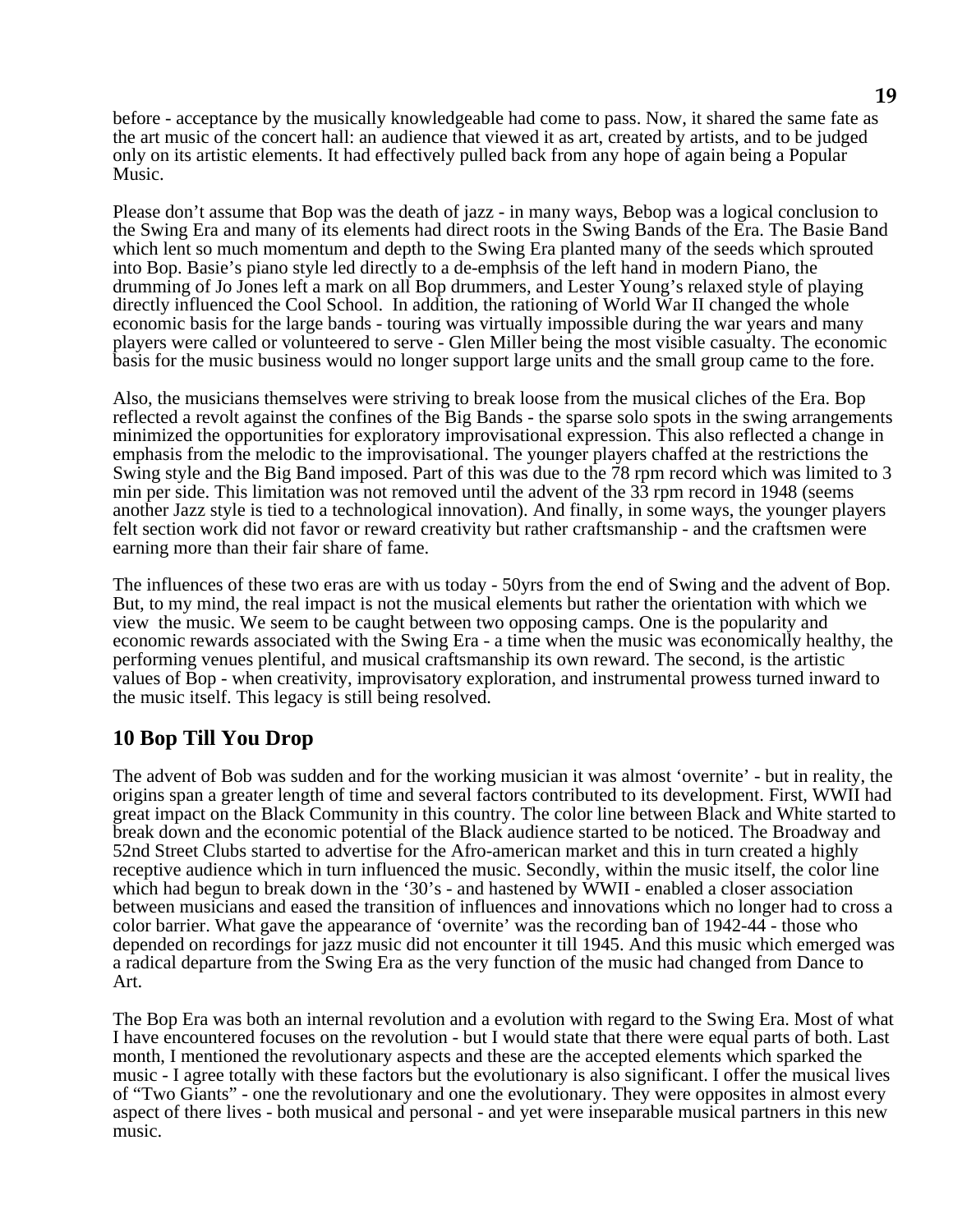before - acceptance by the musically knowledgeable had come to pass. Now, it shared the same fate as the art music of the concert hall: an audience that viewed it as art, created by artists, and to be judged only on its artistic elements. It had effectively pulled back from any hope of again being a Popular Music.

Please don't assume that Bop was the death of jazz - in many ways, Bebop was a logical conclusion to the Swing Era and many of its elements had direct roots in the Swing Bands of the Era. The Basie Band which lent so much momentum and depth to the Swing Era planted many of the seeds which sprouted into Bop. Basie's piano style led directly to a de-emphsis of the left hand in modern Piano, the drumming of Jo Jones left a mark on all Bop drummers, and Lester Young's relaxed style of playing directly influenced the Cool School. In addition, the rationing of World War II changed the whole economic basis for the large bands - touring was virtually impossible during the war years and many players were called or volunteered to serve - Glen Miller being the most visible casualty. The economic basis for the music business would no longer support large units and the small group came to the fore.

Also, the musicians themselves were striving to break loose from the musical cliches of the Era. Bop reflected a revolt against the confines of the Big Bands - the sparse solo spots in the swing arrangements minimized the opportunities for exploratory improvisational expression. This also reflected a change in emphasis from the melodic to the improvisational. The younger players chaffed at the restrictions the Swing style and the Big Band imposed. Part of this was due to the 78 rpm record which was limited to 3 min per side. This limitation was not removed until the advent of the 33 rpm record in 1948 (seems another Jazz style is tied to a technological innovation). And finally, in some ways, the younger players felt section work did not favor or reward creativity but rather craftsmanship - and the craftsmen were earning more than their fair share of fame.

The influences of these two eras are with us today - 50yrs from the end of Swing and the advent of Bop. But, to my mind, the real impact is not the musical elements but rather the orientation with which we view the music. We seem to be caught between two opposing camps. One is the popularity and economic rewards associated with the Swing Era - a time when the music was economically healthy, the performing venues plentiful, and musical craftsmanship its own reward. The second, is the artistic values of Bop - when creativity, improvisatory exploration, and instrumental prowess turned inward to the music itself. This legacy is still being resolved.

## 10 Bop Till You Drop

The advent of Bob was sudden and for the working musician it was almost 'overnite' - but in reality, the origins span a greater length of time and several factors contributed to its development. First, WWII had great impact on the Black Community in this country. The color line between Black and White started to break down and the economic potential of the Black audience started to be noticed. The Broadway and 52nd Street Clubs started to advertise for the Afro-american market and this in turn created a highly receptive audience which in turn influenced the music. Secondly, within the music itself, the color line which had begun to break down in the '30's - and hastened by WWII - enabled a closer association between musicians and eased the transition of influences and innovations which no longer had to cross a color barrier. What gave the appearance of 'overnite' was the recording ban of 1942-44 - those who depended on recordings for jazz music did not encounter it till 1945. And this music which emerged was a radical departure from the Swing Era as the very function of the music had changed from Dance to Art.

The Bop Era was both an internal revolution and a evolution with regard to the Swing Era. Most of what I have encountered focuses on the revolution - but I would state that there were equal parts of both. Last month, I mentioned the revolutionary aspects and these are the accepted elements which sparked the music - I agree totally with these factors but the evolutionary is also significant. I offer the musical lives of "Two Giants" - one the revolutionary and one the evolutionary. They were opposites in almost every aspect of there lives - both musical and personal - and yet were inseparable musical partners in this new music.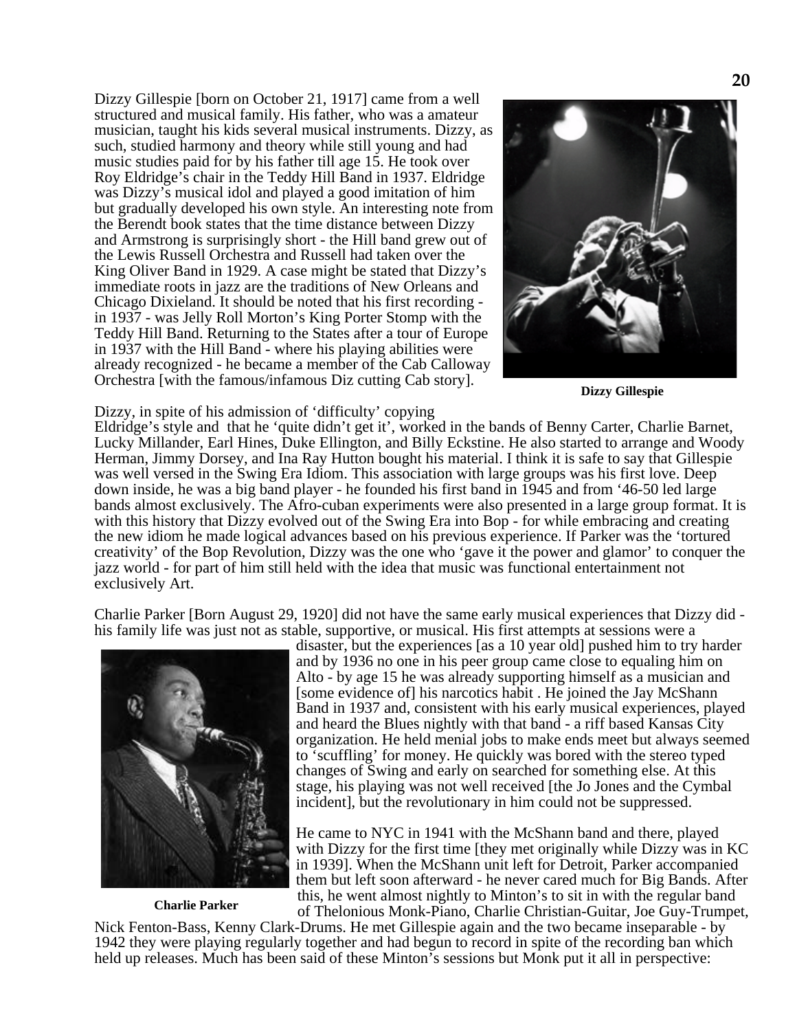Dizzy Gillespie [born on October 21, 1917] came from a well structured and musical family. His father, who was a amateur musician, taught his kids several musical instruments. Dizzy, as such, studied harmony and theory while still young and had music studies paid for by his father till age 15. He took over Roy Eldridge's chair in the Teddy Hill Band in 1937. Eldridge was Dizzy's musical idol and played a good imitation of him but gradually developed his own style. An interesting note from the Berendt book states that the time distance between Dizzy and Armstrong is surprisingly short - the Hill band grew out of the Lewis Russell Orchestra and Russell had taken over the King Oliver Band in 1929. A case might be stated that Dizzy's immediate roots in jazz are the traditions of New Orleans and Chicago Dixieland. It should be noted that his first recording - in 1937 - was Jelly Roll Morton's King Porter Stomp with the Teddy Hill Band. Returning to the States after a tour of Europe in 1937 with the Hill Band - where his playing abilities were already recognized - he became a member of the Cab Calloway Orchestra [with the famous/infamous Diz cutting Cab story].

**Dizzy Gillespie**

Dizzy, in spite of his admission of 'difficulty' copying Eldridge's style and that he 'quite didn't get it', worked in the bands of Benny Carter, Charlie Barnet, Lucky Millander, Earl Hines, Duke Ellington, and Billy Eckstine. He also started to arrange and Woody Herman, Jimmy Dorsey, and Ina Ray Hutton bought his material. I think it is safe to say that Gillespie was well versed in the Swing Era Idiom. This association with large groups was his first love. Deep down inside, he was a big band player - he founded his first band in 1945 and from '46-50 led large bands almost exclusively. The Afro-cuban experiments were also presented in a large group format. It is with this history that Dizzy evolved out of the Swing Era into Bop - for while embracing and creating the new idiom he made logical advances based on his previous experience. If Parker was the 'tortured creativity' of the Bop Revolution, Dizzy was the one who 'gave it the power and glamor' to conquer the jazz world - for part of him still held with the idea that music was functional entertainment not exclusively Art.

Charlie Parker [Born August 29, 1920] did not have the same early musical experiences that Dizzy did - his family life was just not as stable, supportive, or musical. His first attempts at sessions were a disaster, but the experiences [as a 10 year old] pushed him to try harder and by 1936 no one in his peer group came close to equaling him on Alto - by age 15 he was already supporting himself as a musician and [some evidence of] his narcotics habit . He joined the Jay McShann Band in 1937 and, consistent with his early musical experiences, played and heard the Blues nightly with that band - a riff based Kansas City organization. He held menial jobs to make ends meet but always seemed to 'scuffling' for money. He quickly was bored with the stereo typed changes of Swing and early on searched for something else. At this stage, his playing was not well received [the Jo Jones and the Cymbal incident], but the revolutionary in him could not be suppressed.

**Charlie Parker**

He came to NYC in 1941 with the McShann band and there, played with Dizzy for the first time [they met originally while Dizzy was in KC in 1939]. When the McShann unit left for Detroit, Parker accompanied them but left soon afterward - he never cared much for Big Bands. After this, he went almost nightly to Minton's to sit in with the regular band of Thelonious Monk-Piano, Charlie Christian-Guitar, Joe Guy-Trumpet, Nick Fenton-Bass, Kenny Clark-Drums. He met Gillespie again and the two became inseparable - by 1942 they were playing regularly together and had begun to record in spite of the recording ban which held up releases. Much has been said of these Minton's sessions but Monk put it all in perspective: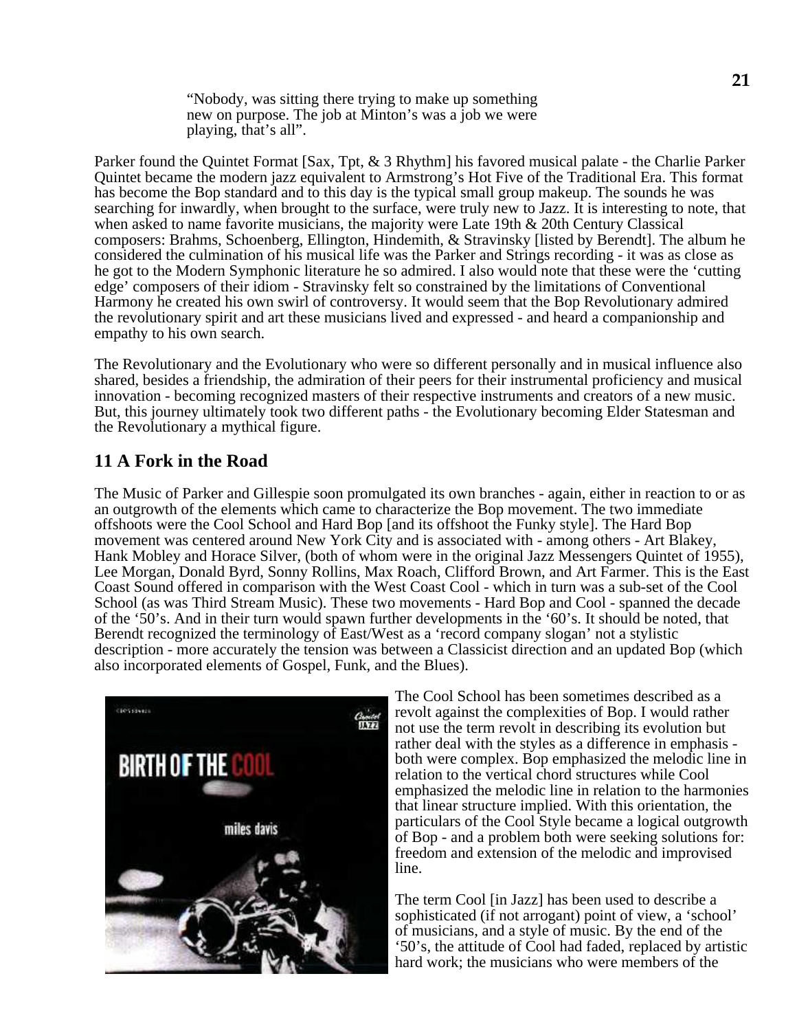"Nobody, was sitting there trying to make up something new on purpose. The job at Minton's was a job we were playing, that's all".

Parker found the Quintet Format [Sax, Tpt, & 3 Rhythm] his favored musical palate - the Charlie Parker Quintet became the modern jazz equivalent to Armstrong's Hot Five of the Traditional Era. This format has become the Bop standard and to this day is the typical small group makeup. The sounds he was searching for inwardly, when brought to the surface, were truly new to Jazz. It is interesting to note, that when asked to name favorite musicians, the majority were Late 19th & 20th Century Classical composers: Brahms, Schoenberg, Ellington, Hindemith, & Stravinsky [listed by Berendt]. The album he considered the culmination of his musical life was the Parker and Strings recording - it was as close as he got to the Modern Symphonic literature he so admired. I also would note that these were the 'cutting edge' composers of their idiom - Stravinsky felt so constrained by the limitations of Conventional Harmony he created his own swirl of controversy. It would seem that the Bop Revolutionary admired the revolutionary spirit and art these musicians lived and expressed - and heard a companionship and empathy to his own search.

The Revolutionary and the Evolutionary who were so different personally and in musical influence also shared, besides a friendship, the admiration of their peers for their instrumental proficiency and musical innovation - becoming recognized masters of their respective instruments and creators of a new music. But, this journey ultimately took two different paths - the Evolutionary becoming Elder Statesman and the Revolutionary a mythical figure.

## 11 A Fork in the Road

The Music of Parker and Gillespie soon promulgated its own branches - again, either in reaction to or as an outgrowth of the elements which came to characterize the Bop movement. The two immediate offshoots were the Cool School and Hard Bop [and its offshoot the Funky style]. The Hard Bop movement was centered around New York City and is associated with - among others - Art Blakey, Hank Mobley and Horace Silver, (both of whom were in the original Jazz Messengers Quintet of 1955), Lee Morgan, Donald Byrd, Sonny Rollins, Max Roach, Clifford Brown, and Art Farmer. This is the East Coast Sound offered in comparison with the West Coast Cool - which in turn was a sub-set of the Cool School (as was Third Stream Music). These two movements - Hard Bop and Cool - spanned the decade of the '50's. And in their turn would spawn further developments in the '60's. It should be noted, that Berendt recognized the terminology of East/West as a 'record company slogan' not a stylistic description - more accurately the tension was between a Classicist direction and an updated Bop (which also incorporated elements of Gospel, Funk, and the Blues).

The Cool School has been sometimes described as a revolt against the complexities of Bop. I would rather not use the term revolt in describing its evolution but rather deal with the styles as a difference in emphasis - both were complex. Bop emphasized the melodic line in relation to the vertical chord structures while Cool emphasized the melodic line in relation to the harmonies that linear structure implied. With this orientation, the particulars of the Cool Style became a logical outgrowth of Bop - and a problem both were seeking solutions for: freedom and extension of the melodic and improvised line.

The term Cool [in Jazz] has been used to describe a sophisticated (if not arrogant) point of view, a 'school' of musicians, and a style of music. By the end of the '50's, the attitude of Cool had faded, replaced by artistic hard work; the musicians who were members of the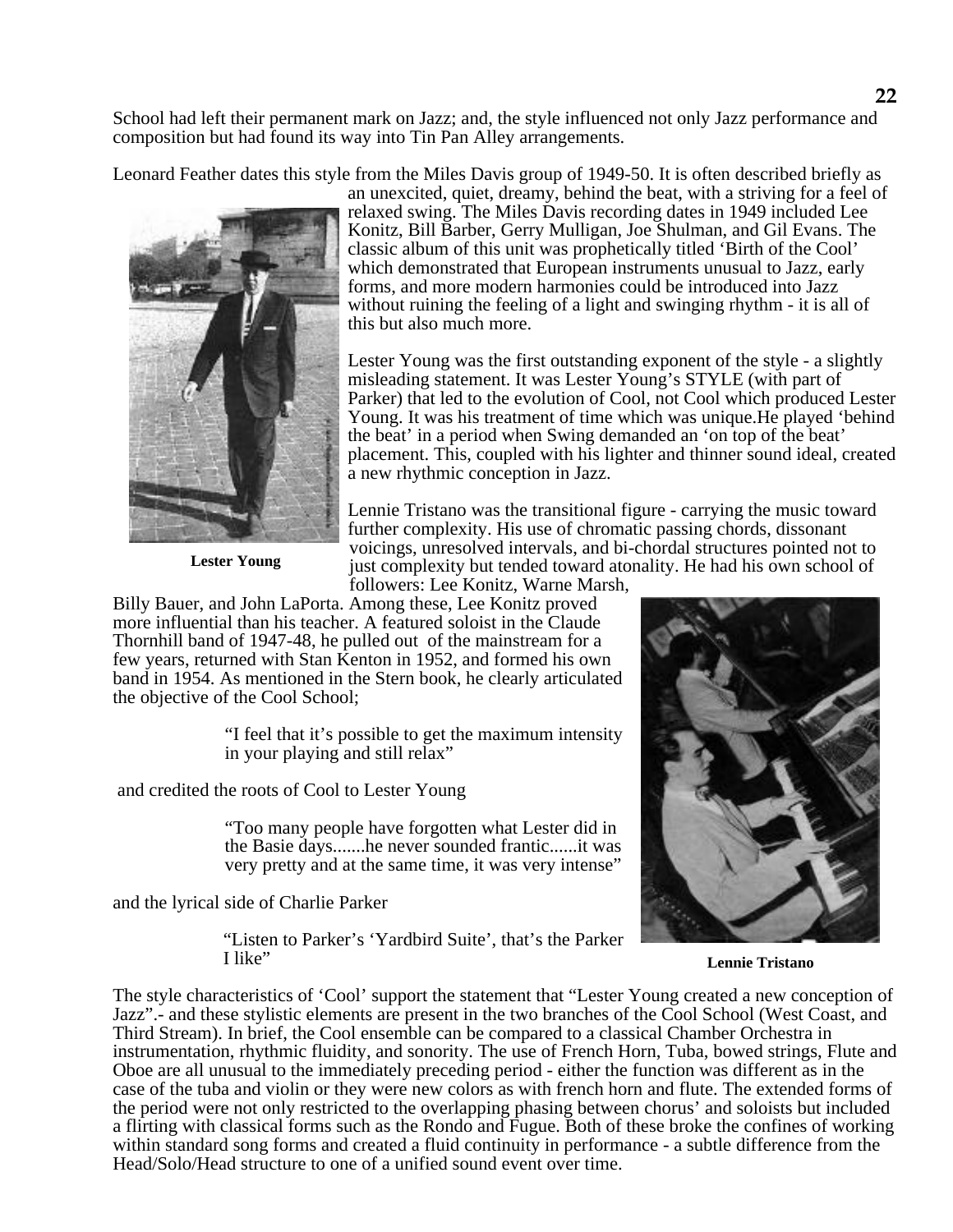School had left their permanent mark on Jazz; and, the style influenced not only Jazz performance and composition but had found its way into Tin Pan Alley arrangements.

Leonard Feather dates this style from the Miles Davis group of 1949-50. It is often described briefly as an unexcited, quiet, dreamy, behind the beat, with a striving for a feel of relaxed swing. The Miles Davis recording dates in 1949 included Lee Konitz, Bill Barber, Gerry Mulligan, Joe Shulman, and Gil Evans. The classic album of this unit was prophetically titled 'Birth of the Cool' which demonstrated that European instruments unusual to Jazz, early forms, and more modern harmonies could be introduced into Jazz without ruining the feeling of a light and swinging rhythm - it is all of this but also much more.

Lester Young was the first outstanding exponent of the style - a slightly misleading statement. It was Lester Young's STYLE (with part of Parker) that led to the evolution of Cool, not Cool which produced Lester Young. It was his treatment of time which was unique.He played 'behind the beat' in a period when Swing demanded an 'on top of the beat' placement. This, coupled with his lighter and thinner sound ideal, created a new rhythmic conception in Jazz.

**Lester Young**

Lennie Tristano was the transitional figure - carrying the music toward further complexity. His use of chromatic passing chords, dissonant voicings, unresolved intervals, and bi-chordal structures pointed not to just complexity but tended toward atonality. He had his own school of followers: Lee Konitz, Warne Marsh, Billy Bauer, and John LaPorta. Among these, Lee Konitz proved more influential than his teacher. A featured soloist in the Claude Thornhill band of 1947-48, he pulled out of the mainstream for a few years, returned with Stan Kenton in 1952, and formed his own band in 1954. As mentioned in the Stern book, he clearly articulated the objective of the Cool School;

> "I feel that it's possible to get the maximum intensity in your playing and still relax"

and credited the roots of Cool to Lester Young

> "Too many people have forgotten what Lester did in the Basie days.......he never sounded frantic......it was very pretty and at the same time, it was very intense"

and the lyrical side of Charlie Parker

> "Listen to Parker's 'Yardbird Suite', that's the Parker I like"

**Lennie Tristano**

The style characteristics of 'Cool' support the statement that "Lester Young created a new conception of Jazz".- and these stylistic elements are present in the two branches of the Cool School (West Coast, and Third Stream). In brief, the Cool ensemble can be compared to a classical Chamber Orchestra in instrumentation, rhythmic fluidity, and sonority. The use of French Horn, Tuba, bowed strings, Flute and Oboe are all unusual to the immediately preceding period - either the function was different as in the case of the tuba and violin or they were new colors as with french horn and flute. The extended forms of the period were not only restricted to the overlapping phasing between chorus' and soloists but included a flirting with classical forms such as the Rondo and Fugue. Both of these broke the confines of working within standard song forms and created a fluid continuity in performance - a subtle difference from the Head/Solo/Head structure to one of a unified sound event over time.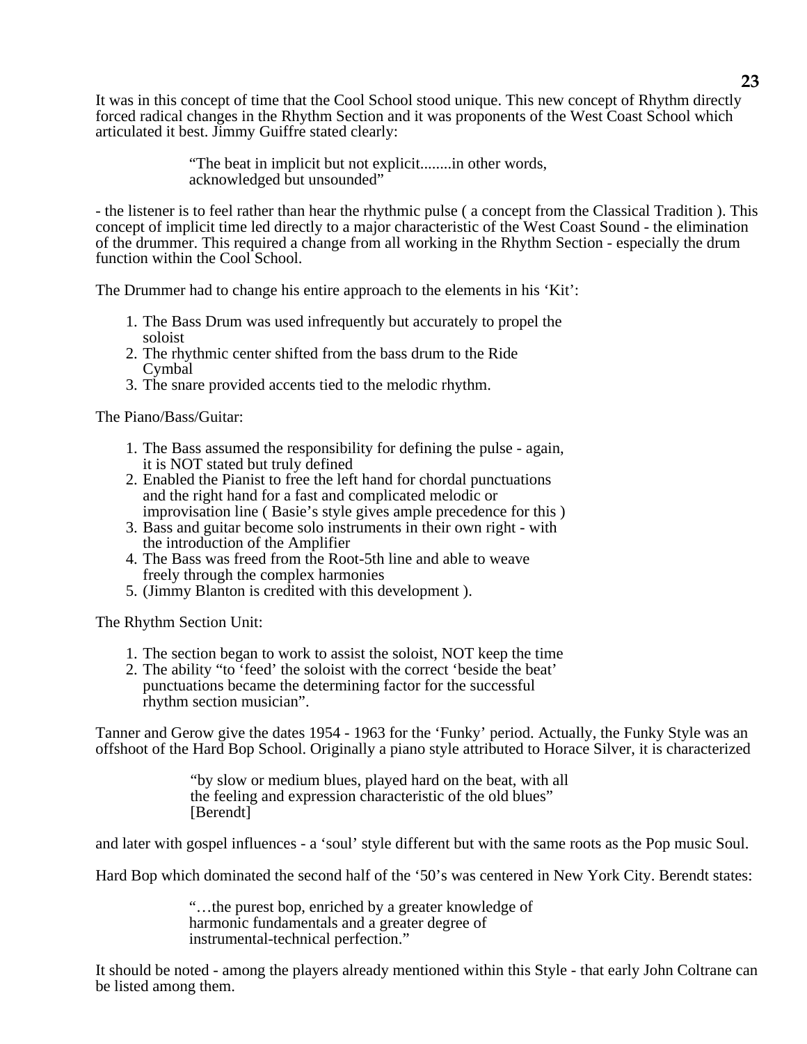It was in this concept of time that the Cool School stood unique. This new concept of Rhythm directly forced radical changes in the Rhythm Section and it was proponents of the West Coast School which articulated it best. Jimmy Guiffre stated clearly:

> "The beat in implicit but not explicit........in other words, acknowledged but unsounded"

- the listener is to feel rather than hear the rhythmic pulse ( a concept from the Classical Tradition ). This concept of implicit time led directly to a major characteristic of the West Coast Sound - the elimination of the drummer. This required a change from all working in the Rhythm Section - especially the drum function within the Cool School.

The Drummer had to change his entire approach to the elements in his 'Kit':

1. The Bass Drum was used infrequently but accurately to propel the soloist
2. The rhythmic center shifted from the bass drum to the Ride Cymbal
3. The snare provided accents tied to the melodic rhythm.

The Piano/Bass/Guitar:

1. The Bass assumed the responsibility for defining the pulse - again, it is NOT stated but truly defined
2. Enabled the Pianist to free the left hand for chordal punctuations and the right hand for a fast and complicated melodic or improvisation line ( Basie's style gives ample precedence for this )
3. Bass and guitar become solo instruments in their own right - with the introduction of the Amplifier
4. The Bass was freed from the Root-5th line and able to weave freely through the complex harmonies
5. (Jimmy Blanton is credited with this development ).

The Rhythm Section Unit:

1. The section began to work to assist the soloist, NOT keep the time
2. The ability "to 'feed' the soloist with the correct 'beside the beat' punctuations became the determining factor for the successful rhythm section musician".

Tanner and Gerow give the dates 1954 - 1963 for the 'Funky' period. Actually, the Funky Style was an offshoot of the Hard Bop School. Originally a piano style attributed to Horace Silver, it is characterized

> "by slow or medium blues, played hard on the beat, with all the feeling and expression characteristic of the old blues" [Berendt]

and later with gospel influences - a 'soul' style different but with the same roots as the Pop music Soul.

Hard Bop which dominated the second half of the '50's was centered in New York City. Berendt states:

> "…the purest bop, enriched by a greater knowledge of harmonic fundamentals and a greater degree of instrumental-technical perfection."

It should be noted - among the players already mentioned within this Style - that early John Coltrane can be listed among them.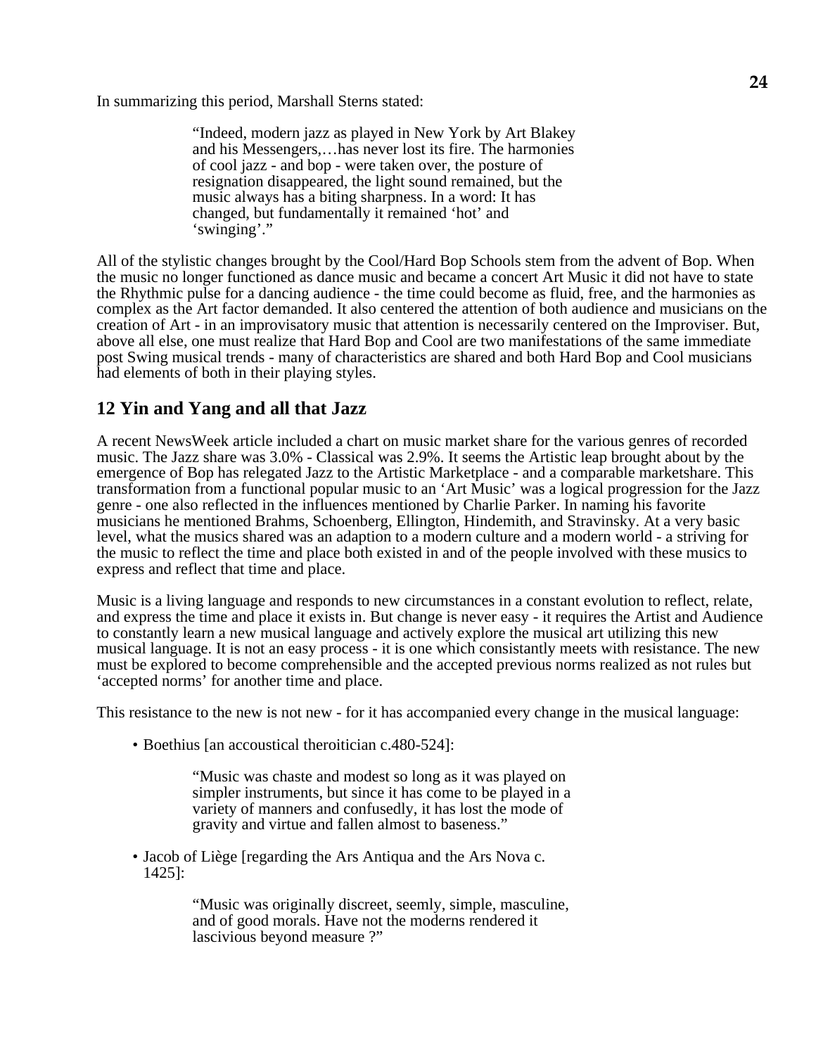In summarizing this period, Marshall Sterns stated:

> "Indeed, modern jazz as played in New York by Art Blakey and his Messengers,…has never lost its fire. The harmonies of cool jazz - and bop - were taken over, the posture of resignation disappeared, the light sound remained, but the music always has a biting sharpness. In a word: It has changed, but fundamentally it remained 'hot' and 'swinging'."

All of the stylistic changes brought by the Cool/Hard Bop Schools stem from the advent of Bop. When the music no longer functioned as dance music and became a concert Art Music it did not have to state the Rhythmic pulse for a dancing audience - the time could become as fluid, free, and the harmonies as complex as the Art factor demanded. It also centered the attention of both audience and musicians on the creation of Art - in an improvisatory music that attention is necessarily centered on the Improviser. But, above all else, one must realize that Hard Bop and Cool are two manifestations of the same immediate post Swing musical trends - many of characteristics are shared and both Hard Bop and Cool musicians had elements of both in their playing styles.

## 12 Yin and Yang and all that Jazz

A recent NewsWeek article included a chart on music market share for the various genres of recorded music. The Jazz share was 3.0% - Classical was 2.9%. It seems the Artistic leap brought about by the emergence of Bop has relegated Jazz to the Artistic Marketplace - and a comparable marketshare. This transformation from a functional popular music to an 'Art Music' was a logical progression for the Jazz genre - one also reflected in the influences mentioned by Charlie Parker. In naming his favorite musicians he mentioned Brahms, Schoenberg, Ellington, Hindemith, and Stravinsky. At a very basic level, what the musics shared was an adaption to a modern culture and a modern world - a striving for the music to reflect the time and place both existed in and of the people involved with these musics to express and reflect that time and place.

Music is a living language and responds to new circumstances in a constant evolution to reflect, relate, and express the time and place it exists in. But change is never easy - it requires the Artist and Audience to constantly learn a new musical language and actively explore the musical art utilizing this new musical language. It is not an easy process - it is one which consistantly meets with resistance. The new must be explored to become comprehensible and the accepted previous norms realized as not rules but 'accepted norms' for another time and place.

This resistance to the new is not new - for it has accompanied every change in the musical language:

- Boethius [an accoustical theroitician c.480-524]:

  > "Music was chaste and modest so long as it was played on simpler instruments, but since it has come to be played in a variety of manners and confusedly, it has lost the mode of gravity and virtue and fallen almost to baseness."

- Jacob of Liège [regarding the Ars Antiqua and the Ars Nova c. 1425]:

  > "Music was originally discreet, seemly, simple, masculine, and of good morals. Have not the moderns rendered it lascivious beyond measure ?"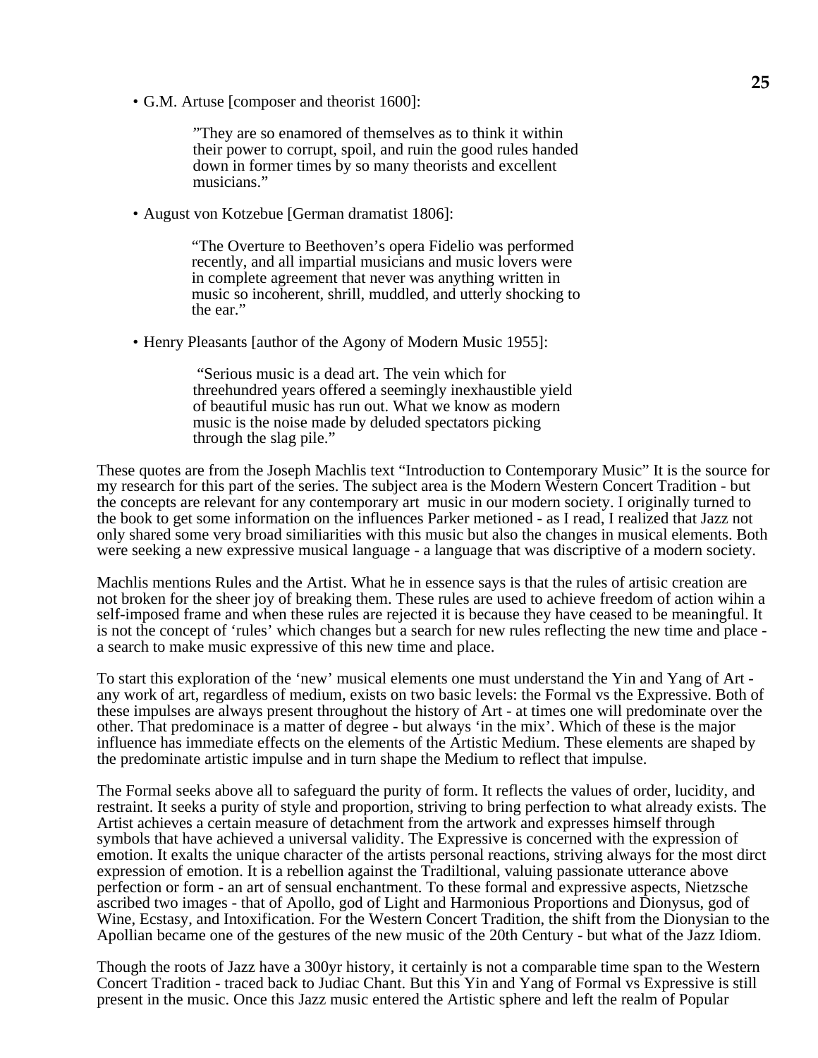- G.M. Artuse [composer and theorist 1600]:

  > ”They are so enamored of themselves as to think it within their power to corrupt, spoil, and ruin the good rules handed down in former times by so many theorists and excellent musicians.”

- August von Kotzebue [German dramatist 1806]:

  > “The Overture to Beethoven’s opera Fidelio was performed recently, and all impartial musicians and music lovers were in complete agreement that never was anything written in music so incoherent, shrill, muddled, and utterly shocking to the ear.”

- Henry Pleasants [author of the Agony of Modern Music 1955]:

  > “Serious music is a dead art. The vein which for threehundred years offered a seemingly inexhaustible yield of beautiful music has run out. What we know as modern music is the noise made by deluded spectators picking through the slag pile.”

These quotes are from the Joseph Machlis text “Introduction to Contemporary Music” It is the source for my research for this part of the series. The subject area is the Modern Western Concert Tradition - but the concepts are relevant for any contemporary art music in our modern society. I originally turned to the book to get some information on the influences Parker metioned - as I read, I realized that Jazz not only shared some very broad similiarities with this music but also the changes in musical elements. Both were seeking a new expressive musical language - a language that was discriptive of a modern society.

Machlis mentions Rules and the Artist. What he in essence says is that the rules of artisic creation are not broken for the sheer joy of breaking them. These rules are used to achieve freedom of action wihin a self-imposed frame and when these rules are rejected it is because they have ceased to be meaningful. It is not the concept of ‘rules’ which changes but a search for new rules reflecting the new time and place - a search to make music expressive of this new time and place.

To start this exploration of the ‘new’ musical elements one must understand the Yin and Yang of Art - any work of art, regardless of medium, exists on two basic levels: the Formal vs the Expressive. Both of these impulses are always present throughout the history of Art - at times one will predominate over the other. That predominace is a matter of degree - but always ‘in the mix’. Which of these is the major influence has immediate effects on the elements of the Artistic Medium. These elements are shaped by the predominate artistic impulse and in turn shape the Medium to reflect that impulse.

The Formal seeks above all to safeguard the purity of form. It reflects the values of order, lucidity, and restraint. It seeks a purity of style and proportion, striving to bring perfection to what already exists. The Artist achieves a certain measure of detachment from the artwork and expresses himself through symbols that have achieved a universal validity. The Expressive is concerned with the expression of emotion. It exalts the unique character of the artists personal reactions, striving always for the most dirct expression of emotion. It is a rebellion against the Tradiltional, valuing passionate utterance above perfection or form - an art of sensual enchantment. To these formal and expressive aspects, Nietzsche ascribed two images - that of Apollo, god of Light and Harmonious Proportions and Dionysus, god of Wine, Ecstasy, and Intoxification. For the Western Concert Tradition, the shift from the Dionysian to the Apollian became one of the gestures of the new music of the 20th Century - but what of the Jazz Idiom.

Though the roots of Jazz have a 300yr history, it certainly is not a comparable time span to the Western Concert Tradition - traced back to Judiac Chant. But this Yin and Yang of Formal vs Expressive is still present in the music. Once this Jazz music entered the Artistic sphere and left the realm of Popular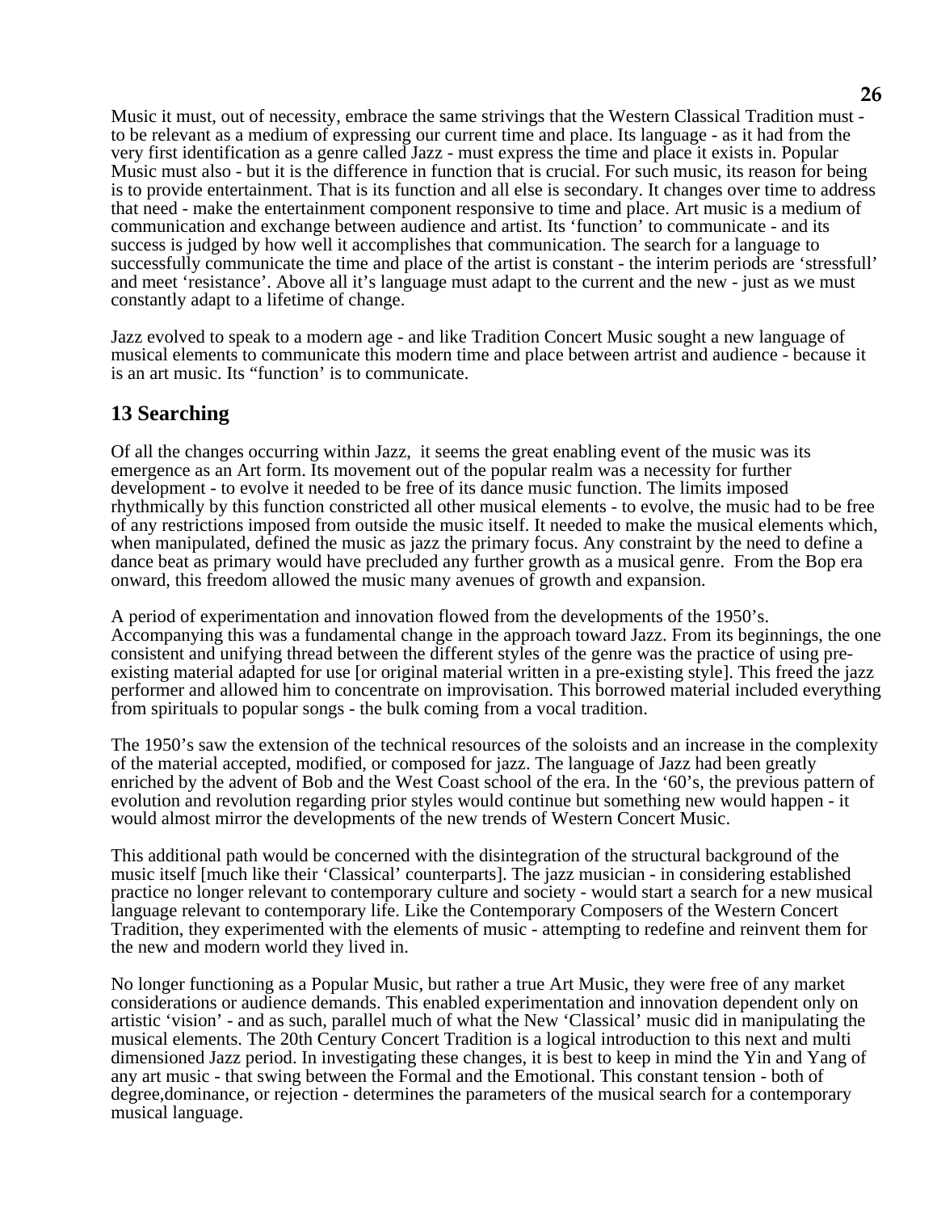Music it must, out of necessity, embrace the same strivings that the Western Classical Tradition must - to be relevant as a medium of expressing our current time and place. Its language - as it had from the very first identification as a genre called Jazz - must express the time and place it exists in. Popular Music must also - but it is the difference in function that is crucial. For such music, its reason for being is to provide entertainment. That is its function and all else is secondary. It changes over time to address that need - make the entertainment component responsive to time and place. Art music is a medium of communication and exchange between audience and artist. Its 'function' to communicate - and its success is judged by how well it accomplishes that communication. The search for a language to successfully communicate the time and place of the artist is constant - the interim periods are 'stressfull' and meet 'resistance'. Above all it's language must adapt to the current and the new - just as we must constantly adapt to a lifetime of change.

Jazz evolved to speak to a modern age - and like Tradition Concert Music sought a new language of musical elements to communicate this modern time and place between artrist and audience - because it is an art music. Its "function' is to communicate.

## 13 Searching

Of all the changes occurring within Jazz,  it seems the great enabling event of the music was its emergence as an Art form. Its movement out of the popular realm was a necessity for further development - to evolve it needed to be free of its dance music function. The limits imposed rhythmically by this function constricted all other musical elements - to evolve, the music had to be free of any restrictions imposed from outside the music itself. It needed to make the musical elements which, when manipulated, defined the music as jazz the primary focus. Any constraint by the need to define a dance beat as primary would have precluded any further growth as a musical genre.  From the Bop era onward, this freedom allowed the music many avenues of growth and expansion.

A period of experimentation and innovation flowed from the developments of the 1950's. Accompanying this was a fundamental change in the approach toward Jazz. From its beginnings, the one consistent and unifying thread between the different styles of the genre was the practice of using pre-existing material adapted for use [or original material written in a pre-existing style]. This freed the jazz performer and allowed him to concentrate on improvisation. This borrowed material included everything from spirituals to popular songs - the bulk coming from a vocal tradition.

The 1950's saw the extension of the technical resources of the soloists and an increase in the complexity of the material accepted, modified, or composed for jazz. The language of Jazz had been greatly enriched by the advent of Bob and the West Coast school of the era. In the '60's, the previous pattern of evolution and revolution regarding prior styles would continue but something new would happen - it would almost mirror the developments of the new trends of Western Concert Music.

This additional path would be concerned with the disintegration of the structural background of the music itself [much like their 'Classical' counterparts]. The jazz musician - in considering established practice no longer relevant to contemporary culture and society - would start a search for a new musical language relevant to contemporary life. Like the Contemporary Composers of the Western Concert Tradition, they experimented with the elements of music - attempting to redefine and reinvent them for the new and modern world they lived in.

No longer functioning as a Popular Music, but rather a true Art Music, they were free of any market considerations or audience demands. This enabled experimentation and innovation dependent only on artistic 'vision' - and as such, parallel much of what the New 'Classical' music did in manipulating the musical elements. The 20th Century Concert Tradition is a logical introduction to this next and multi dimensioned Jazz period. In investigating these changes, it is best to keep in mind the Yin and Yang of any art music - that swing between the Formal and the Emotional. This constant tension - both of degree,dominance, or rejection - determines the parameters of the musical search for a contemporary musical language.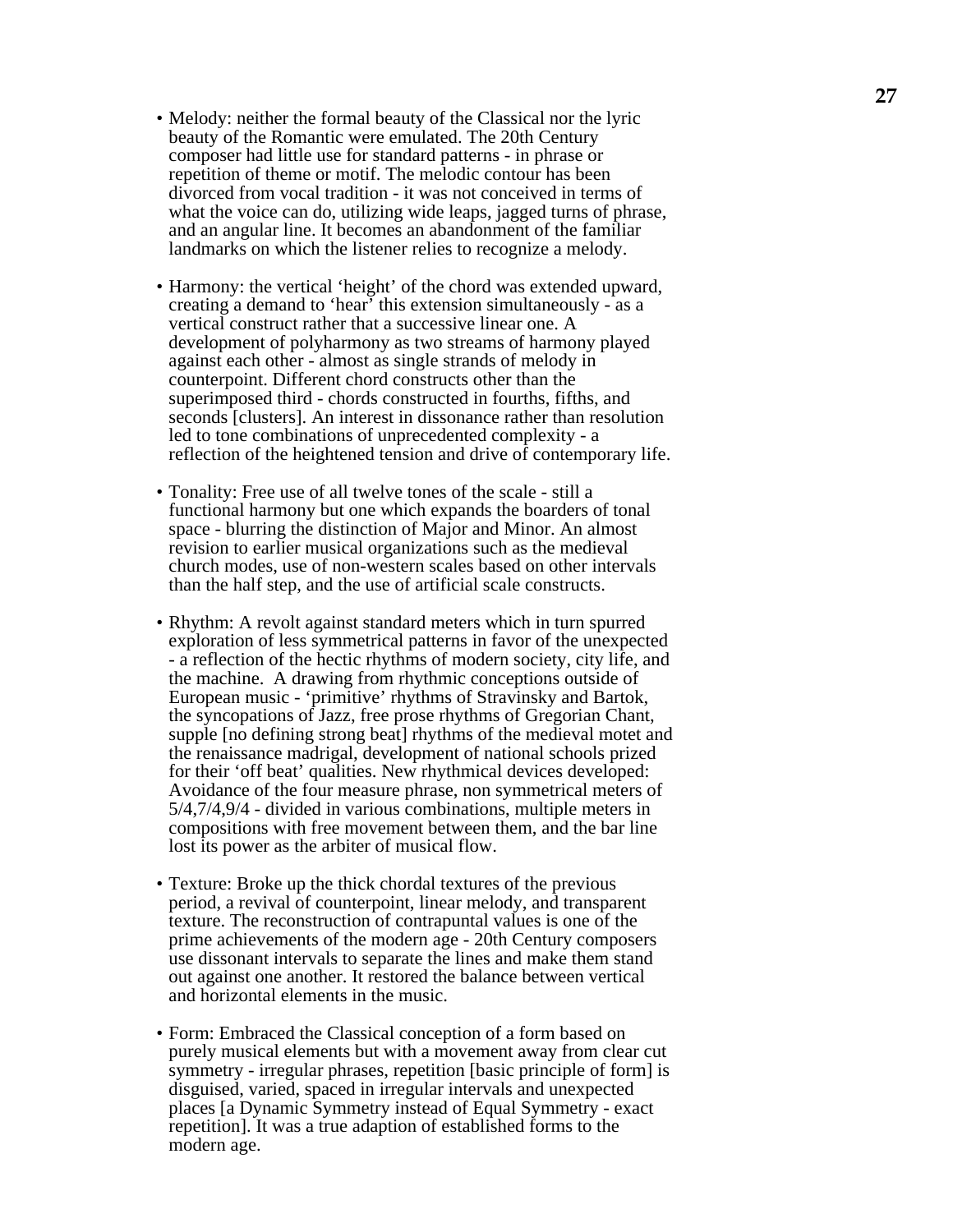- Melody: neither the formal beauty of the Classical nor the lyric beauty of the Romantic were emulated. The 20th Century composer had little use for standard patterns - in phrase or repetition of theme or motif. The melodic contour has been divorced from vocal tradition - it was not conceived in terms of what the voice can do, utilizing wide leaps, jagged turns of phrase, and an angular line. It becomes an abandonment of the familiar landmarks on which the listener relies to recognize a melody.

- Harmony: the vertical 'height' of the chord was extended upward, creating a demand to 'hear' this extension simultaneously - as a vertical construct rather that a successive linear one. A development of polyharmony as two streams of harmony played against each other - almost as single strands of melody in counterpoint. Different chord constructs other than the superimposed third - chords constructed in fourths, fifths, and seconds [clusters]. An interest in dissonance rather than resolution led to tone combinations of unprecedented complexity - a reflection of the heightened tension and drive of contemporary life.

- Tonality: Free use of all twelve tones of the scale - still a functional harmony but one which expands the boarders of tonal space - blurring the distinction of Major and Minor. An almost revision to earlier musical organizations such as the medieval church modes, use of non-western scales based on other intervals than the half step, and the use of artificial scale constructs.

- Rhythm: A revolt against standard meters which in turn spurred exploration of less symmetrical patterns in favor of the unexpected - a reflection of the hectic rhythms of modern society, city life, and the machine. A drawing from rhythmic conceptions outside of European music - 'primitive' rhythms of Stravinsky and Bartok, the syncopations of Jazz, free prose rhythms of Gregorian Chant, supple [no defining strong beat] rhythms of the medieval motet and the renaissance madrigal, development of national schools prized for their 'off beat' qualities. New rhythmical devices developed: Avoidance of the four measure phrase, non symmetrical meters of 5/4,7/4,9/4 - divided in various combinations, multiple meters in compositions with free movement between them, and the bar line lost its power as the arbiter of musical flow.

- Texture: Broke up the thick chordal textures of the previous period, a revival of counterpoint, linear melody, and transparent texture. The reconstruction of contrapuntal values is one of the prime achievements of the modern age - 20th Century composers use dissonant intervals to separate the lines and make them stand out against one another. It restored the balance between vertical and horizontal elements in the music.

- Form: Embraced the Classical conception of a form based on purely musical elements but with a movement away from clear cut symmetry - irregular phrases, repetition [basic principle of form] is disguised, varied, spaced in irregular intervals and unexpected places [a Dynamic Symmetry instead of Equal Symmetry - exact repetition]. It was a true adaption of established forms to the modern age.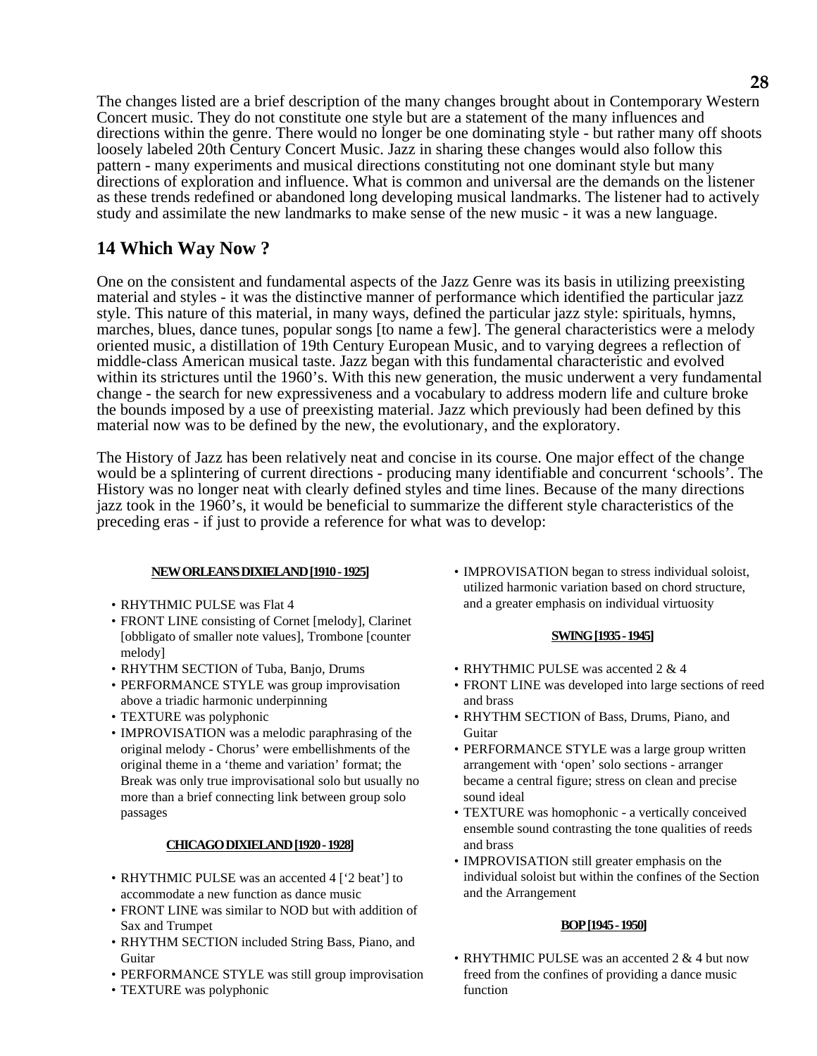The changes listed are a brief description of the many changes brought about in Contemporary Western Concert music. They do not constitute one style but are a statement of the many influences and directions within the genre. There would no longer be one dominating style - but rather many off shoots loosely labeled 20th Century Concert Music. Jazz in sharing these changes would also follow this pattern - many experiments and musical directions constituting not one dominant style but many directions of exploration and influence. What is common and universal are the demands on the listener as these trends redefined or abandoned long developing musical landmarks. The listener had to actively study and assimilate the new landmarks to make sense of the new music - it was a new language.

## 14 Which Way Now ?

One on the consistent and fundamental aspects of the Jazz Genre was its basis in utilizing preexisting material and styles - it was the distinctive manner of performance which identified the particular jazz style. This nature of this material, in many ways, defined the particular jazz style: spirituals, hymns, marches, blues, dance tunes, popular songs [to name a few]. The general characteristics were a melody oriented music, a distillation of 19th Century European Music, and to varying degrees a reflection of middle-class American musical taste. Jazz began with this fundamental characteristic and evolved within its strictures until the 1960's. With this new generation, the music underwent a very fundamental change - the search for new expressiveness and a vocabulary to address modern life and culture broke the bounds imposed by a use of preexisting material. Jazz which previously had been defined by this material now was to be defined by the new, the evolutionary, and the exploratory.

The History of Jazz has been relatively neat and concise in its course. One major effect of the change would be a splintering of current directions - producing many identifiable and concurrent 'schools'. The History was no longer neat with clearly defined styles and time lines. Because of the many directions jazz took in the 1960's, it would be beneficial to summarize the different style characteristics of the preceding eras - if just to provide a reference for what was to develop:

**NEW ORLEANS DIXIELAND [1910 - 1925]**

- RHYTHMIC PULSE was Flat 4
- FRONT LINE consisting of Cornet [melody], Clarinet [obbligato of smaller note values], Trombone [counter melody]
- RHYTHM SECTION of Tuba, Banjo, Drums
- PERFORMANCE STYLE was group improvisation above a triadic harmonic underpinning
- TEXTURE was polyphonic
- IMPROVISATION was a melodic paraphrasing of the original melody - Chorus' were embellishments of the original theme in a 'theme and variation' format; the Break was only true improvisational solo but usually no more than a brief connecting link between group solo passages

**CHICAGO DIXIELAND [1920 - 1928]**

- RHYTHMIC PULSE was an accented 4 ['2 beat'] to accommodate a new function as dance music
- FRONT LINE was similar to NOD but with addition of Sax and Trumpet
- RHYTHM SECTION included String Bass, Piano, and Guitar
- PERFORMANCE STYLE was still group improvisation
- TEXTURE was polyphonic
- IMPROVISATION began to stress individual soloist, utilized harmonic variation based on chord structure, and a greater emphasis on individual virtuosity

**SWING [1935 - 1945]**

- RHYTHMIC PULSE was accented 2 & 4
- FRONT LINE was developed into large sections of reed and brass
- RHYTHM SECTION of Bass, Drums, Piano, and Guitar
- PERFORMANCE STYLE was a large group written arrangement with 'open' solo sections - arranger became a central figure; stress on clean and precise sound ideal
- TEXTURE was homophonic - a vertically conceived ensemble sound contrasting the tone qualities of reeds and brass
- IMPROVISATION still greater emphasis on the individual soloist but within the confines of the Section and the Arrangement

**BOP [1945 - 1950]**

- RHYTHMIC PULSE was an accented 2 & 4 but now freed from the confines of providing a dance music function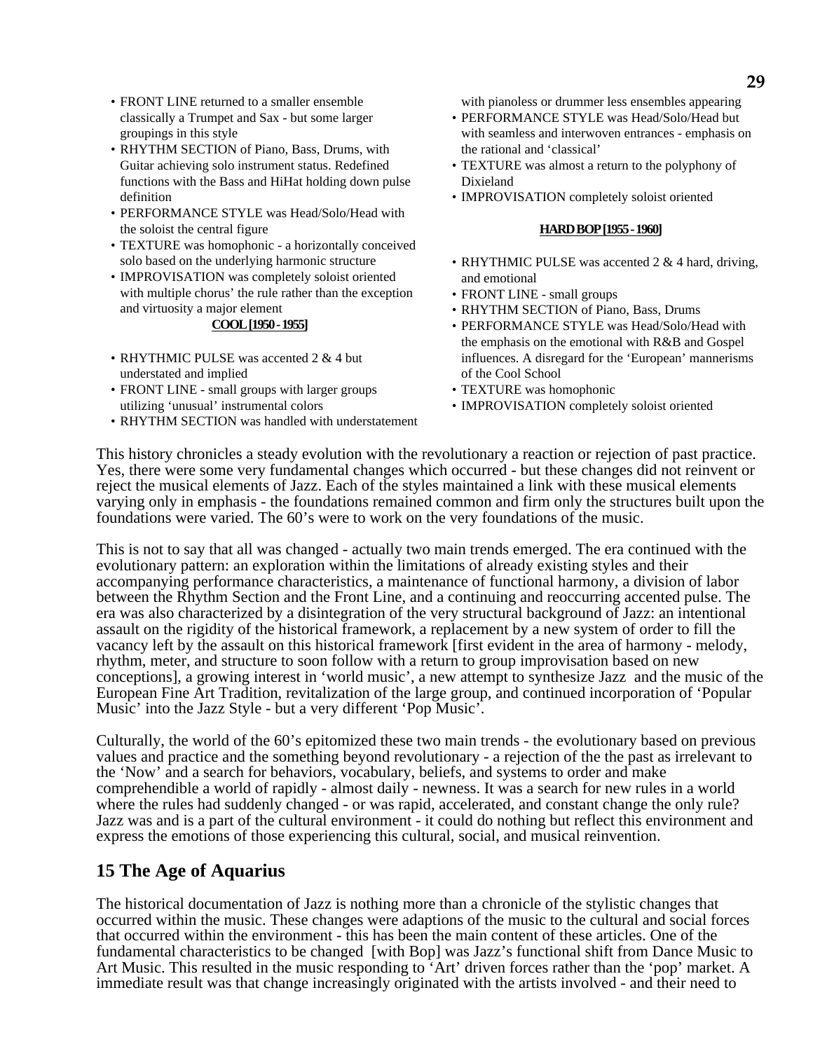- FRONT LINE returned to a smaller ensemble classically a Trumpet and Sax - but some larger groupings in this style
- RHYTHM SECTION of Piano, Bass, Drums, with Guitar achieving solo instrument status. Redefined functions with the Bass and HiHat holding down pulse definition
- PERFORMANCE STYLE was Head/Solo/Head with the soloist the central figure
- TEXTURE was homophonic - a horizontally conceived solo based on the underlying harmonic structure
- IMPROVISATION was completely soloist oriented with multiple chorus' the rule rather than the exception and virtuosity a major element

**COOL [1950 - 1955]**

- RHYTHMIC PULSE was accented 2 & 4 but understated and implied
- FRONT LINE - small groups with larger groups utilizing 'unusual' instrumental colors
- RHYTHM SECTION was handled with understatement with pianoless or drummer less ensembles appearing
- PERFORMANCE STYLE was Head/Solo/Head but with seamless and interwoven entrances - emphasis on the rational and 'classical'
- TEXTURE was almost a return to the polyphony of Dixieland
- IMPROVISATION completely soloist oriented

**HARD BOP [1955 - 1960]**

- RHYTHMIC PULSE was accented 2 & 4 hard, driving, and emotional
- FRONT LINE - small groups
- RHYTHM SECTION of Piano, Bass, Drums
- PERFORMANCE STYLE was Head/Solo/Head with the emphasis on the emotional with R&B and Gospel influences. A disregard for the 'European' mannerisms of the Cool School
- TEXTURE was homophonic
- IMPROVISATION completely soloist oriented

This history chronicles a steady evolution with the revolutionary a reaction or rejection of past practice. Yes, there were some very fundamental changes which occurred - but these changes did not reinvent or reject the musical elements of Jazz. Each of the styles maintained a link with these musical elements varying only in emphasis - the foundations remained common and firm only the structures built upon the foundations were varied. The 60's were to work on the very foundations of the music.

This is not to say that all was changed - actually two main trends emerged. The era continued with the evolutionary pattern: an exploration within the limitations of already existing styles and their accompanying performance characteristics, a maintenance of functional harmony, a division of labor between the Rhythm Section and the Front Line, and a continuing and reoccurring accented pulse. The era was also characterized by a disintegration of the very structural background of Jazz: an intentional assault on the rigidity of the historical framework, a replacement by a new system of order to fill the vacancy left by the assault on this historical framework [first evident in the area of harmony - melody, rhythm, meter, and structure to soon follow with a return to group improvisation based on new conceptions], a growing interest in 'world music', a new attempt to synthesize Jazz and the music of the European Fine Art Tradition, revitalization of the large group, and continued incorporation of 'Popular Music' into the Jazz Style - but a very different 'Pop Music'.

Culturally, the world of the 60's epitomized these two main trends - the evolutionary based on previous values and practice and the something beyond revolutionary - a rejection of the the past as irrelevant to the 'Now' and a search for behaviors, vocabulary, beliefs, and systems to order and make comprehendible a world of rapidly - almost daily - newness. It was a search for new rules in a world where the rules had suddenly changed - or was rapid, accelerated, and constant change the only rule? Jazz was and is a part of the cultural environment - it could do nothing but reflect this environment and express the emotions of those experiencing this cultural, social, and musical reinvention.

## 15 The Age of Aquarius

The historical documentation of Jazz is nothing more than a chronicle of the stylistic changes that occurred within the music. These changes were adaptions of the music to the cultural and social forces that occurred within the environment - this has been the main content of these articles. One of the fundamental characteristics to be changed [with Bop] was Jazz's functional shift from Dance Music to Art Music. This resulted in the music responding to 'Art' driven forces rather than the 'pop' market. A immediate result was that change increasingly originated with the artists involved - and their need to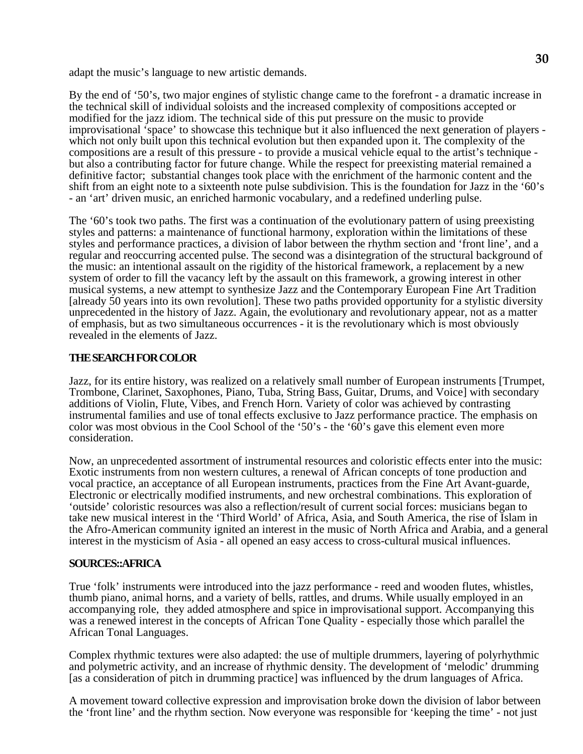adapt the music's language to new artistic demands.

By the end of '50's, two major engines of stylistic change came to the forefront - a dramatic increase in the technical skill of individual soloists and the increased complexity of compositions accepted or modified for the jazz idiom. The technical side of this put pressure on the music to provide improvisational 'space' to showcase this technique but it also influenced the next generation of players - which not only built upon this technical evolution but then expanded upon it. The complexity of the compositions are a result of this pressure - to provide a musical vehicle equal to the artist's technique - but also a contributing factor for future change. While the respect for preexisting material remained a definitive factor; substantial changes took place with the enrichment of the harmonic content and the shift from an eight note to a sixteenth note pulse subdivision. This is the foundation for Jazz in the '60's - an 'art' driven music, an enriched harmonic vocabulary, and a redefined underling pulse.

The '60's took two paths. The first was a continuation of the evolutionary pattern of using preexisting styles and patterns: a maintenance of functional harmony, exploration within the limitations of these styles and performance practices, a division of labor between the rhythm section and 'front line', and a regular and reoccurring accented pulse. The second was a disintegration of the structural background of the music: an intentional assault on the rigidity of the historical framework, a replacement by a new system of order to fill the vacancy left by the assault on this framework, a growing interest in other musical systems, a new attempt to synthesize Jazz and the Contemporary European Fine Art Tradition [already 50 years into its own revolution]. These two paths provided opportunity for a stylistic diversity unprecedented in the history of Jazz. Again, the evolutionary and revolutionary appear, not as a matter of emphasis, but as two simultaneous occurrences - it is the revolutionary which is most obviously revealed in the elements of Jazz.

**THE SEARCH FOR COLOR**

Jazz, for its entire history, was realized on a relatively small number of European instruments [Trumpet, Trombone, Clarinet, Saxophones, Piano, Tuba, String Bass, Guitar, Drums, and Voice] with secondary additions of Violin, Flute, Vibes, and French Horn. Variety of color was achieved by contrasting instrumental families and use of tonal effects exclusive to Jazz performance practice. The emphasis on color was most obvious in the Cool School of the '50's - the '60's gave this element even more consideration.

Now, an unprecedented assortment of instrumental resources and coloristic effects enter into the music: Exotic instruments from non western cultures, a renewal of African concepts of tone production and vocal practice, an acceptance of all European instruments, practices from the Fine Art Avant-guarde, Electronic or electrically modified instruments, and new orchestral combinations. This exploration of 'outside' coloristic resources was also a reflection/result of current social forces: musicians began to take new musical interest in the 'Third World' of Africa, Asia, and South America, the rise of Islam in the Afro-American community ignited an interest in the music of North Africa and Arabia, and a general interest in the mysticism of Asia - all opened an easy access to cross-cultural musical influences.

**SOURCES::AFRICA**

True 'folk' instruments were introduced into the jazz performance - reed and wooden flutes, whistles, thumb piano, animal horns, and a variety of bells, rattles, and drums. While usually employed in an accompanying role, they added atmosphere and spice in improvisational support. Accompanying this was a renewed interest in the concepts of African Tone Quality - especially those which parallel the African Tonal Languages.

Complex rhythmic textures were also adapted: the use of multiple drummers, layering of polyrhythmic and polymetric activity, and an increase of rhythmic density. The development of 'melodic' drumming [as a consideration of pitch in drumming practice] was influenced by the drum languages of Africa.

A movement toward collective expression and improvisation broke down the division of labor between the 'front line' and the rhythm section. Now everyone was responsible for 'keeping the time' - not just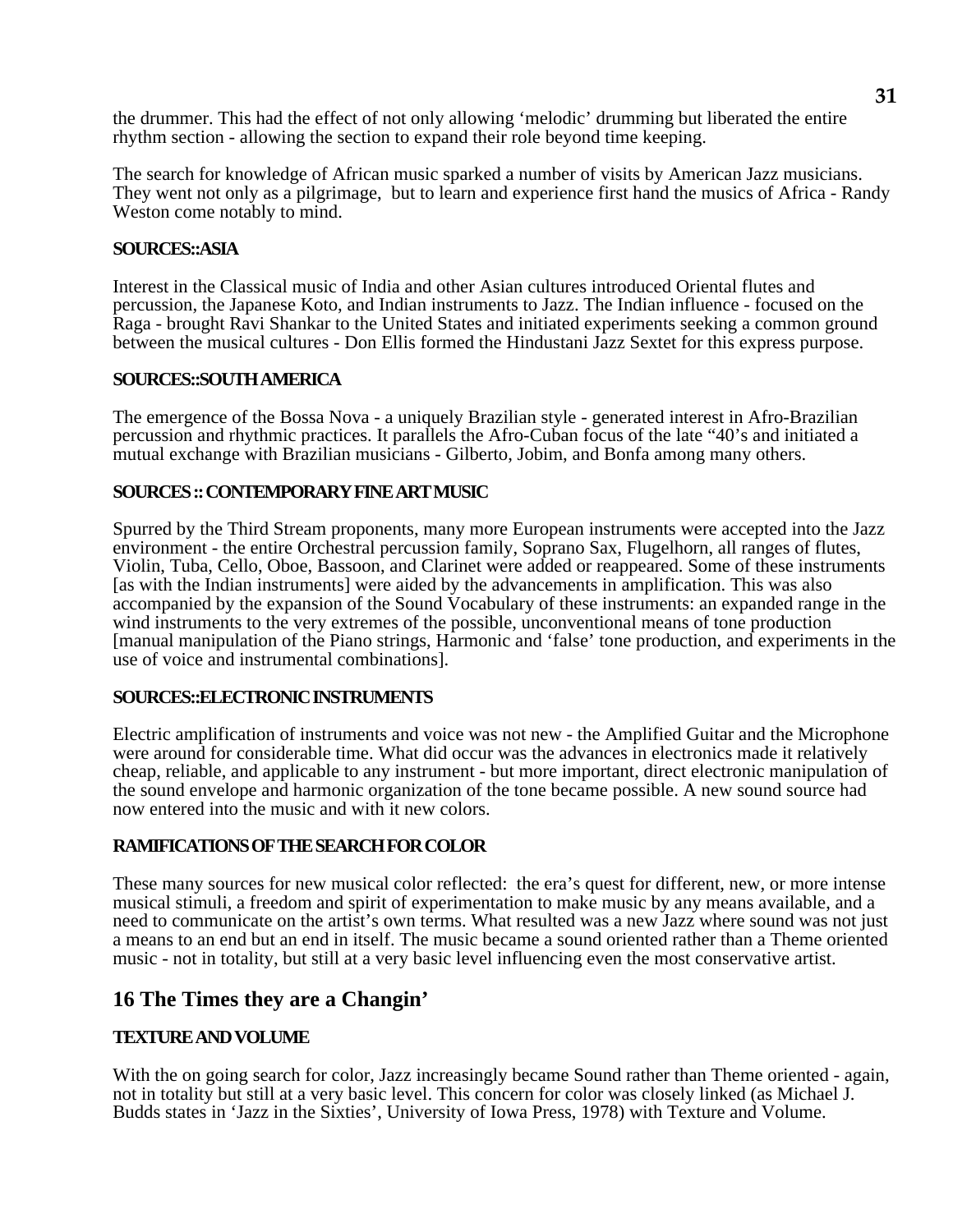the drummer. This had the effect of not only allowing ‘melodic’ drumming but liberated the entire rhythm section - allowing the section to expand their role beyond time keeping.

The search for knowledge of African music sparked a number of visits by American Jazz musicians. They went not only as a pilgrimage,  but to learn and experience first hand the musics of Africa - Randy Weston come notably to mind.

**SOURCES::ASIA**

Interest in the Classical music of India and other Asian cultures introduced Oriental flutes and percussion, the Japanese Koto, and Indian instruments to Jazz. The Indian influence - focused on the Raga - brought Ravi Shankar to the United States and initiated experiments seeking a common ground between the musical cultures - Don Ellis formed the Hindustani Jazz Sextet for this express purpose.

**SOURCES::SOUTH AMERICA**

The emergence of the Bossa Nova - a uniquely Brazilian style - generated interest in Afro-Brazilian percussion and rhythmic practices. It parallels the Afro-Cuban focus of the late “40’s and initiated a mutual exchange with Brazilian musicians - Gilberto, Jobim, and Bonfa among many others.

**SOURCES :: CONTEMPORARY FINE ART MUSIC**

Spurred by the Third Stream proponents, many more European instruments were accepted into the Jazz environment - the entire Orchestral percussion family, Soprano Sax, Flugelhorn, all ranges of flutes, Violin, Tuba, Cello, Oboe, Bassoon, and Clarinet were added or reappeared. Some of these instruments [as with the Indian instruments] were aided by the advancements in amplification. This was also accompanied by the expansion of the Sound Vocabulary of these instruments: an expanded range in the wind instruments to the very extremes of the possible, unconventional means of tone production [manual manipulation of the Piano strings, Harmonic and ‘false’ tone production, and experiments in the use of voice and instrumental combinations].

**SOURCES::ELECTRONIC INSTRUMENTS**

Electric amplification of instruments and voice was not new - the Amplified Guitar and the Microphone were around for considerable time. What did occur was the advances in electronics made it relatively cheap, reliable, and applicable to any instrument - but more important, direct electronic manipulation of the sound envelope and harmonic organization of the tone became possible. A new sound source had now entered into the music and with it new colors.

**RAMIFICATIONS OF THE SEARCH FOR COLOR**

These many sources for new musical color reflected:  the era’s quest for different, new, or more intense musical stimuli, a freedom and spirit of experimentation to make music by any means available, and a need to communicate on the artist’s own terms. What resulted was a new Jazz where sound was not just a means to an end but an end in itself. The music became a sound oriented rather than a Theme oriented music - not in totality, but still at a very basic level influencing even the most conservative artist.

## 16 The Times they are a Changin’

**TEXTURE AND VOLUME**

With the on going search for color, Jazz increasingly became Sound rather than Theme oriented - again, not in totality but still at a very basic level. This concern for color was closely linked (as Michael J. Budds states in ‘Jazz in the Sixties’, University of Iowa Press, 1978) with Texture and Volume.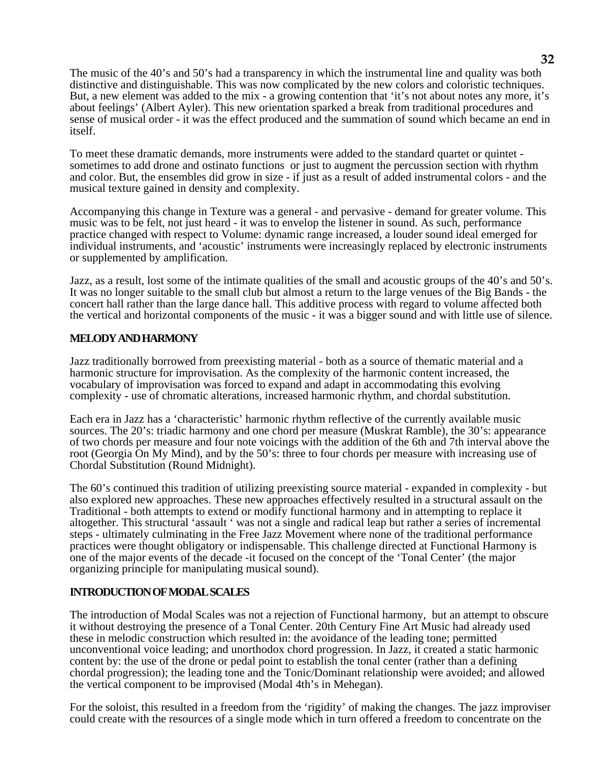The music of the 40's and 50's had a transparency in which the instrumental line and quality was both distinctive and distinguishable. This was now complicated by the new colors and coloristic techniques. But, a new element was added to the mix - a growing contention that 'it's not about notes any more, it's about feelings' (Albert Ayler). This new orientation sparked a break from traditional procedures and sense of musical order - it was the effect produced and the summation of sound which became an end in itself.

To meet these dramatic demands, more instruments were added to the standard quartet or quintet - sometimes to add drone and ostinato functions  or just to augment the percussion section with rhythm and color. But, the ensembles did grow in size - if just as a result of added instrumental colors - and the musical texture gained in density and complexity.

Accompanying this change in Texture was a general - and pervasive - demand for greater volume. This music was to be felt, not just heard - it was to envelop the listener in sound. As such, performance practice changed with respect to Volume: dynamic range increased, a louder sound ideal emerged for individual instruments, and 'acoustic' instruments were increasingly replaced by electronic instruments or supplemented by amplification.

Jazz, as a result, lost some of the intimate qualities of the small and acoustic groups of the 40's and 50's. It was no longer suitable to the small club but almost a return to the large venues of the Big Bands - the concert hall rather than the large dance hall. This additive process with regard to volume affected both the vertical and horizontal components of the music - it was a bigger sound and with little use of silence.

**MELODY AND HARMONY**

Jazz traditionally borrowed from preexisting material - both as a source of thematic material and a harmonic structure for improvisation. As the complexity of the harmonic content increased, the vocabulary of improvisation was forced to expand and adapt in accommodating this evolving complexity - use of chromatic alterations, increased harmonic rhythm, and chordal substitution.

Each era in Jazz has a 'characteristic' harmonic rhythm reflective of the currently available music sources. The 20's: triadic harmony and one chord per measure (Muskrat Ramble), the 30's: appearance of two chords per measure and four note voicings with the addition of the 6th and 7th interval above the root (Georgia On My Mind), and by the 50's: three to four chords per measure with increasing use of Chordal Substitution (Round Midnight).

The 60's continued this tradition of utilizing preexisting source material - expanded in complexity - but also explored new approaches. These new approaches effectively resulted in a structural assault on the Traditional - both attempts to extend or modify functional harmony and in attempting to replace it altogether. This structural 'assault ' was not a single and radical leap but rather a series of incremental steps - ultimately culminating in the Free Jazz Movement where none of the traditional performance practices were thought obligatory or indispensable. This challenge directed at Functional Harmony is one of the major events of the decade -it focused on the concept of the 'Tonal Center' (the major organizing principle for manipulating musical sound).

**INTRODUCTION OF MODAL SCALES**

The introduction of Modal Scales was not a rejection of Functional harmony,  but an attempt to obscure it without destroying the presence of a Tonal Center. 20th Century Fine Art Music had already used these in melodic construction which resulted in: the avoidance of the leading tone; permitted unconventional voice leading; and unorthodox chord progression. In Jazz, it created a static harmonic content by: the use of the drone or pedal point to establish the tonal center (rather than a defining chordal progression); the leading tone and the Tonic/Dominant relationship were avoided; and allowed the vertical component to be improvised (Modal 4th's in Mehegan).

For the soloist, this resulted in a freedom from the 'rigidity' of making the changes. The jazz improviser could create with the resources of a single mode which in turn offered a freedom to concentrate on the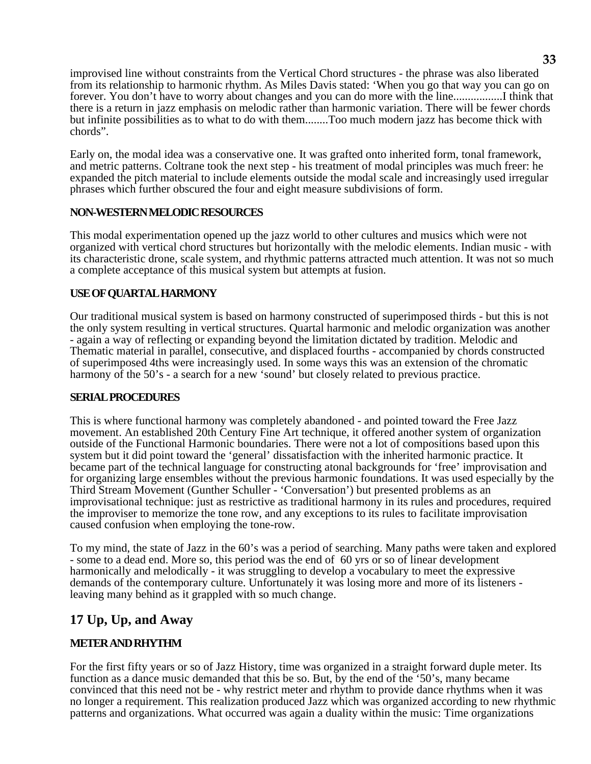improvised line without constraints from the Vertical Chord structures - the phrase was also liberated from its relationship to harmonic rhythm. As Miles Davis stated: 'When you go that way you can go on forever. You don't have to worry about changes and you can do more with the line................I think that there is a return in jazz emphasis on melodic rather than harmonic variation. There will be fewer chords but infinite possibilities as to what to do with them........Too much modern jazz has become thick with chords".

Early on, the modal idea was a conservative one. It was grafted onto inherited form, tonal framework, and metric patterns. Coltrane took the next step - his treatment of modal principles was much freer: he expanded the pitch material to include elements outside the modal scale and increasingly used irregular phrases which further obscured the four and eight measure subdivisions of form.

**NON-WESTERN MELODIC RESOURCES**

This modal experimentation opened up the jazz world to other cultures and musics which were not organized with vertical chord structures but horizontally with the melodic elements. Indian music - with its characteristic drone, scale system, and rhythmic patterns attracted much attention. It was not so much a complete acceptance of this musical system but attempts at fusion.

**USE OF QUARTAL HARMONY**

Our traditional musical system is based on harmony constructed of superimposed thirds - but this is not the only system resulting in vertical structures. Quartal harmonic and melodic organization was another - again a way of reflecting or expanding beyond the limitation dictated by tradition. Melodic and Thematic material in parallel, consecutive, and displaced fourths - accompanied by chords constructed of superimposed 4ths were increasingly used. In some ways this was an extension of the chromatic harmony of the 50's - a search for a new 'sound' but closely related to previous practice.

**SERIAL PROCEDURES**

This is where functional harmony was completely abandoned - and pointed toward the Free Jazz movement. An established 20th Century Fine Art technique, it offered another system of organization outside of the Functional Harmonic boundaries. There were not a lot of compositions based upon this system but it did point toward the 'general' dissatisfaction with the inherited harmonic practice. It became part of the technical language for constructing atonal backgrounds for 'free' improvisation and for organizing large ensembles without the previous harmonic foundations. It was used especially by the Third Stream Movement (Gunther Schuller - 'Conversation') but presented problems as an improvisational technique: just as restrictive as traditional harmony in its rules and procedures, required the improviser to memorize the tone row, and any exceptions to its rules to facilitate improvisation caused confusion when employing the tone-row.

To my mind, the state of Jazz in the 60's was a period of searching. Many paths were taken and explored - some to a dead end. More so, this period was the end of 60 yrs or so of linear development harmonically and melodically - it was struggling to develop a vocabulary to meet the expressive demands of the contemporary culture. Unfortunately it was losing more and more of its listeners - leaving many behind as it grappled with so much change.

## 17 Up, Up, and Away

**METER AND RHYTHM**

For the first fifty years or so of Jazz History, time was organized in a straight forward duple meter. Its function as a dance music demanded that this be so. But, by the end of the '50's, many became convinced that this need not be - why restrict meter and rhythm to provide dance rhythms when it was no longer a requirement. This realization produced Jazz which was organized according to new rhythmic patterns and organizations. What occurred was again a duality within the music: Time organizations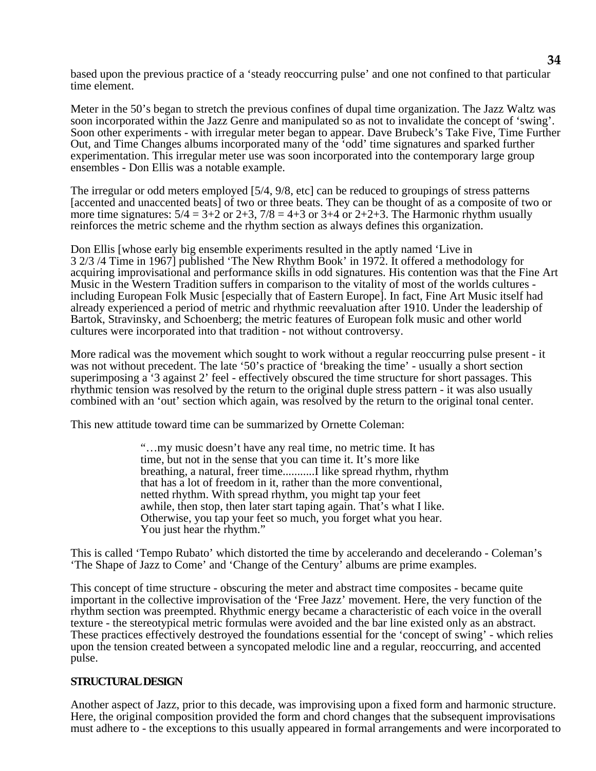based upon the previous practice of a 'steady reoccurring pulse' and one not confined to that particular time element.

Meter in the 50's began to stretch the previous confines of dupal time organization. The Jazz Waltz was soon incorporated within the Jazz Genre and manipulated so as not to invalidate the concept of 'swing'. Soon other experiments - with irregular meter began to appear. Dave Brubeck's Take Five, Time Further Out, and Time Changes albums incorporated many of the 'odd' time signatures and sparked further experimentation. This irregular meter use was soon incorporated into the contemporary large group ensembles - Don Ellis was a notable example.

The irregular or odd meters employed [5/4, 9/8, etc] can be reduced to groupings of stress patterns [accented and unaccented beats] of two or three beats. They can be thought of as a composite of two or more time signatures: 5/4 = 3+2 or 2+3, 7/8 = 4+3 or 3+4 or 2+2+3. The Harmonic rhythm usually reinforces the metric scheme and the rhythm section as always defines this organization.

Don Ellis [whose early big ensemble experiments resulted in the aptly named 'Live in 3 2/3 /4 Time in 1967] published 'The New Rhythm Book' in 1972. It offered a methodology for acquiring improvisational and performance skills in odd signatures. His contention was that the Fine Art Music in the Western Tradition suffers in comparison to the vitality of most of the worlds cultures - including European Folk Music [especially that of Eastern Europe]. In fact, Fine Art Music itself had already experienced a period of metric and rhythmic reevaluation after 1910. Under the leadership of Bartok, Stravinsky, and Schoenberg; the metric features of European folk music and other world cultures were incorporated into that tradition - not without controversy.

More radical was the movement which sought to work without a regular reoccurring pulse present - it was not without precedent. The late '50's practice of 'breaking the time' - usually a short section superimposing a '3 against 2' feel - effectively obscured the time structure for short passages. This rhythmic tension was resolved by the return to the original duple stress pattern - it was also usually combined with an 'out' section which again, was resolved by the return to the original tonal center.

This new attitude toward time can be summarized by Ornette Coleman:

> "…my music doesn't have any real time, no metric time. It has time, but not in the sense that you can time it. It's more like breathing, a natural, freer time...........I like spread rhythm, rhythm that has a lot of freedom in it, rather than the more conventional, netted rhythm. With spread rhythm, you might tap your feet awhile, then stop, then later start taping again. That's what I like. Otherwise, you tap your feet so much, you forget what you hear. You just hear the rhythm."

This is called 'Tempo Rubato' which distorted the time by accelerando and decelerando - Coleman's 'The Shape of Jazz to Come' and 'Change of the Century' albums are prime examples.

This concept of time structure - obscuring the meter and abstract time composites - became quite important in the collective improvisation of the 'Free Jazz' movement. Here, the very function of the rhythm section was preempted. Rhythmic energy became a characteristic of each voice in the overall texture - the stereotypical metric formulas were avoided and the bar line existed only as an abstract. These practices effectively destroyed the foundations essential for the 'concept of swing' - which relies upon the tension created between a syncopated melodic line and a regular, reoccurring, and accented pulse.

**STRUCTURAL DESIGN**

Another aspect of Jazz, prior to this decade, was improvising upon a fixed form and harmonic structure. Here, the original composition provided the form and chord changes that the subsequent improvisations must adhere to - the exceptions to this usually appeared in formal arrangements and were incorporated to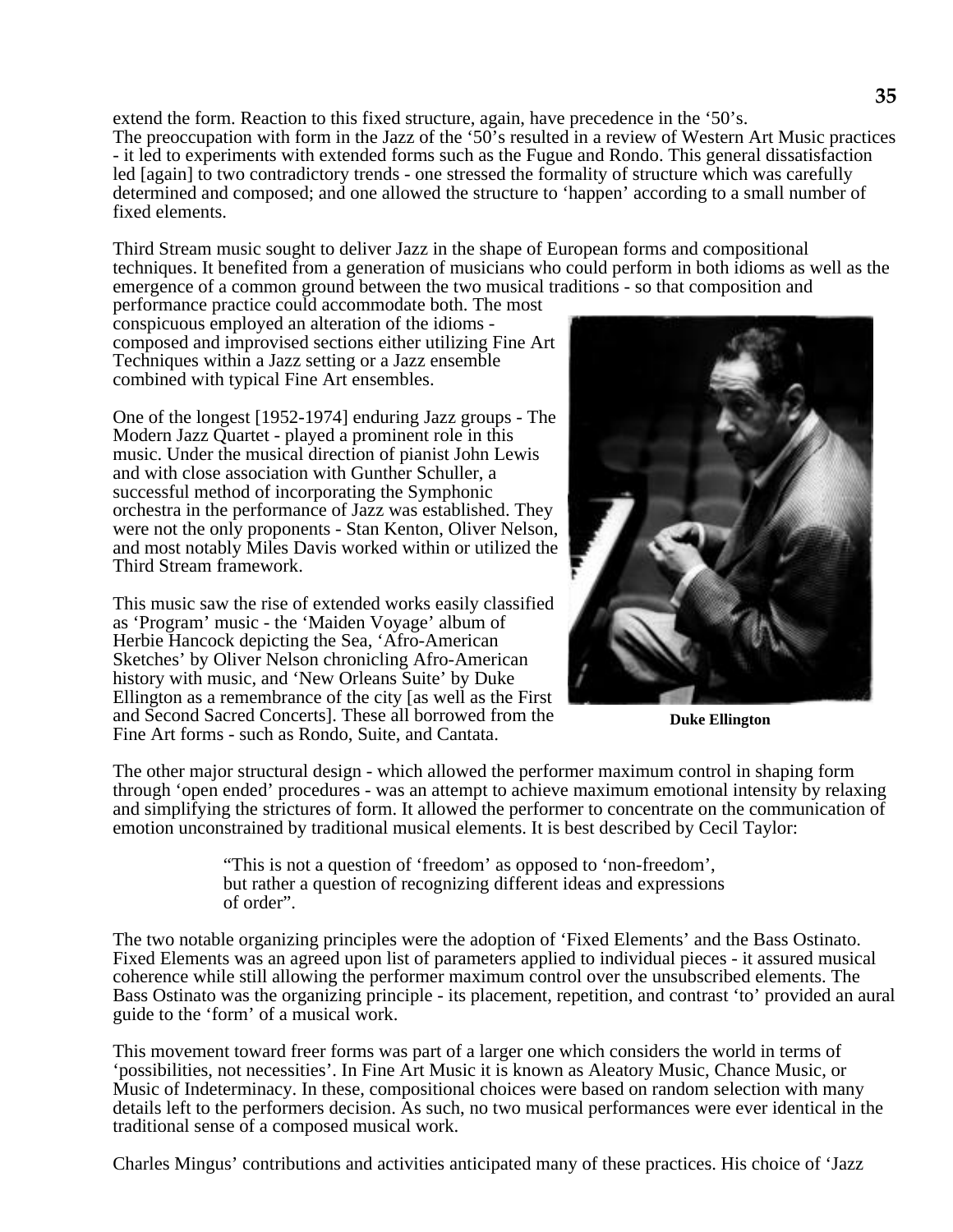extend the form. Reaction to this fixed structure, again, have precedence in the '50's.
The preoccupation with form in the Jazz of the '50's resulted in a review of Western Art Music practices - it led to experiments with extended forms such as the Fugue and Rondo. This general dissatisfaction led [again] to two contradictory trends - one stressed the formality of structure which was carefully determined and composed; and one allowed the structure to 'happen' according to a small number of fixed elements.

Third Stream music sought to deliver Jazz in the shape of European forms and compositional techniques. It benefited from a generation of musicians who could perform in both idioms as well as the emergence of a common ground between the two musical traditions - so that composition and performance practice could accommodate both. The most conspicuous employed an alteration of the idioms - composed and improvised sections either utilizing Fine Art Techniques within a Jazz setting or a Jazz ensemble combined with typical Fine Art ensembles.

One of the longest [1952-1974] enduring Jazz groups - The Modern Jazz Quartet - played a prominent role in this music. Under the musical direction of pianist John Lewis and with close association with Gunther Schuller, a successful method of incorporating the Symphonic orchestra in the performance of Jazz was established. They were not the only proponents - Stan Kenton, Oliver Nelson, and most notably Miles Davis worked within or utilized the Third Stream framework.

This music saw the rise of extended works easily classified as 'Program' music - the 'Maiden Voyage' album of Herbie Hancock depicting the Sea, 'Afro-American Sketches' by Oliver Nelson chronicling Afro-American history with music, and 'New Orleans Suite' by Duke Ellington as a remembrance of the city [as well as the First and Second Sacred Concerts]. These all borrowed from the Fine Art forms - such as Rondo, Suite, and Cantata.

**Duke Ellington**

The other major structural design - which allowed the performer maximum control in shaping form through 'open ended' procedures - was an attempt to achieve maximum emotional intensity by relaxing and simplifying the strictures of form. It allowed the performer to concentrate on the communication of emotion unconstrained by traditional musical elements. It is best described by Cecil Taylor:

> "This is not a question of 'freedom' as opposed to 'non-freedom', but rather a question of recognizing different ideas and expressions of order".

The two notable organizing principles were the adoption of 'Fixed Elements' and the Bass Ostinato. Fixed Elements was an agreed upon list of parameters applied to individual pieces - it assured musical coherence while still allowing the performer maximum control over the unsubscribed elements. The Bass Ostinato was the organizing principle - its placement, repetition, and contrast 'to' provided an aural guide to the 'form' of a musical work.

This movement toward freer forms was part of a larger one which considers the world in terms of 'possibilities, not necessities'. In Fine Art Music it is known as Aleatory Music, Chance Music, or Music of Indeterminacy. In these, compositional choices were based on random selection with many details left to the performers decision. As such, no two musical performances were ever identical in the traditional sense of a composed musical work.

Charles Mingus' contributions and activities anticipated many of these practices. His choice of 'Jazz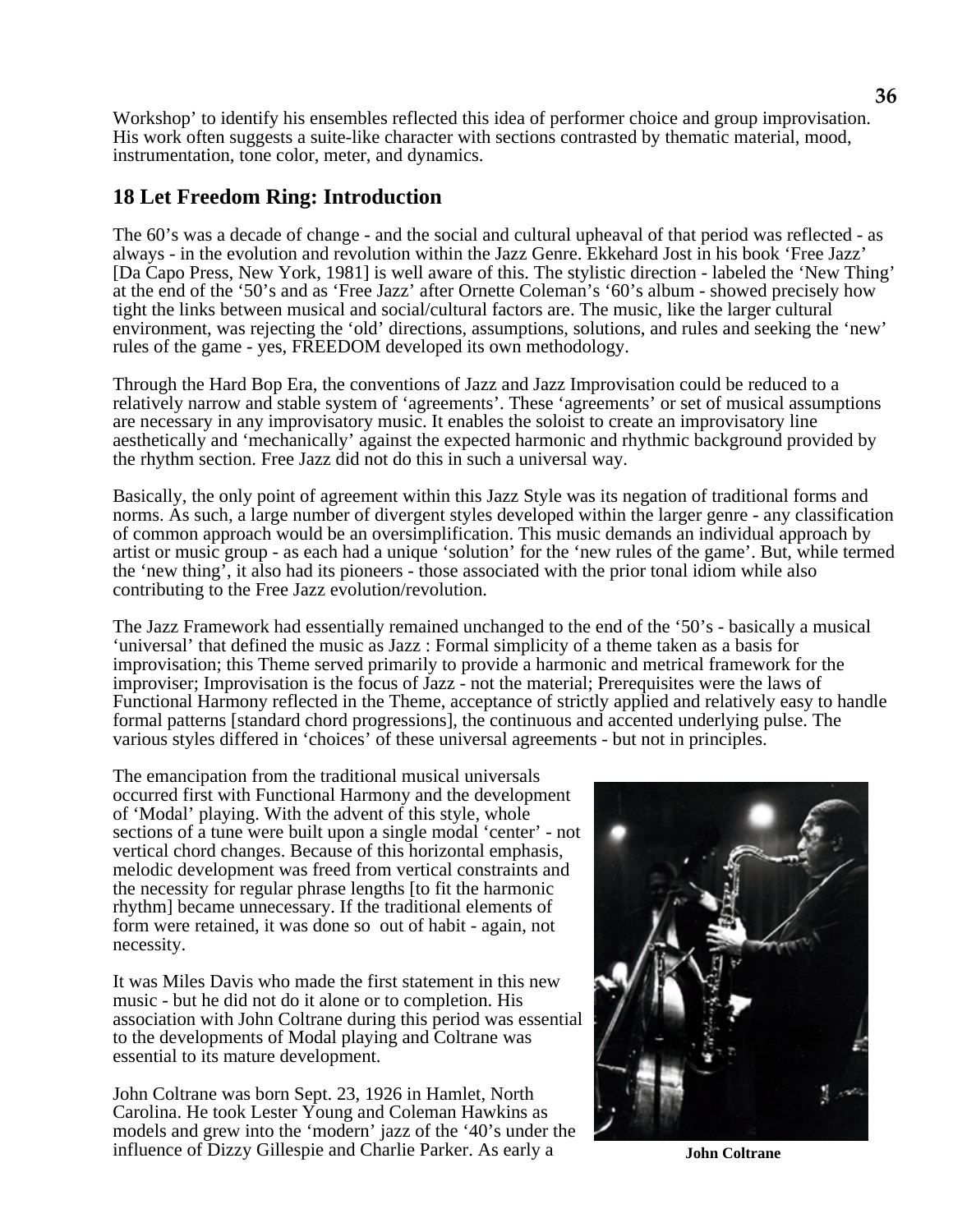Workshop' to identify his ensembles reflected this idea of performer choice and group improvisation. His work often suggests a suite-like character with sections contrasted by thematic material, mood, instrumentation, tone color, meter, and dynamics.

## 18 Let Freedom Ring: Introduction

The 60's was a decade of change - and the social and cultural upheaval of that period was reflected - as always - in the evolution and revolution within the Jazz Genre. Ekkehard Jost in his book 'Free Jazz' [Da Capo Press, New York, 1981] is well aware of this. The stylistic direction - labeled the 'New Thing' at the end of the '50's and as 'Free Jazz' after Ornette Coleman's '60's album - showed precisely how tight the links between musical and social/cultural factors are. The music, like the larger cultural environment, was rejecting the 'old' directions, assumptions, solutions, and rules and seeking the 'new' rules of the game - yes, FREEDOM developed its own methodology.

Through the Hard Bop Era, the conventions of Jazz and Jazz Improvisation could be reduced to a relatively narrow and stable system of 'agreements'. These 'agreements' or set of musical assumptions are necessary in any improvisatory music. It enables the soloist to create an improvisatory line aesthetically and 'mechanically' against the expected harmonic and rhythmic background provided by the rhythm section. Free Jazz did not do this in such a universal way.

Basically, the only point of agreement within this Jazz Style was its negation of traditional forms and norms. As such, a large number of divergent styles developed within the larger genre - any classification of common approach would be an oversimplification. This music demands an individual approach by artist or music group - as each had a unique 'solution' for the 'new rules of the game'. But, while termed the 'new thing', it also had its pioneers - those associated with the prior tonal idiom while also contributing to the Free Jazz evolution/revolution.

The Jazz Framework had essentially remained unchanged to the end of the '50's - basically a musical 'universal' that defined the music as Jazz : Formal simplicity of a theme taken as a basis for improvisation; this Theme served primarily to provide a harmonic and metrical framework for the improviser; Improvisation is the focus of Jazz - not the material; Prerequisites were the laws of Functional Harmony reflected in the Theme, acceptance of strictly applied and relatively easy to handle formal patterns [standard chord progressions], the continuous and accented underlying pulse. The various styles differed in 'choices' of these universal agreements - but not in principles.

The emancipation from the traditional musical universals occurred first with Functional Harmony and the development of 'Modal' playing. With the advent of this style, whole sections of a tune were built upon a single modal 'center' - not vertical chord changes. Because of this horizontal emphasis, melodic development was freed from vertical constraints and the necessity for regular phrase lengths [to fit the harmonic rhythm] became unnecessary. If the traditional elements of form were retained, it was done so out of habit - again, not necessity.

It was Miles Davis who made the first statement in this new music - but he did not do it alone or to completion. His association with John Coltrane during this period was essential to the developments of Modal playing and Coltrane was essential to its mature development.

**John Coltrane**

John Coltrane was born Sept. 23, 1926 in Hamlet, North Carolina. He took Lester Young and Coleman Hawkins as models and grew into the 'modern' jazz of the '40's under the influence of Dizzy Gillespie and Charlie Parker. As early a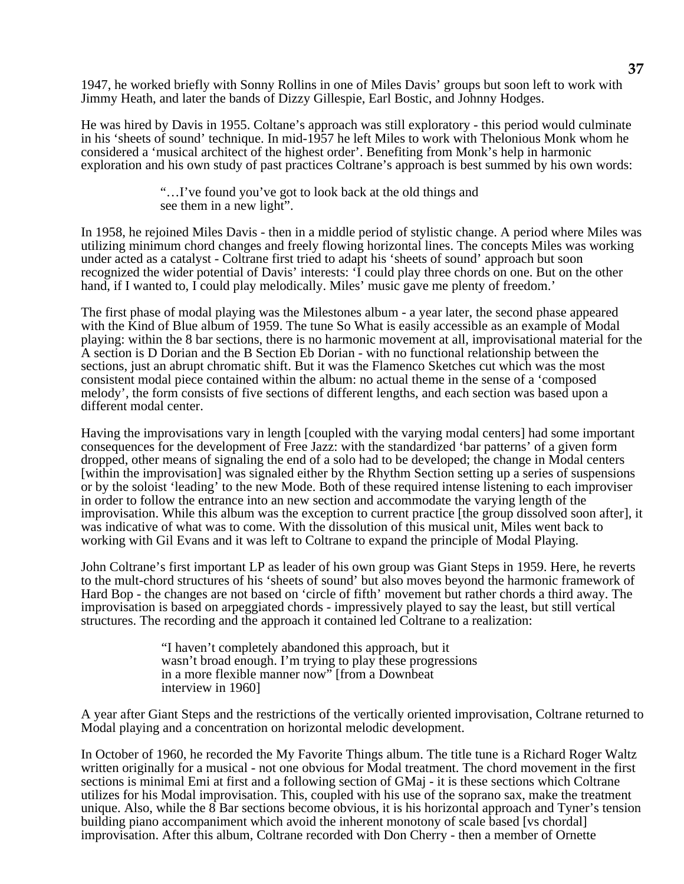1947, he worked briefly with Sonny Rollins in one of Miles Davis' groups but soon left to work with Jimmy Heath, and later the bands of Dizzy Gillespie, Earl Bostic, and Johnny Hodges.

He was hired by Davis in 1955. Coltane's approach was still exploratory - this period would culminate in his 'sheets of sound' technique. In mid-1957 he left Miles to work with Thelonious Monk whom he considered a 'musical architect of the highest order'. Benefiting from Monk's help in harmonic exploration and his own study of past practices Coltrane's approach is best summed by his own words:

> "…I've found you've got to look back at the old things and see them in a new light".

In 1958, he rejoined Miles Davis - then in a middle period of stylistic change. A period where Miles was utilizing minimum chord changes and freely flowing horizontal lines. The concepts Miles was working under acted as a catalyst - Coltrane first tried to adapt his 'sheets of sound' approach but soon recognized the wider potential of Davis' interests: 'I could play three chords on one. But on the other hand, if I wanted to, I could play melodically. Miles' music gave me plenty of freedom.'

The first phase of modal playing was the Milestones album - a year later, the second phase appeared with the Kind of Blue album of 1959. The tune So What is easily accessible as an example of Modal playing: within the 8 bar sections, there is no harmonic movement at all, improvisational material for the A section is D Dorian and the B Section Eb Dorian - with no functional relationship between the sections, just an abrupt chromatic shift. But it was the Flamenco Sketches cut which was the most consistent modal piece contained within the album: no actual theme in the sense of a 'composed melody', the form consists of five sections of different lengths, and each section was based upon a different modal center.

Having the improvisations vary in length [coupled with the varying modal centers] had some important consequences for the development of Free Jazz: with the standardized 'bar patterns' of a given form dropped, other means of signaling the end of a solo had to be developed; the change in Modal centers [within the improvisation] was signaled either by the Rhythm Section setting up a series of suspensions or by the soloist 'leading' to the new Mode. Both of these required intense listening to each improviser in order to follow the entrance into an new section and accommodate the varying length of the improvisation. While this album was the exception to current practice [the group dissolved soon after], it was indicative of what was to come. With the dissolution of this musical unit, Miles went back to working with Gil Evans and it was left to Coltrane to expand the principle of Modal Playing.

John Coltrane's first important LP as leader of his own group was Giant Steps in 1959. Here, he reverts to the mult-chord structures of his 'sheets of sound' but also moves beyond the harmonic framework of Hard Bop - the changes are not based on 'circle of fifth' movement but rather chords a third away. The improvisation is based on arpeggiated chords - impressively played to say the least, but still vertical structures. The recording and the approach it contained led Coltrane to a realization:

> "I haven't completely abandoned this approach, but it wasn't broad enough. I'm trying to play these progressions in a more flexible manner now" [from a Downbeat interview in 1960]

A year after Giant Steps and the restrictions of the vertically oriented improvisation, Coltrane returned to Modal playing and a concentration on horizontal melodic development.

In October of 1960, he recorded the My Favorite Things album. The title tune is a Richard Roger Waltz written originally for a musical - not one obvious for Modal treatment. The chord movement in the first sections is minimal Emi at first and a following section of GMaj - it is these sections which Coltrane utilizes for his Modal improvisation. This, coupled with his use of the soprano sax, make the treatment unique. Also, while the 8 Bar sections become obvious, it is his horizontal approach and Tyner's tension building piano accompaniment which avoid the inherent monotony of scale based [vs chordal] improvisation. After this album, Coltrane recorded with Don Cherry - then a member of Ornette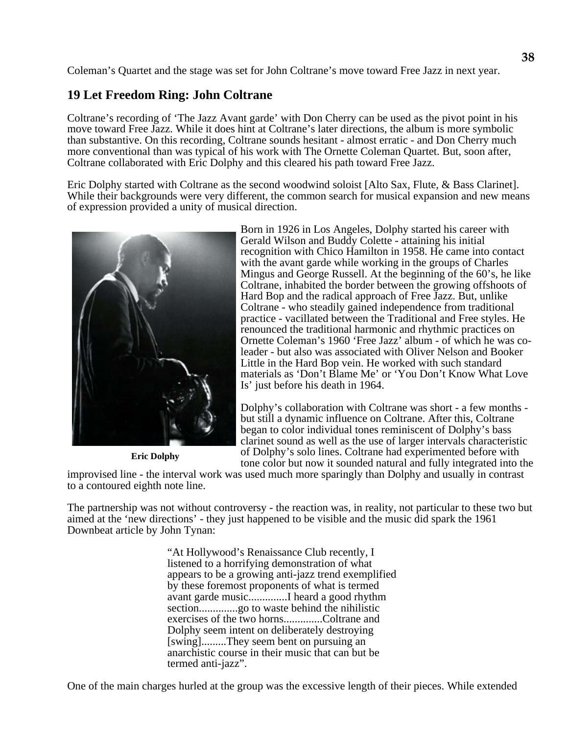Coleman's Quartet and the stage was set for John Coltrane's move toward Free Jazz in next year.

## 19 Let Freedom Ring: John Coltrane

Coltrane's recording of 'The Jazz Avant garde' with Don Cherry can be used as the pivot point in his move toward Free Jazz. While it does hint at Coltrane's later directions, the album is more symbolic than substantive. On this recording, Coltrane sounds hesitant - almost erratic - and Don Cherry much more conventional than was typical of his work with The Ornette Coleman Quartet. But, soon after, Coltrane collaborated with Eric Dolphy and this cleared his path toward Free Jazz.

Eric Dolphy started with Coltrane as the second woodwind soloist [Alto Sax, Flute, & Bass Clarinet]. While their backgrounds were very different, the common search for musical expansion and new means of expression provided a unity of musical direction.

**Eric Dolphy**

Born in 1926 in Los Angeles, Dolphy started his career with Gerald Wilson and Buddy Colette - attaining his initial recognition with Chico Hamilton in 1958. He came into contact with the avant garde while working in the groups of Charles Mingus and George Russell. At the beginning of the 60's, he like Coltrane, inhabited the border between the growing offshoots of Hard Bop and the radical approach of Free Jazz. But, unlike Coltrane - who steadily gained independence from traditional practice - vacillated between the Traditional and Free styles. He renounced the traditional harmonic and rhythmic practices on Ornette Coleman's 1960 'Free Jazz' album - of which he was co-leader - but also was associated with Oliver Nelson and Booker Little in the Hard Bop vein. He worked with such standard materials as 'Don't Blame Me' or 'You Don't Know What Love Is' just before his death in 1964.

Dolphy's collaboration with Coltrane was short - a few months - but still a dynamic influence on Coltrane. After this, Coltrane began to color individual tones reminiscent of Dolphy's bass clarinet sound as well as the use of larger intervals characteristic of Dolphy's solo lines. Coltrane had experimented before with tone color but now it sounded natural and fully integrated into the improvised line - the interval work was used much more sparingly than Dolphy and usually in contrast to a contoured eighth note line.

The partnership was not without controversy - the reaction was, in reality, not particular to these two but aimed at the 'new directions' - they just happened to be visible and the music did spark the 1961 Downbeat article by John Tynan:

> "At Hollywood's Renaissance Club recently, I listened to a horrifying demonstration of what appears to be a growing anti-jazz trend exemplified by these foremost proponents of what is termed avant garde music..............I heard a good rhythm section..............go to waste behind the nihilistic exercises of the two horns..............Coltrane and Dolphy seem intent on deliberately destroying [swing].........They seem bent on pursuing an anarchistic course in their music that can but be termed anti-jazz".

One of the main charges hurled at the group was the excessive length of their pieces. While extended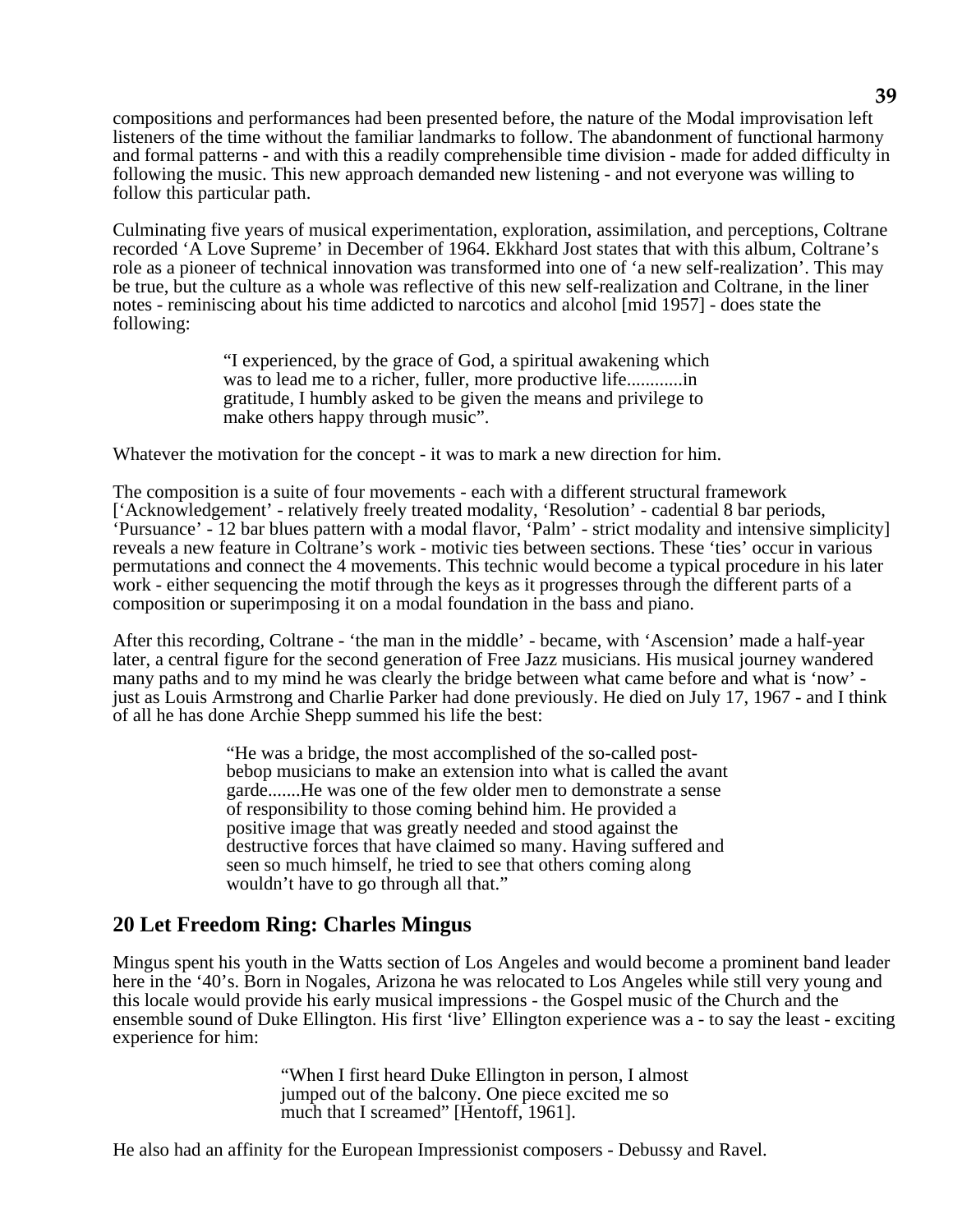compositions and performances had been presented before, the nature of the Modal improvisation left listeners of the time without the familiar landmarks to follow. The abandonment of functional harmony and formal patterns - and with this a readily comprehensible time division - made for added difficulty in following the music. This new approach demanded new listening - and not everyone was willing to follow this particular path.

Culminating five years of musical experimentation, exploration, assimilation, and perceptions, Coltrane recorded 'A Love Supreme' in December of 1964. Ekkhard Jost states that with this album, Coltrane's role as a pioneer of technical innovation was transformed into one of 'a new self-realization'. This may be true, but the culture as a whole was reflective of this new self-realization and Coltrane, in the liner notes - reminiscing about his time addicted to narcotics and alcohol [mid 1957] - does state the following:

> "I experienced, by the grace of God, a spiritual awakening which was to lead me to a richer, fuller, more productive life............in gratitude, I humbly asked to be given the means and privilege to make others happy through music".

Whatever the motivation for the concept - it was to mark a new direction for him.

The composition is a suite of four movements - each with a different structural framework ['Acknowledgement' - relatively freely treated modality, 'Resolution' - cadential 8 bar periods, 'Pursuance' - 12 bar blues pattern with a modal flavor, 'Palm' - strict modality and intensive simplicity] reveals a new feature in Coltrane's work - motivic ties between sections. These 'ties' occur in various permutations and connect the 4 movements. This technic would become a typical procedure in his later work - either sequencing the motif through the keys as it progresses through the different parts of a composition or superimposing it on a modal foundation in the bass and piano.

After this recording, Coltrane - 'the man in the middle' - became, with 'Ascension' made a half-year later, a central figure for the second generation of Free Jazz musicians. His musical journey wandered many paths and to my mind he was clearly the bridge between what came before and what is 'now' - just as Louis Armstrong and Charlie Parker had done previously. He died on July 17, 1967 - and I think of all he has done Archie Shepp summed his life the best:

> "He was a bridge, the most accomplished of the so-called post-bebop musicians to make an extension into what is called the avant garde.......He was one of the few older men to demonstrate a sense of responsibility to those coming behind him. He provided a positive image that was greatly needed and stood against the destructive forces that have claimed so many. Having suffered and seen so much himself, he tried to see that others coming along wouldn't have to go through all that."

## 20 Let Freedom Ring: Charles Mingus

Mingus spent his youth in the Watts section of Los Angeles and would become a prominent band leader here in the '40's. Born in Nogales, Arizona he was relocated to Los Angeles while still very young and this locale would provide his early musical impressions - the Gospel music of the Church and the ensemble sound of Duke Ellington. His first 'live' Ellington experience was a - to say the least - exciting experience for him:

> "When I first heard Duke Ellington in person, I almost jumped out of the balcony. One piece excited me so much that I screamed" [Hentoff, 1961].

He also had an affinity for the European Impressionist composers - Debussy and Ravel.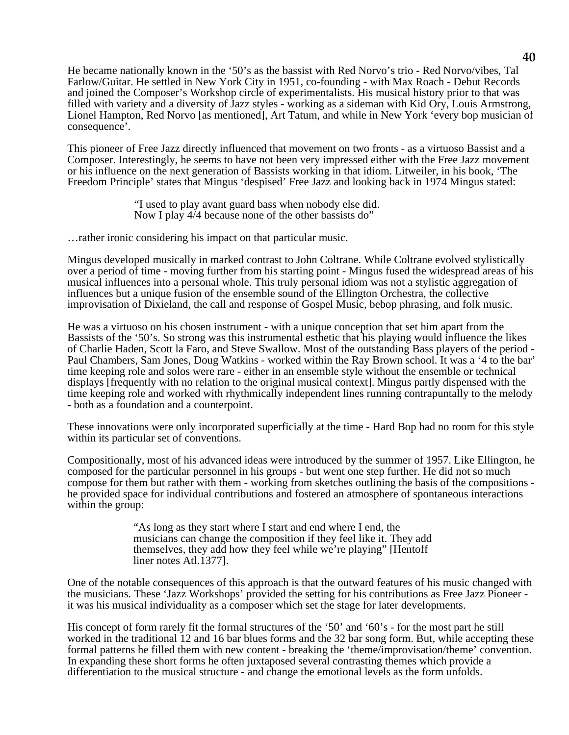He became nationally known in the '50's as the bassist with Red Norvo's trio - Red Norvo/vibes, Tal Farlow/Guitar. He settled in New York City in 1951, co-founding - with Max Roach - Debut Records and joined the Composer's Workshop circle of experimentalists. His musical history prior to that was filled with variety and a diversity of Jazz styles - working as a sideman with Kid Ory, Louis Armstrong, Lionel Hampton, Red Norvo [as mentioned], Art Tatum, and while in New York 'every bop musician of consequence'.

This pioneer of Free Jazz directly influenced that movement on two fronts - as a virtuoso Bassist and a Composer. Interestingly, he seems to have not been very impressed either with the Free Jazz movement or his influence on the next generation of Bassists working in that idiom. Litweiler, in his book, 'The Freedom Principle' states that Mingus 'despised' Free Jazz and looking back in 1974 Mingus stated:

> "I used to play avant guard bass when nobody else did.
> Now I play 4/4 because none of the other bassists do"

…rather ironic considering his impact on that particular music.

Mingus developed musically in marked contrast to John Coltrane. While Coltrane evolved stylistically over a period of time - moving further from his starting point - Mingus fused the widespread areas of his musical influences into a personal whole. This truly personal idiom was not a stylistic aggregation of influences but a unique fusion of the ensemble sound of the Ellington Orchestra, the collective improvisation of Dixieland, the call and response of Gospel Music, bebop phrasing, and folk music.

He was a virtuoso on his chosen instrument - with a unique conception that set him apart from the Bassists of the '50's. So strong was this instrumental esthetic that his playing would influence the likes of Charlie Haden, Scott la Faro, and Steve Swallow. Most of the outstanding Bass players of the period - Paul Chambers, Sam Jones, Doug Watkins - worked within the Ray Brown school. It was a '4 to the bar' time keeping role and solos were rare - either in an ensemble style without the ensemble or technical displays [frequently with no relation to the original musical context]. Mingus partly dispensed with the time keeping role and worked with rhythmically independent lines running contrapuntally to the melody - both as a foundation and a counterpoint.

These innovations were only incorporated superficially at the time - Hard Bop had no room for this style within its particular set of conventions.

Compositionally, most of his advanced ideas were introduced by the summer of 1957. Like Ellington, he composed for the particular personnel in his groups - but went one step further. He did not so much compose for them but rather with them - working from sketches outlining the basis of the compositions - he provided space for individual contributions and fostered an atmosphere of spontaneous interactions within the group:

> "As long as they start where I start and end where I end, the musicians can change the composition if they feel like it. They add themselves, they add how they feel while we're playing" [Hentoff liner notes Atl.1377].

One of the notable consequences of this approach is that the outward features of his music changed with the musicians. These 'Jazz Workshops' provided the setting for his contributions as Free Jazz Pioneer - it was his musical individuality as a composer which set the stage for later developments.

His concept of form rarely fit the formal structures of the '50' and '60's - for the most part he still worked in the traditional 12 and 16 bar blues forms and the 32 bar song form. But, while accepting these formal patterns he filled them with new content - breaking the 'theme/improvisation/theme' convention. In expanding these short forms he often juxtaposed several contrasting themes which provide a differentiation to the musical structure - and change the emotional levels as the form unfolds.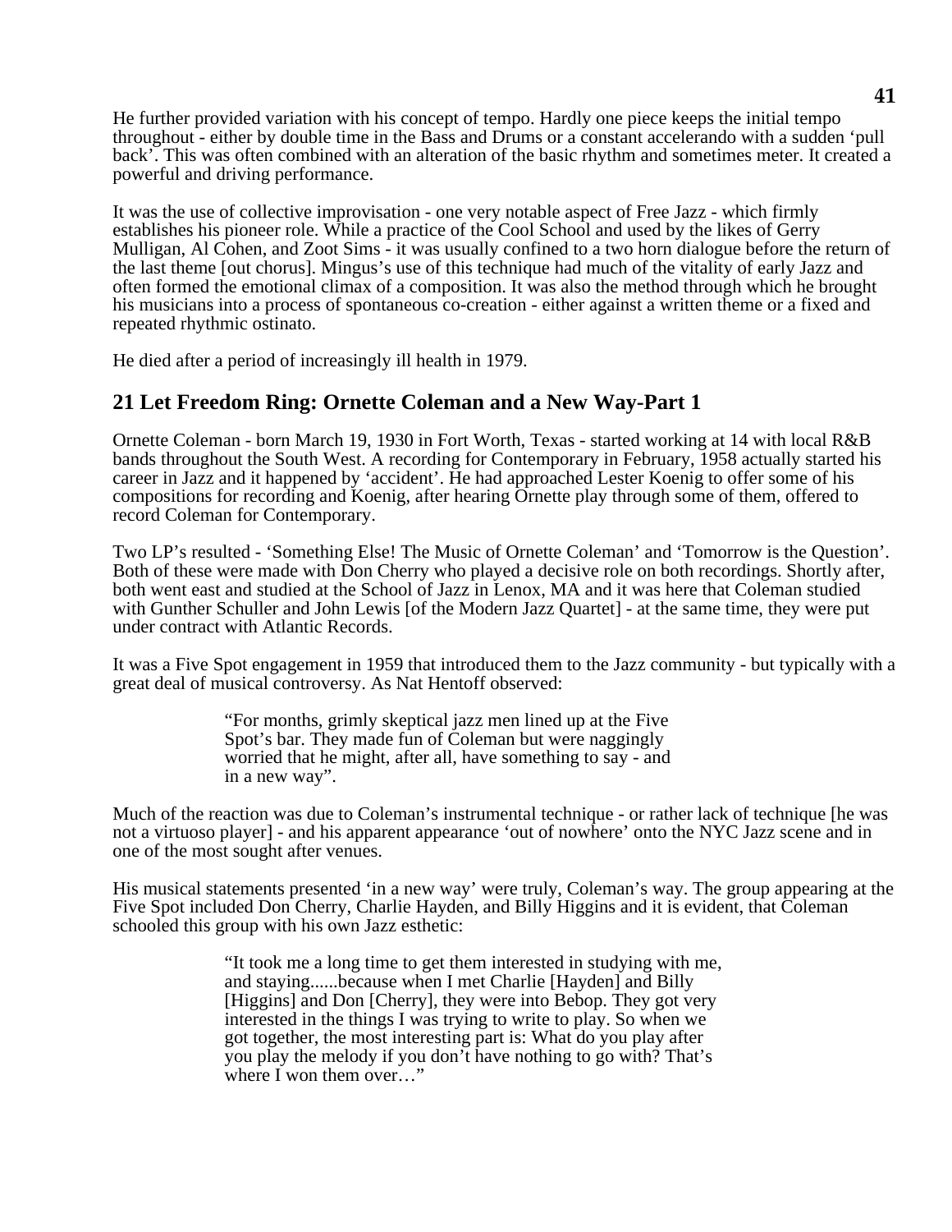He further provided variation with his concept of tempo. Hardly one piece keeps the initial tempo throughout - either by double time in the Bass and Drums or a constant accelerando with a sudden 'pull back'. This was often combined with an alteration of the basic rhythm and sometimes meter. It created a powerful and driving performance.

It was the use of collective improvisation - one very notable aspect of Free Jazz - which firmly establishes his pioneer role. While a practice of the Cool School and used by the likes of Gerry Mulligan, Al Cohen, and Zoot Sims - it was usually confined to a two horn dialogue before the return of the last theme [out chorus]. Mingus's use of this technique had much of the vitality of early Jazz and often formed the emotional climax of a composition. It was also the method through which he brought his musicians into a process of spontaneous co-creation - either against a written theme or a fixed and repeated rhythmic ostinato.

He died after a period of increasingly ill health in 1979.

## 21 Let Freedom Ring: Ornette Coleman and a New Way-Part 1

Ornette Coleman - born March 19, 1930 in Fort Worth, Texas - started working at 14 with local R&B bands throughout the South West. A recording for Contemporary in February, 1958 actually started his career in Jazz and it happened by 'accident'. He had approached Lester Koenig to offer some of his compositions for recording and Koenig, after hearing Ornette play through some of them, offered to record Coleman for Contemporary.

Two LP's resulted - 'Something Else! The Music of Ornette Coleman' and 'Tomorrow is the Question'. Both of these were made with Don Cherry who played a decisive role on both recordings. Shortly after, both went east and studied at the School of Jazz in Lenox, MA and it was here that Coleman studied with Gunther Schuller and John Lewis [of the Modern Jazz Quartet] - at the same time, they were put under contract with Atlantic Records.

It was a Five Spot engagement in 1959 that introduced them to the Jazz community - but typically with a great deal of musical controversy. As Nat Hentoff observed:

> "For months, grimly skeptical jazz men lined up at the Five Spot's bar. They made fun of Coleman but were naggingly worried that he might, after all, have something to say - and in a new way".

Much of the reaction was due to Coleman's instrumental technique - or rather lack of technique [he was not a virtuoso player] - and his apparent appearance 'out of nowhere' onto the NYC Jazz scene and in one of the most sought after venues.

His musical statements presented 'in a new way' were truly, Coleman's way. The group appearing at the Five Spot included Don Cherry, Charlie Hayden, and Billy Higgins and it is evident, that Coleman schooled this group with his own Jazz esthetic:

> "It took me a long time to get them interested in studying with me, and staying......because when I met Charlie [Hayden] and Billy [Higgins] and Don [Cherry], they were into Bebop. They got very interested in the things I was trying to write to play. So when we got together, the most interesting part is: What do you play after you play the melody if you don't have nothing to go with? That's where I won them over…"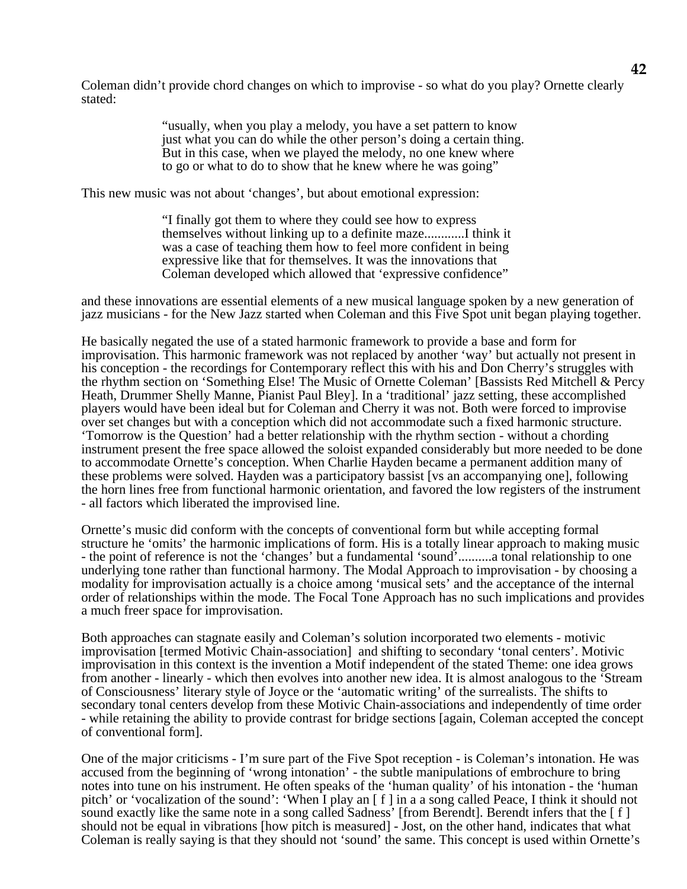Coleman didn't provide chord changes on which to improvise - so what do you play? Ornette clearly stated:

> "usually, when you play a melody, you have a set pattern to know just what you can do while the other person's doing a certain thing. But in this case, when we played the melody, no one knew where to go or what to do to show that he knew where he was going"

This new music was not about 'changes', but about emotional expression:

> "I finally got them to where they could see how to express themselves without linking up to a definite maze............I think it was a case of teaching them how to feel more confident in being expressive like that for themselves. It was the innovations that Coleman developed which allowed that 'expressive confidence"

and these innovations are essential elements of a new musical language spoken by a new generation of jazz musicians - for the New Jazz started when Coleman and this Five Spot unit began playing together.

He basically negated the use of a stated harmonic framework to provide a base and form for improvisation. This harmonic framework was not replaced by another 'way' but actually not present in his conception - the recordings for Contemporary reflect this with his and Don Cherry's struggles with the rhythm section on 'Something Else! The Music of Ornette Coleman' [Bassists Red Mitchell & Percy Heath, Drummer Shelly Manne, Pianist Paul Bley]. In a 'traditional' jazz setting, these accomplished players would have been ideal but for Coleman and Cherry it was not. Both were forced to improvise over set changes but with a conception which did not accommodate such a fixed harmonic structure. 'Tomorrow is the Question' had a better relationship with the rhythm section - without a chording instrument present the free space allowed the soloist expanded considerably but more needed to be done to accommodate Ornette's conception. When Charlie Hayden became a permanent addition many of these problems were solved. Hayden was a participatory bassist [vs an accompanying one], following the horn lines free from functional harmonic orientation, and favored the low registers of the instrument - all factors which liberated the improvised line.

Ornette's music did conform with the concepts of conventional form but while accepting formal structure he 'omits' the harmonic implications of form. His is a totally linear approach to making music - the point of reference is not the 'changes' but a fundamental 'sound'..........a tonal relationship to one underlying tone rather than functional harmony. The Modal Approach to improvisation - by choosing a modality for improvisation actually is a choice among 'musical sets' and the acceptance of the internal order of relationships within the mode. The Focal Tone Approach has no such implications and provides a much freer space for improvisation.

Both approaches can stagnate easily and Coleman's solution incorporated two elements - motivic improvisation [termed Motivic Chain-association] and shifting to secondary 'tonal centers'. Motivic improvisation in this context is the invention a Motif independent of the stated Theme: one idea grows from another - linearly - which then evolves into another new idea. It is almost analogous to the 'Stream of Consciousness' literary style of Joyce or the 'automatic writing' of the surrealists. The shifts to secondary tonal centers develop from these Motivic Chain-associations and independently of time order - while retaining the ability to provide contrast for bridge sections [again, Coleman accepted the concept of conventional form].

One of the major criticisms - I'm sure part of the Five Spot reception - is Coleman's intonation. He was accused from the beginning of 'wrong intonation' - the subtle manipulations of embrochure to bring notes into tune on his instrument. He often speaks of the 'human quality' of his intonation - the 'human pitch' or 'vocalization of the sound': 'When I play an [ f ] in a a song called Peace, I think it should not sound exactly like the same note in a song called Sadness' [from Berendt]. Berendt infers that the [ f ] should not be equal in vibrations [how pitch is measured] - Jost, on the other hand, indicates that what Coleman is really saying is that they should not 'sound' the same. This concept is used within Ornette's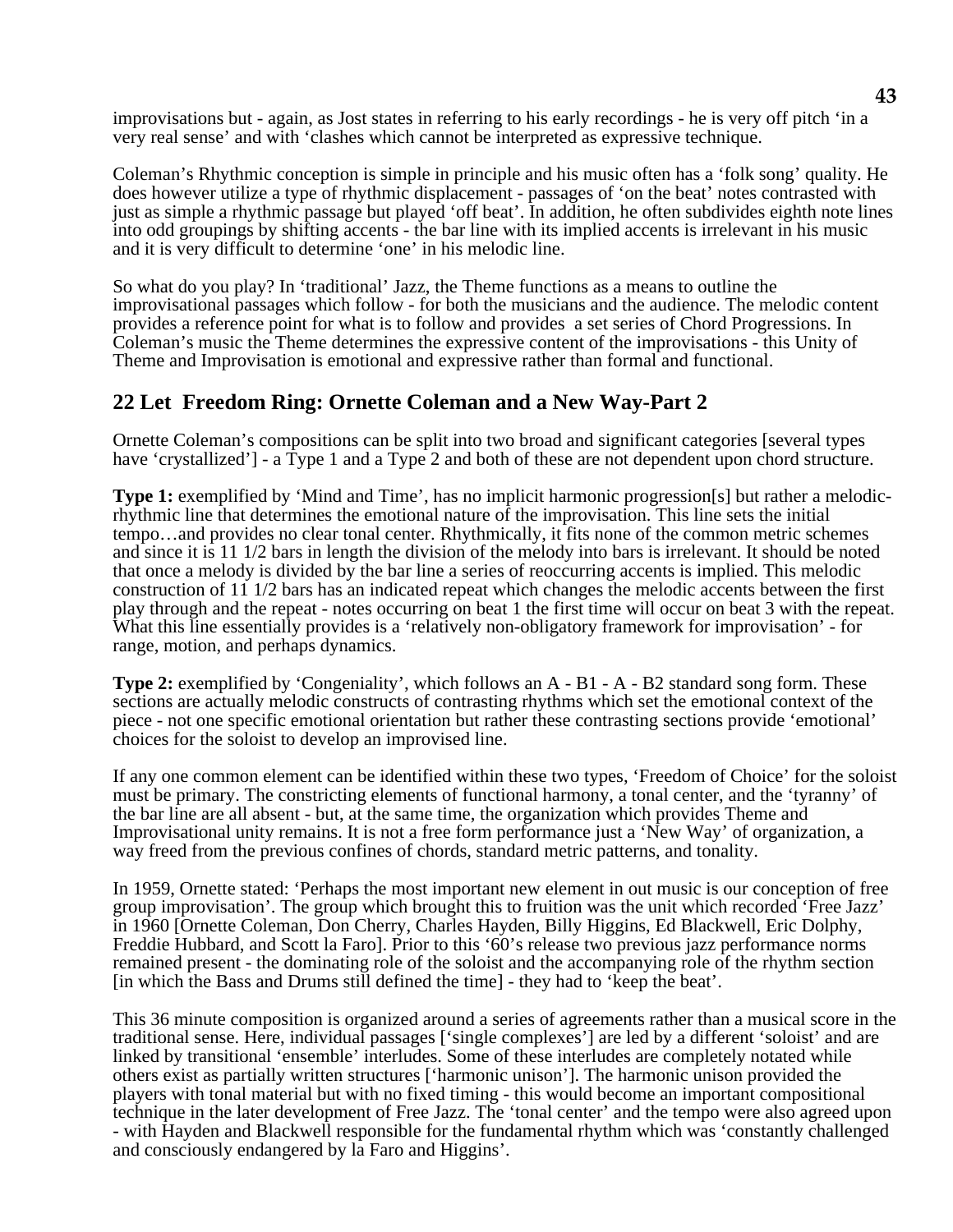improvisations but - again, as Jost states in referring to his early recordings - he is very off pitch 'in a very real sense' and with 'clashes which cannot be interpreted as expressive technique.

Coleman's Rhythmic conception is simple in principle and his music often has a 'folk song' quality. He does however utilize a type of rhythmic displacement - passages of 'on the beat' notes contrasted with just as simple a rhythmic passage but played 'off beat'. In addition, he often subdivides eighth note lines into odd groupings by shifting accents - the bar line with its implied accents is irrelevant in his music and it is very difficult to determine 'one' in his melodic line.

So what do you play? In 'traditional' Jazz, the Theme functions as a means to outline the improvisational passages which follow - for both the musicians and the audience. The melodic content provides a reference point for what is to follow and provides a set series of Chord Progressions. In Coleman's music the Theme determines the expressive content of the improvisations - this Unity of Theme and Improvisation is emotional and expressive rather than formal and functional.

## 22 Let Freedom Ring: Ornette Coleman and a New Way-Part 2

Ornette Coleman's compositions can be split into two broad and significant categories [several types have 'crystallized'] - a Type 1 and a Type 2 and both of these are not dependent upon chord structure.

**Type 1:** exemplified by 'Mind and Time', has no implicit harmonic progression[s] but rather a melodic-rhythmic line that determines the emotional nature of the improvisation. This line sets the initial tempo…and provides no clear tonal center. Rhythmically, it fits none of the common metric schemes and since it is 11 1/2 bars in length the division of the melody into bars is irrelevant. It should be noted that once a melody is divided by the bar line a series of reoccurring accents is implied. This melodic construction of 11 1/2 bars has an indicated repeat which changes the melodic accents between the first play through and the repeat - notes occurring on beat 1 the first time will occur on beat 3 with the repeat. What this line essentially provides is a 'relatively non-obligatory framework for improvisation' - for range, motion, and perhaps dynamics.

**Type 2:** exemplified by 'Congeniality', which follows an A - B1 - A - B2 standard song form. These sections are actually melodic constructs of contrasting rhythms which set the emotional context of the piece - not one specific emotional orientation but rather these contrasting sections provide 'emotional' choices for the soloist to develop an improvised line.

If any one common element can be identified within these two types, 'Freedom of Choice' for the soloist must be primary. The constricting elements of functional harmony, a tonal center, and the 'tyranny' of the bar line are all absent - but, at the same time, the organization which provides Theme and Improvisational unity remains. It is not a free form performance just a 'New Way' of organization, a way freed from the previous confines of chords, standard metric patterns, and tonality.

In 1959, Ornette stated: 'Perhaps the most important new element in out music is our conception of free group improvisation'. The group which brought this to fruition was the unit which recorded 'Free Jazz' in 1960 [Ornette Coleman, Don Cherry, Charles Hayden, Billy Higgins, Ed Blackwell, Eric Dolphy, Freddie Hubbard, and Scott la Faro]. Prior to this '60's release two previous jazz performance norms remained present - the dominating role of the soloist and the accompanying role of the rhythm section [in which the Bass and Drums still defined the time] - they had to 'keep the beat'.

This 36 minute composition is organized around a series of agreements rather than a musical score in the traditional sense. Here, individual passages ['single complexes'] are led by a different 'soloist' and are linked by transitional 'ensemble' interludes. Some of these interludes are completely notated while others exist as partially written structures ['harmonic unison']. The harmonic unison provided the players with tonal material but with no fixed timing - this would become an important compositional technique in the later development of Free Jazz. The 'tonal center' and the tempo were also agreed upon - with Hayden and Blackwell responsible for the fundamental rhythm which was 'constantly challenged and consciously endangered by la Faro and Higgins'.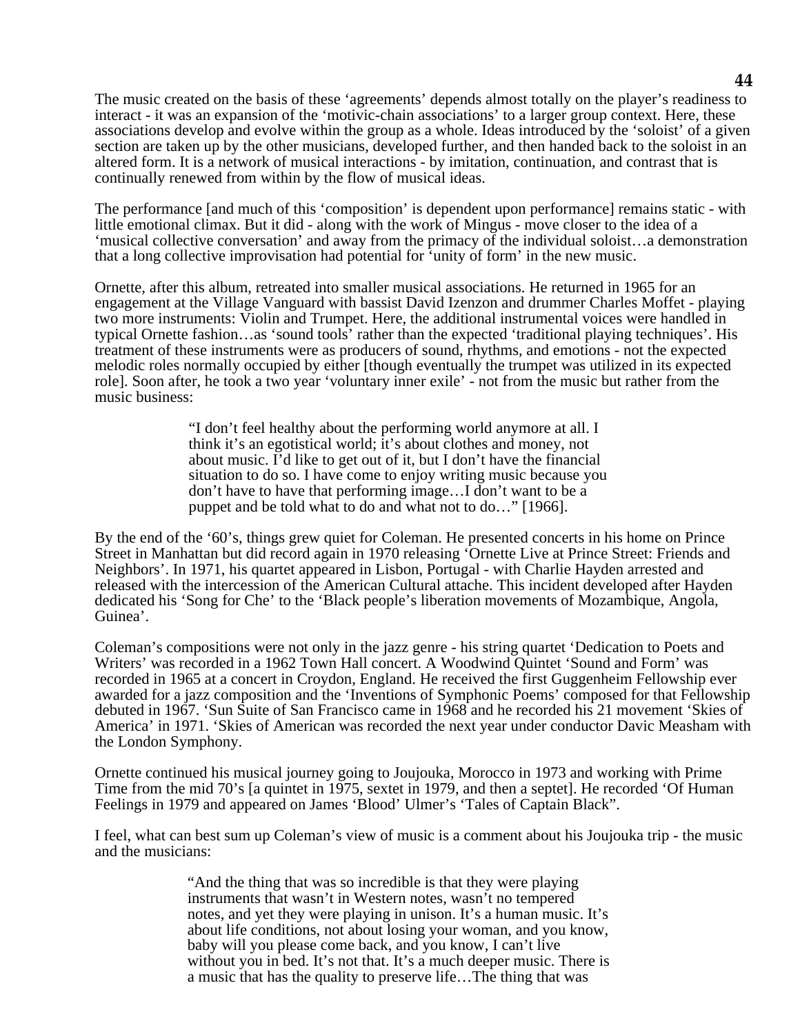The music created on the basis of these 'agreements' depends almost totally on the player's readiness to interact - it was an expansion of the 'motivic-chain associations' to a larger group context. Here, these associations develop and evolve within the group as a whole. Ideas introduced by the 'soloist' of a given section are taken up by the other musicians, developed further, and then handed back to the soloist in an altered form. It is a network of musical interactions - by imitation, continuation, and contrast that is continually renewed from within by the flow of musical ideas.

The performance [and much of this 'composition' is dependent upon performance] remains static - with little emotional climax. But it did - along with the work of Mingus - move closer to the idea of a 'musical collective conversation' and away from the primacy of the individual soloist…a demonstration that a long collective improvisation had potential for 'unity of form' in the new music.

Ornette, after this album, retreated into smaller musical associations. He returned in 1965 for an engagement at the Village Vanguard with bassist David Izenzon and drummer Charles Moffet - playing two more instruments: Violin and Trumpet. Here, the additional instrumental voices were handled in typical Ornette fashion…as 'sound tools' rather than the expected 'traditional playing techniques'. His treatment of these instruments were as producers of sound, rhythms, and emotions - not the expected melodic roles normally occupied by either [though eventually the trumpet was utilized in its expected role]. Soon after, he took a two year 'voluntary inner exile' - not from the music but rather from the music business:

> "I don't feel healthy about the performing world anymore at all. I think it's an egotistical world; it's about clothes and money, not about music. I'd like to get out of it, but I don't have the financial situation to do so. I have come to enjoy writing music because you don't have to have that performing image…I don't want to be a puppet and be told what to do and what not to do…" [1966].

By the end of the '60's, things grew quiet for Coleman. He presented concerts in his home on Prince Street in Manhattan but did record again in 1970 releasing 'Ornette Live at Prince Street: Friends and Neighbors'. In 1971, his quartet appeared in Lisbon, Portugal - with Charlie Hayden arrested and released with the intercession of the American Cultural attache. This incident developed after Hayden dedicated his 'Song for Che' to the 'Black people's liberation movements of Mozambique, Angola, Guinea'.

Coleman's compositions were not only in the jazz genre - his string quartet 'Dedication to Poets and Writers' was recorded in a 1962 Town Hall concert. A Woodwind Quintet 'Sound and Form' was recorded in 1965 at a concert in Croydon, England. He received the first Guggenheim Fellowship ever awarded for a jazz composition and the 'Inventions of Symphonic Poems' composed for that Fellowship debuted in 1967. 'Sun Suite of San Francisco came in 1968 and he recorded his 21 movement 'Skies of America' in 1971. 'Skies of American was recorded the next year under conductor Davic Measham with the London Symphony.

Ornette continued his musical journey going to Joujouka, Morocco in 1973 and working with Prime Time from the mid 70's [a quintet in 1975, sextet in 1979, and then a septet]. He recorded 'Of Human Feelings in 1979 and appeared on James 'Blood' Ulmer's 'Tales of Captain Black".

I feel, what can best sum up Coleman's view of music is a comment about his Joujouka trip - the music and the musicians:

> "And the thing that was so incredible is that they were playing instruments that wasn't in Western notes, wasn't no tempered notes, and yet they were playing in unison. It's a human music. It's about life conditions, not about losing your woman, and you know, baby will you please come back, and you know, I can't live without you in bed. It's not that. It's a much deeper music. There is a music that has the quality to preserve life…The thing that was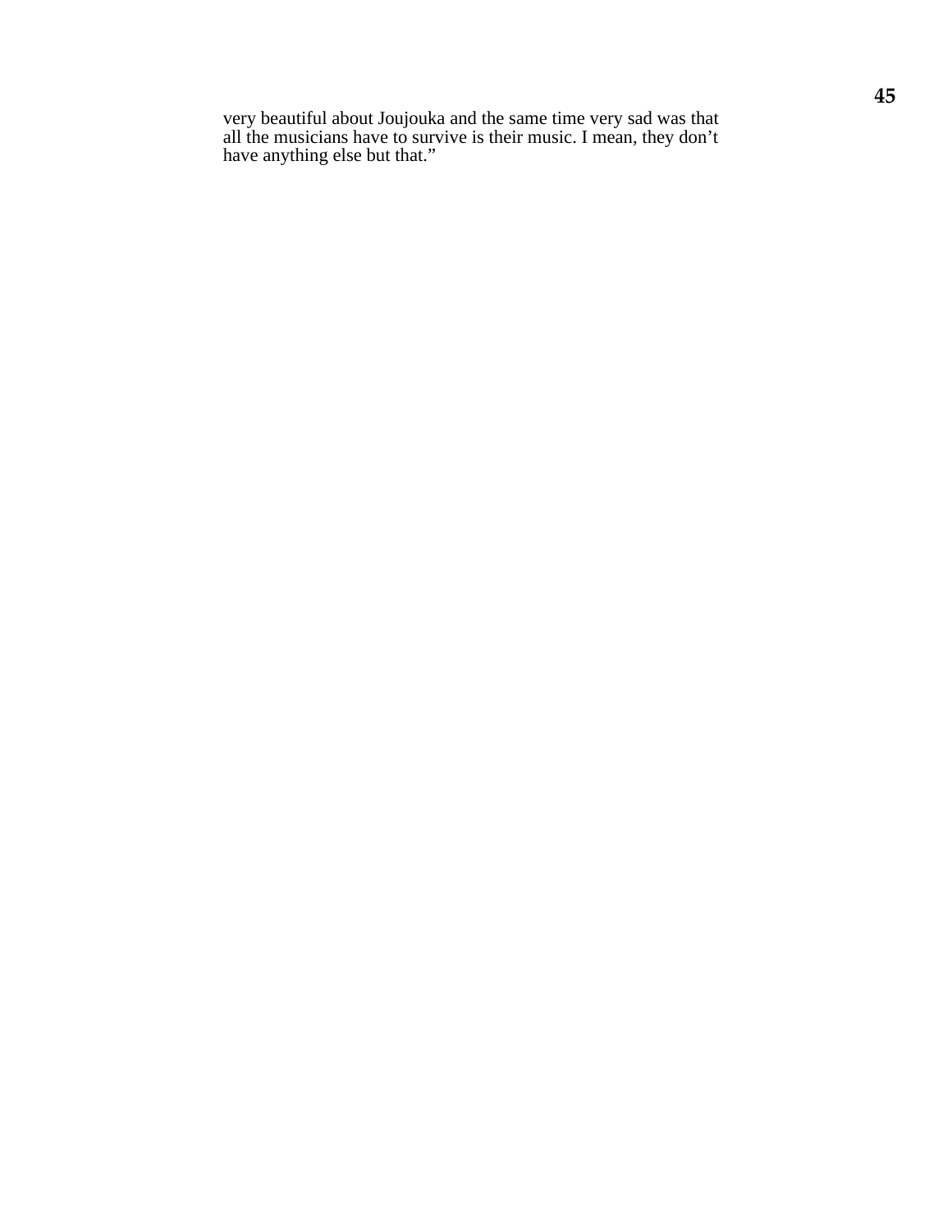very beautiful about Joujouka and the same time very sad was that all the musicians have to survive is their music. I mean, they don't have anything else but that."